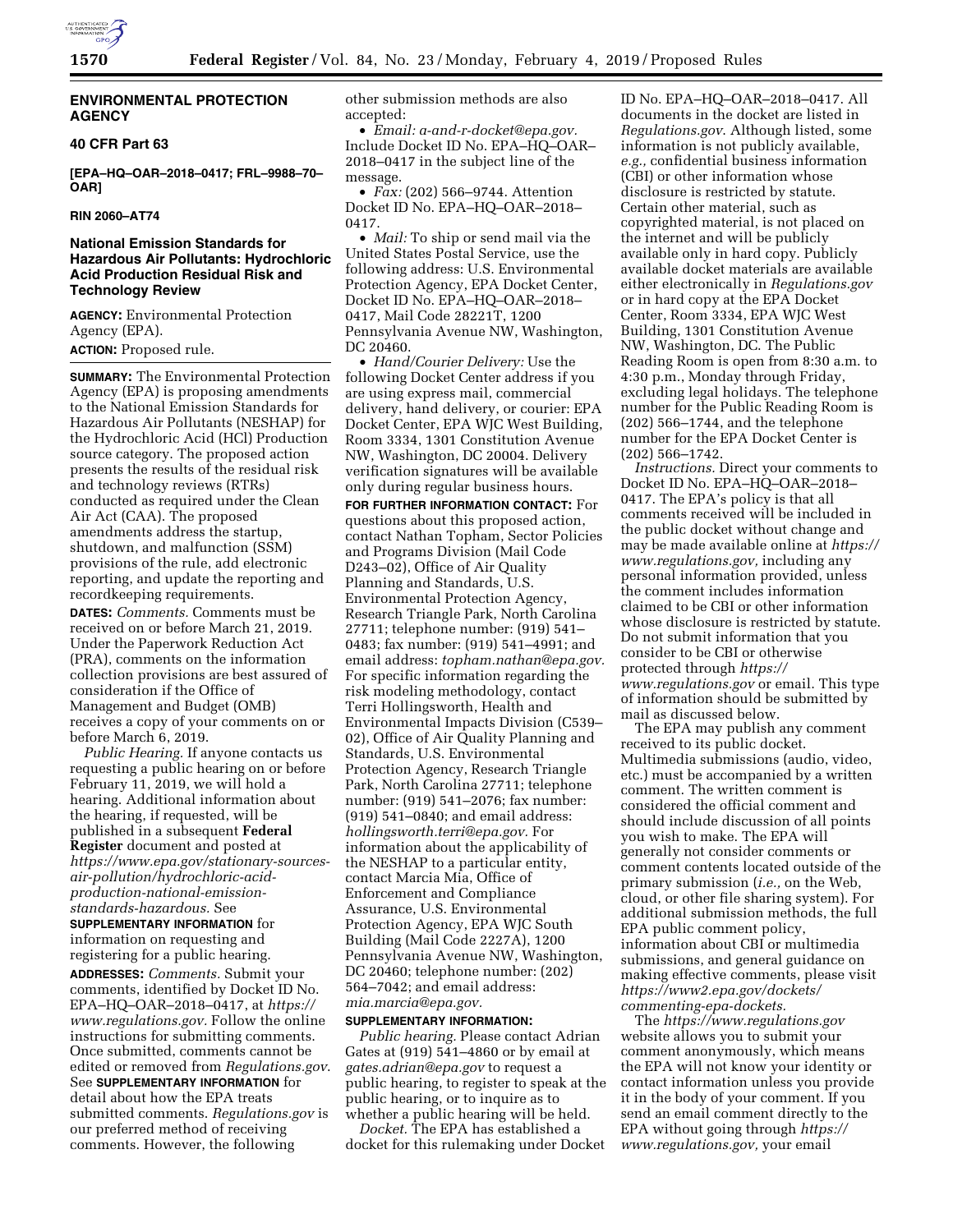# ENVIRONMENTAL PROTECTION AGENCY

## 40 CFR Part 63

**[EPA–HQ–OAR–2018–0417; FRL–9988–70–OAR]**

**RIN 2060–AT74**

## National Emission Standards for Hazardous Air Pollutants: Hydrochloric Acid Production Residual Risk and Technology Review

**AGENCY:** Environmental Protection Agency (EPA).

**ACTION:** Proposed rule.

**SUMMARY:** The Environmental Protection Agency (EPA) is proposing amendments to the National Emission Standards for Hazardous Air Pollutants (NESHAP) for the Hydrochloric Acid (HCl) Production source category. The proposed action presents the results of the residual risk and technology reviews (RTRs) conducted as required under the Clean Air Act (CAA). The proposed amendments address the startup, shutdown, and malfunction (SSM) provisions of the rule, add electronic reporting, and update the reporting and recordkeeping requirements.

**DATES:** *Comments.* Comments must be received on or before March 21, 2019. Under the Paperwork Reduction Act (PRA), comments on the information collection provisions are best assured of consideration if the Office of Management and Budget (OMB) receives a copy of your comments on or before March 6, 2019.

*Public Hearing.* If anyone contacts us requesting a public hearing on or before February 11, 2019, we will hold a hearing. Additional information about the hearing, if requested, will be published in a subsequent **Federal Register** document and posted at *https://www.epa.gov/stationary-sources-air-pollution/hydrochloric-acid-production-national-emission-standards-hazardous.* See **SUPPLEMENTARY INFORMATION** for information on requesting and registering for a public hearing.

**ADDRESSES:** *Comments.* Submit your comments, identified by Docket ID No. EPA–HQ–OAR–2018–0417, at *https://www.regulations.gov.* Follow the online instructions for submitting comments. Once submitted, comments cannot be edited or removed from *Regulations.gov*. See **SUPPLEMENTARY INFORMATION** for detail about how the EPA treats submitted comments. *Regulations.gov* is our preferred method of receiving comments. However, the following other submission methods are also accepted:

- *Email: a-and-r-docket@epa.gov.* Include Docket ID No. EPA–HQ–OAR–2018–0417 in the subject line of the message.
- *Fax:* (202) 566–9744. Attention Docket ID No. EPA–HQ–OAR–2018–0417.
- *Mail:* To ship or send mail via the United States Postal Service, use the following address: U.S. Environmental Protection Agency, EPA Docket Center, Docket ID No. EPA–HQ–OAR–2018–0417, Mail Code 28221T, 1200 Pennsylvania Avenue NW, Washington, DC 20460.
- *Hand/Courier Delivery:* Use the following Docket Center address if you are using express mail, commercial delivery, hand delivery, or courier: EPA Docket Center, EPA WJC West Building, Room 3334, 1301 Constitution Avenue NW, Washington, DC 20004. Delivery verification signatures will be available only during regular business hours.

**FOR FURTHER INFORMATION CONTACT:** For questions about this proposed action, contact Nathan Topham, Sector Policies and Programs Division (Mail Code D243–02), Office of Air Quality Planning and Standards, U.S. Environmental Protection Agency, Research Triangle Park, North Carolina 27711; telephone number: (919) 541–0483; fax number: (919) 541–4991; and email address: *topham.nathan@epa.gov.* For specific information regarding the risk modeling methodology, contact Terri Hollingsworth, Health and Environmental Impacts Division (C539–02), Office of Air Quality Planning and Standards, U.S. Environmental Protection Agency, Research Triangle Park, North Carolina 27711; telephone number: (919) 541–2076; fax number: (919) 541–0840; and email address: *hollingsworth.terri@epa.gov.* For information about the applicability of the NESHAP to a particular entity, contact Marcia Mia, Office of Enforcement and Compliance Assurance, U.S. Environmental Protection Agency, EPA WJC South Building (Mail Code 2227A), 1200 Pennsylvania Avenue NW, Washington, DC 20460; telephone number: (202) 564–7042; and email address: *mia.marcia@epa.gov.*

**SUPPLEMENTARY INFORMATION:**

*Public hearing.* Please contact Adrian Gates at (919) 541–4860 or by email at *gates.adrian@epa.gov* to request a public hearing, to register to speak at the public hearing, or to inquire as to whether a public hearing will be held.

*Docket.* The EPA has established a docket for this rulemaking under Docket ID No. EPA–HQ–OAR–2018–0417. All documents in the docket are listed in *Regulations.gov.* Although listed, some information is not publicly available, *e.g.,* confidential business information (CBI) or other information whose disclosure is restricted by statute. Certain other material, such as copyrighted material, is not placed on the internet and will be publicly available only in hard copy. Publicly available docket materials are available either electronically in *Regulations.gov* or in hard copy at the EPA Docket Center, Room 3334, EPA WJC West Building, 1301 Constitution Avenue NW, Washington, DC. The Public Reading Room is open from 8:30 a.m. to 4:30 p.m., Monday through Friday, excluding legal holidays. The telephone number for the Public Reading Room is (202) 566–1744, and the telephone number for the EPA Docket Center is (202) 566–1742.

*Instructions.* Direct your comments to Docket ID No. EPA–HQ–OAR–2018–0417. The EPA's policy is that all comments received will be included in the public docket without change and may be made available online at *https://www.regulations.gov,* including any personal information provided, unless the comment includes information claimed to be CBI or other information whose disclosure is restricted by statute. Do not submit information that you consider to be CBI or otherwise protected through *https://www.regulations.gov* or email. This type of information should be submitted by mail as discussed below.

The EPA may publish any comment received to its public docket. Multimedia submissions (audio, video, etc.) must be accompanied by a written comment. The written comment is considered the official comment and should include discussion of all points you wish to make. The EPA will generally not consider comments or comment contents located outside of the primary submission (*i.e.,* on the Web, cloud, or other file sharing system). For additional submission methods, the full EPA public comment policy, information about CBI or multimedia submissions, and general guidance on making effective comments, please visit *https://www2.epa.gov/dockets/commenting-epa-dockets.*

The *https://www.regulations.gov* website allows you to submit your comment anonymously, which means the EPA will not know your identity or contact information unless you provide it in the body of your comment. If you send an email comment directly to the EPA without going through *https://www.regulations.gov,* your email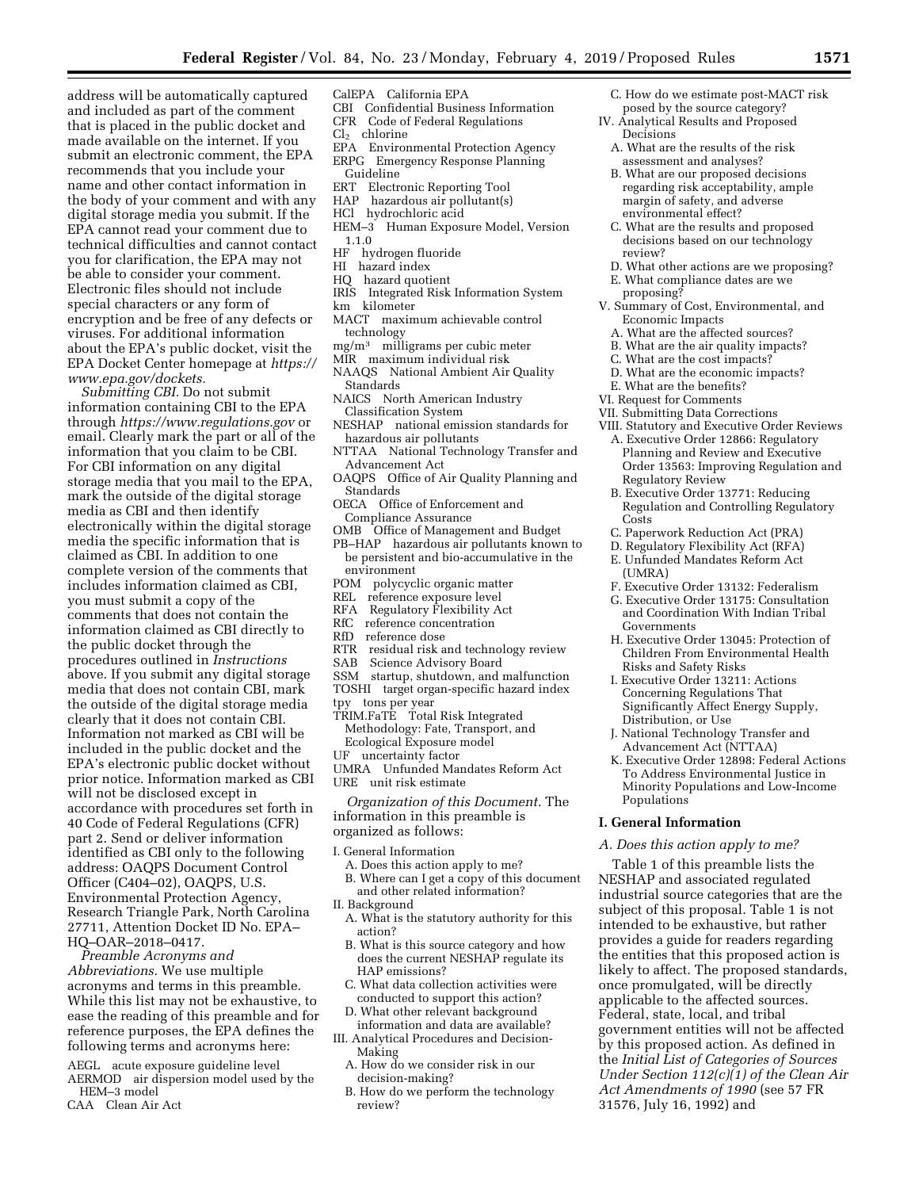address will be automatically captured and included as part of the comment that is placed in the public docket and made available on the internet. If you submit an electronic comment, the EPA recommends that you include your name and other contact information in the body of your comment and with any digital storage media you submit. If the EPA cannot read your comment due to technical difficulties and cannot contact you for clarification, the EPA may not be able to consider your comment. Electronic files should not include special characters or any form of encryption and be free of any defects or viruses. For additional information about the EPA's public docket, visit the EPA Docket Center homepage at *https://www.epa.gov/dockets.*

*Submitting CBI.* Do not submit information containing CBI to the EPA through *https://www.regulations.gov* or email. Clearly mark the part or all of the information that you claim to be CBI. For CBI information on any digital storage media that you mail to the EPA, mark the outside of the digital storage media as CBI and then identify electronically within the digital storage media the specific information that is claimed as CBI. In addition to one complete version of the comments that includes information claimed as CBI, you must submit a copy of the comments that does not contain the information claimed as CBI directly to the public docket through the procedures outlined in *Instructions* above. If you submit any digital storage media that does not contain CBI, mark the outside of the digital storage media clearly that it does not contain CBI. Information not marked as CBI will be included in the public docket and the EPA's electronic public docket without prior notice. Information marked as CBI will not be disclosed except in accordance with procedures set forth in 40 Code of Federal Regulations (CFR) part 2. Send or deliver information identified as CBI only to the following address: OAQPS Document Control Officer (C404–02), OAQPS, U.S. Environmental Protection Agency, Research Triangle Park, North Carolina 27711, Attention Docket ID No. EPA–HQ–OAR–2018–0417.

*Preamble Acronyms and Abbreviations.* We use multiple acronyms and terms in this preamble. While this list may not be exhaustive, to ease the reading of this preamble and for reference purposes, the EPA defines the following terms and acronyms here:

AEGL acute exposure guideline level
AERMOD air dispersion model used by the HEM–3 model
CAA Clean Air Act
CalEPA California EPA
CBI Confidential Business Information
CFR Code of Federal Regulations
$Cl_2$ chlorine
EPA Environmental Protection Agency
ERPG Emergency Response Planning Guideline
ERT Electronic Reporting Tool
HAP hazardous air pollutant(s)
HCl hydrochloric acid
HEM–3 Human Exposure Model, Version 1.1.0
HF hydrogen fluoride
HI hazard index
HQ hazard quotient
IRIS Integrated Risk Information System
km kilometer
MACT maximum achievable control technology
$mg/m^3$ milligrams per cubic meter
MIR maximum individual risk
NAAQS National Ambient Air Quality Standards
NAICS North American Industry Classification System
NESHAP national emission standards for hazardous air pollutants
NTTAA National Technology Transfer and Advancement Act
OAQPS Office of Air Quality Planning and Standards
OECA Office of Enforcement and Compliance Assurance
OMB Office of Management and Budget
PB–HAP hazardous air pollutants known to be persistent and bio-accumulative in the environment
POM polycyclic organic matter
REL reference exposure level
RFA Regulatory Flexibility Act
RfC reference concentration
RfD reference dose
RTR residual risk and technology review
SAB Science Advisory Board
SSM startup, shutdown, and malfunction
TOSHI target organ-specific hazard index
tpy tons per year
TRIM.FaTE Total Risk Integrated Methodology: Fate, Transport, and Ecological Exposure model
UF uncertainty factor
UMRA Unfunded Mandates Reform Act
URE unit risk estimate

*Organization of this Document.* The information in this preamble is organized as follows:

I. General Information
 A. Does this action apply to me?
 B. Where can I get a copy of this document and other related information?
II. Background
 A. What is the statutory authority for this action?
 B. What is this source category and how does the current NESHAP regulate its HAP emissions?
 C. What data collection activities were conducted to support this action?
 D. What other relevant background information and data are available?
III. Analytical Procedures and Decision-Making
 A. How do we consider risk in our decision-making?
 B. How do we perform the technology review?
 C. How do we estimate post-MACT risk posed by the source category?
IV. Analytical Results and Proposed Decisions
 A. What are the results of the risk assessment and analyses?
 B. What are our proposed decisions regarding risk acceptability, ample margin of safety, and adverse environmental effect?
 C. What are the results and proposed decisions based on our technology review?
 D. What other actions are we proposing?
 E. What compliance dates are we proposing?
V. Summary of Cost, Environmental, and Economic Impacts
 A. What are the affected sources?
 B. What are the air quality impacts?
 C. What are the cost impacts?
 D. What are the economic impacts?
 E. What are the benefits?
VI. Request for Comments
VII. Submitting Data Corrections
VIII. Statutory and Executive Order Reviews
 A. Executive Order 12866: Regulatory Planning and Review and Executive Order 13563: Improving Regulation and Regulatory Review
 B. Executive Order 13771: Reducing Regulation and Controlling Regulatory Costs
 C. Paperwork Reduction Act (PRA)
 D. Regulatory Flexibility Act (RFA)
 E. Unfunded Mandates Reform Act (UMRA)
 F. Executive Order 13132: Federalism
 G. Executive Order 13175: Consultation and Coordination With Indian Tribal Governments
 H. Executive Order 13045: Protection of Children From Environmental Health Risks and Safety Risks
 I. Executive Order 13211: Actions Concerning Regulations That Significantly Affect Energy Supply, Distribution, or Use
 J. National Technology Transfer and Advancement Act (NTTAA)
 K. Executive Order 12898: Federal Actions To Address Environmental Justice in Minority Populations and Low-Income Populations

## I. General Information

### *A. Does this action apply to me?*

Table 1 of this preamble lists the NESHAP and associated regulated industrial source categories that are the subject of this proposal. Table 1 is not intended to be exhaustive, but rather provides a guide for readers regarding the entities that this proposed action is likely to affect. The proposed standards, once promulgated, will be directly applicable to the affected sources. Federal, state, local, and tribal government entities will not be affected by this proposed action. As defined in the *Initial List of Categories of Sources Under Section 112(c)(1) of the Clean Air Act Amendments of 1990* (see 57 FR 31576, July 16, 1992) and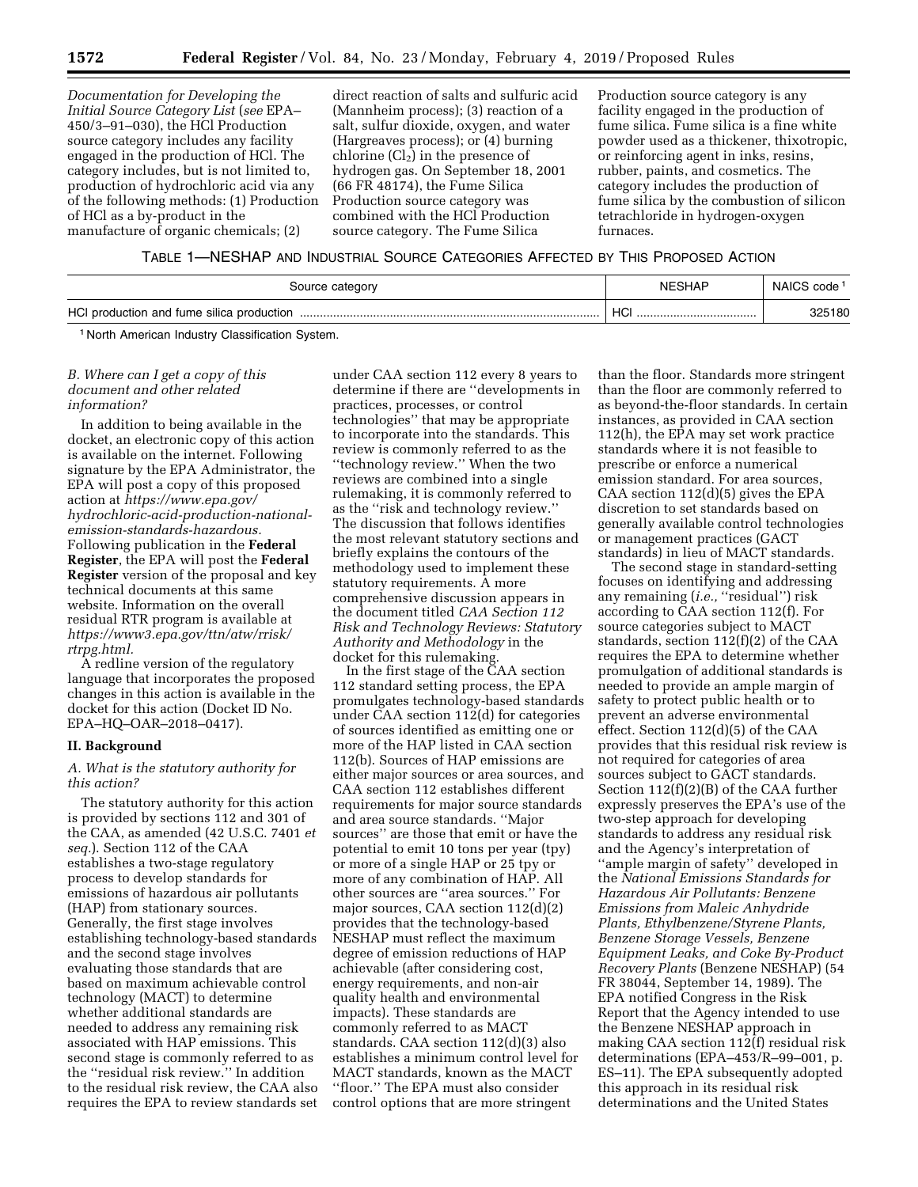*Documentation for Developing the Initial Source Category List* (*see* EPA–450/3–91–030), the HCl Production source category includes any facility engaged in the production of HCl. The category includes, but is not limited to, production of hydrochloric acid via any of the following methods: (1) Production of HCl as a by-product in the manufacture of organic chemicals; (2) direct reaction of salts and sulfuric acid (Mannheim process); (3) reaction of a salt, sulfur dioxide, oxygen, and water (Hargreaves process); or (4) burning chlorine ($Cl_2$) in the presence of hydrogen gas. On September 18, 2001 (66 FR 48174), the Fume Silica Production source category was combined with the HCl Production source category. The Fume Silica Production source category is any facility engaged in the production of fume silica. Fume silica is a fine white powder used as a thickener, thixotropic, or reinforcing agent in inks, resins, rubber, paints, and cosmetics. The category includes the production of fume silica by the combustion of silicon tetrachloride in hydrogen-oxygen furnaces.

TABLE 1—NESHAP AND INDUSTRIAL SOURCE CATEGORIES AFFECTED BY THIS PROPOSED ACTION

| Source category | NESHAP | NAICS code [1] |
| --- | --- | --- |
| HCl production and fume silica production | HCl | 325180 |

[1] North American Industry Classification System.

### *B. Where can I get a copy of this document and other related information?*

In addition to being available in the docket, an electronic copy of this action is available on the internet. Following signature by the EPA Administrator, the EPA will post a copy of this proposed action at *https://www.epa.gov/hydrochloric-acid-production-national-emission-standards-hazardous.* Following publication in the **Federal Register**, the EPA will post the **Federal Register** version of the proposal and key technical documents at this same website. Information on the overall residual RTR program is available at *https://www3.epa.gov/ttn/atw/rrisk/rtrpg.html.*

A redline version of the regulatory language that incorporates the proposed changes in this action is available in the docket for this action (Docket ID No. EPA–HQ–OAR–2018–0417).

## II. Background

### *A. What is the statutory authority for this action?*

The statutory authority for this action is provided by sections 112 and 301 of the CAA, as amended (42 U.S.C. 7401 *et seq.*). Section 112 of the CAA establishes a two-stage regulatory process to develop standards for emissions of hazardous air pollutants (HAP) from stationary sources. Generally, the first stage involves establishing technology-based standards and the second stage involves evaluating those standards that are based on maximum achievable control technology (MACT) to determine whether additional standards are needed to address any remaining risk associated with HAP emissions. This second stage is commonly referred to as the ''residual risk review.'' In addition to the residual risk review, the CAA also requires the EPA to review standards set under CAA section 112 every 8 years to determine if there are ''developments in practices, processes, or control technologies'' that may be appropriate to incorporate into the standards. This review is commonly referred to as the ''technology review.'' When the two reviews are combined into a single rulemaking, it is commonly referred to as the ''risk and technology review.'' The discussion that follows identifies the most relevant statutory sections and briefly explains the contours of the methodology used to implement these statutory requirements. A more comprehensive discussion appears in the document titled *CAA Section 112 Risk and Technology Reviews: Statutory Authority and Methodology* in the docket for this rulemaking.

In the first stage of the CAA section 112 standard setting process, the EPA promulgates technology-based standards under CAA section 112(d) for categories of sources identified as emitting one or more of the HAP listed in CAA section 112(b). Sources of HAP emissions are either major sources or area sources, and CAA section 112 establishes different requirements for major source standards and area source standards. ''Major sources'' are those that emit or have the potential to emit 10 tons per year (tpy) or more of a single HAP or 25 tpy or more of any combination of HAP. All other sources are ''area sources.'' For major sources, CAA section 112(d)(2) provides that the technology-based NESHAP must reflect the maximum degree of emission reductions of HAP achievable (after considering cost, energy requirements, and non-air quality health and environmental impacts). These standards are commonly referred to as MACT standards. CAA section 112(d)(3) also establishes a minimum control level for MACT standards, known as the MACT ''floor.'' The EPA must also consider control options that are more stringent than the floor. Standards more stringent than the floor are commonly referred to as beyond-the-floor standards. In certain instances, as provided in CAA section 112(h), the EPA may set work practice standards where it is not feasible to prescribe or enforce a numerical emission standard. For area sources, CAA section 112(d)(5) gives the EPA discretion to set standards based on generally available control technologies or management practices (GACT standards) in lieu of MACT standards.

The second stage in standard-setting focuses on identifying and addressing any remaining (*i.e.,* ''residual'') risk according to CAA section 112(f). For source categories subject to MACT standards, section 112(f)(2) of the CAA requires the EPA to determine whether promulgation of additional standards is needed to provide an ample margin of safety to protect public health or to prevent an adverse environmental effect. Section 112(d)(5) of the CAA provides that this residual risk review is not required for categories of area sources subject to GACT standards. Section 112(f)(2)(B) of the CAA further expressly preserves the EPA's use of the two-step approach for developing standards to address any residual risk and the Agency's interpretation of ''ample margin of safety'' developed in the *National Emissions Standards for Hazardous Air Pollutants: Benzene Emissions from Maleic Anhydride Plants, Ethylbenzene/Styrene Plants, Benzene Storage Vessels, Benzene Equipment Leaks, and Coke By-Product Recovery Plants* (Benzene NESHAP) (54 FR 38044, September 14, 1989). The EPA notified Congress in the Risk Report that the Agency intended to use the Benzene NESHAP approach in making CAA section 112(f) residual risk determinations (EPA–453/R–99–001, p. ES–11). The EPA subsequently adopted this approach in its residual risk determinations and the United States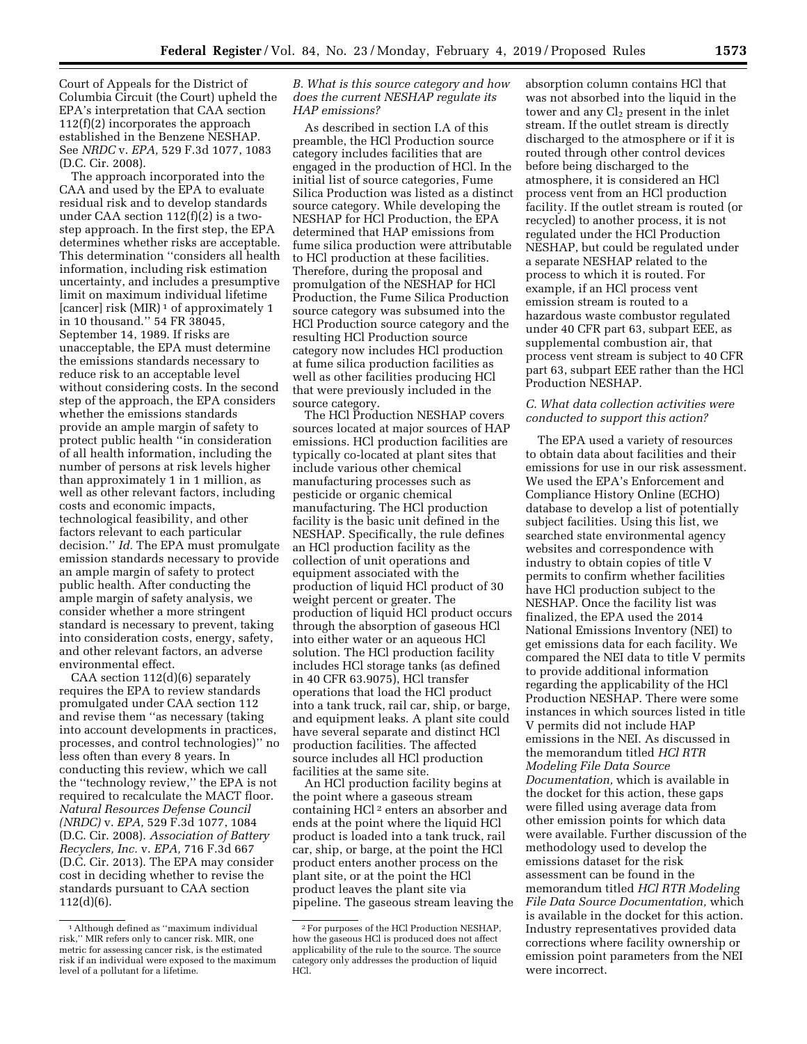Court of Appeals for the District of Columbia Circuit (the Court) upheld the EPA's interpretation that CAA section 112(f)(2) incorporates the approach established in the Benzene NESHAP. See *NRDC* v. *EPA,* 529 F.3d 1077, 1083 (D.C. Cir. 2008).

The approach incorporated into the CAA and used by the EPA to evaluate residual risk and to develop standards under CAA section 112(f)(2) is a two-step approach. In the first step, the EPA determines whether risks are acceptable. This determination ''considers all health information, including risk estimation uncertainty, and includes a presumptive limit on maximum individual lifetime [cancer] risk (MIR) [1] of approximately 1 in 10 thousand.'' 54 FR 38045, September 14, 1989. If risks are unacceptable, the EPA must determine the emissions standards necessary to reduce risk to an acceptable level without considering costs. In the second step of the approach, the EPA considers whether the emissions standards provide an ample margin of safety to protect public health ''in consideration of all health information, including the number of persons at risk levels higher than approximately 1 in 1 million, as well as other relevant factors, including costs and economic impacts, technological feasibility, and other factors relevant to each particular decision.'' *Id.* The EPA must promulgate emission standards necessary to provide an ample margin of safety to protect public health. After conducting the ample margin of safety analysis, we consider whether a more stringent standard is necessary to prevent, taking into consideration costs, energy, safety, and other relevant factors, an adverse environmental effect.

CAA section 112(d)(6) separately requires the EPA to review standards promulgated under CAA section 112 and revise them ''as necessary (taking into account developments in practices, processes, and control technologies)'' no less often than every 8 years. In conducting this review, which we call the ''technology review,'' the EPA is not required to recalculate the MACT floor. *Natural Resources Defense Council (NRDC)* v. *EPA,* 529 F.3d 1077, 1084 (D.C. Cir. 2008). *Association of Battery Recyclers, Inc.* v. *EPA,* 716 F.3d 667 (D.C. Cir. 2013). The EPA may consider cost in deciding whether to revise the standards pursuant to CAA section 112(d)(6).

[1] Although defined as ''maximum individual risk,'' MIR refers only to cancer risk. MIR, one metric for assessing cancer risk, is the estimated risk if an individual were exposed to the maximum level of a pollutant for a lifetime.

### *B. What is this source category and how does the current NESHAP regulate its HAP emissions?*

As described in section I.A of this preamble, the HCl Production source category includes facilities that are engaged in the production of HCl. In the initial list of source categories, Fume Silica Production was listed as a distinct source category. While developing the NESHAP for HCl Production, the EPA determined that HAP emissions from fume silica production were attributable to HCl production at these facilities. Therefore, during the proposal and promulgation of the NESHAP for HCl Production, the Fume Silica Production source category was subsumed into the HCl Production source category and the resulting HCl Production source category now includes HCl production at fume silica production facilities as well as other facilities producing HCl that were previously included in the source category.

The HCl Production NESHAP covers sources located at major sources of HAP emissions. HCl production facilities are typically co-located at plant sites that include various other chemical manufacturing processes such as pesticide or organic chemical manufacturing. The HCl production facility is the basic unit defined in the NESHAP. Specifically, the rule defines an HCl production facility as the collection of unit operations and equipment associated with the production of liquid HCl product of 30 weight percent or greater. The production of liquid HCl product occurs through the absorption of gaseous HCl into either water or an aqueous HCl solution. The HCl production facility includes HCl storage tanks (as defined in 40 CFR 63.9075), HCl transfer operations that load the HCl product into a tank truck, rail car, ship, or barge, and equipment leaks. A plant site could have several separate and distinct HCl production facilities. The affected source includes all HCl production facilities at the same site.

An HCl production facility begins at the point where a gaseous stream containing HCl [2] enters an absorber and ends at the point where the liquid HCl product is loaded into a tank truck, rail car, ship, or barge, at the point the HCl product enters another process on the plant site, or at the point the HCl product leaves the plant site via pipeline. The gaseous stream leaving the absorption column contains HCl that was not absorbed into the liquid in the tower and any $Cl_2$ present in the inlet stream. If the outlet stream is directly discharged to the atmosphere or if it is routed through other control devices before being discharged to the atmosphere, it is considered an HCl process vent from an HCl production facility. If the outlet stream is routed (or recycled) to another process, it is not regulated under the HCl Production NESHAP, but could be regulated under a separate NESHAP related to the process to which it is routed. For example, if an HCl process vent emission stream is routed to a hazardous waste combustor regulated under 40 CFR part 63, subpart EEE, as supplemental combustion air, that process vent stream is subject to 40 CFR part 63, subpart EEE rather than the HCl Production NESHAP.

[2] For purposes of the HCl Production NESHAP, how the gaseous HCl is produced does not affect applicability of the rule to the source. The source category only addresses the production of liquid HCl.

### *C. What data collection activities were conducted to support this action?*

The EPA used a variety of resources to obtain data about facilities and their emissions for use in our risk assessment. We used the EPA's Enforcement and Compliance History Online (ECHO) database to develop a list of potentially subject facilities. Using this list, we searched state environmental agency websites and correspondence with industry to obtain copies of title V permits to confirm whether facilities have HCl production subject to the NESHAP. Once the facility list was finalized, the EPA used the 2014 National Emissions Inventory (NEI) to get emissions data for each facility. We compared the NEI data to title V permits to provide additional information regarding the applicability of the HCl Production NESHAP. There were some instances in which sources listed in title V permits did not include HAP emissions in the NEI. As discussed in the memorandum titled *HCl RTR Modeling File Data Source Documentation,* which is available in the docket for this action, these gaps were filled using average data from other emission points for which data were available. Further discussion of the methodology used to develop the emissions dataset for the risk assessment can be found in the memorandum titled *HCl RTR Modeling File Data Source Documentation,* which is available in the docket for this action. Industry representatives provided data corrections where facility ownership or emission point parameters from the NEI were incorrect.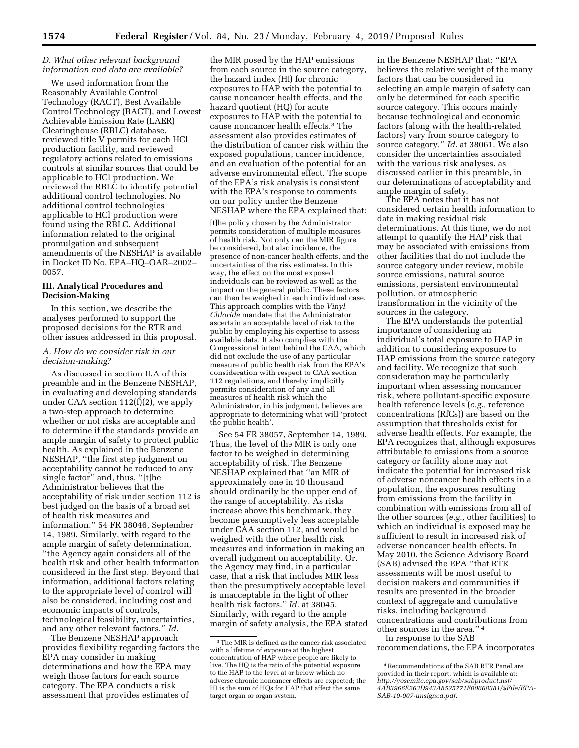### D. What other relevant background information and data are available?

We used information from the Reasonably Available Control Technology (RACT), Best Available Control Technology (BACT), and Lowest Achievable Emission Rate (LAER) Clearinghouse (RBLC) database, reviewed title V permits for each HCl production facility, and reviewed regulatory actions related to emissions controls at similar sources that could be applicable to HCl production. We reviewed the RBLC to identify potential additional control technologies. No additional control technologies applicable to HCl production were found using the RBLC. Additional information related to the original promulgation and subsequent amendments of the NESHAP is available in Docket ID No. EPA–HQ–OAR–2002–0057.

## III. Analytical Procedures and Decision-Making

In this section, we describe the analyses performed to support the proposed decisions for the RTR and other issues addressed in this proposal.

### A. How do we consider risk in our decision-making?

As discussed in section II.A of this preamble and in the Benzene NESHAP, in evaluating and developing standards under CAA section 112(f)(2), we apply a two-step approach to determine whether or not risks are acceptable and to determine if the standards provide an ample margin of safety to protect public health. As explained in the Benzene NESHAP, ''the first step judgment on acceptability cannot be reduced to any single factor'' and, thus, ''[t]he Administrator believes that the acceptability of risk under section 112 is best judged on the basis of a broad set of health risk measures and information.'' 54 FR 38046, September 14, 1989. Similarly, with regard to the ample margin of safety determination, ''the Agency again considers all of the health risk and other health information considered in the first step. Beyond that information, additional factors relating to the appropriate level of control will also be considered, including cost and economic impacts of controls, technological feasibility, uncertainties, and any other relevant factors.'' *Id.*

The Benzene NESHAP approach provides flexibility regarding factors the EPA may consider in making determinations and how the EPA may weigh those factors for each source category. The EPA conducts a risk assessment that provides estimates of the MIR posed by the HAP emissions from each source in the source category, the hazard index (HI) for chronic exposures to HAP with the potential to cause noncancer health effects, and the hazard quotient (HQ) for acute exposures to HAP with the potential to cause noncancer health effects.[3] The assessment also provides estimates of the distribution of cancer risk within the exposed populations, cancer incidence, and an evaluation of the potential for an adverse environmental effect. The scope of the EPA's risk analysis is consistent with the EPA's response to comments on our policy under the Benzene NESHAP where the EPA explained that:

> [t]he policy chosen by the Administrator permits consideration of multiple measures of health risk. Not only can the MIR figure be considered, but also incidence, the presence of non-cancer health effects, and the uncertainties of the risk estimates. In this way, the effect on the most exposed individuals can be reviewed as well as the impact on the general public. These factors can then be weighed in each individual case. This approach complies with the *Vinyl Chloride* mandate that the Administrator ascertain an acceptable level of risk to the public by employing his expertise to assess available data. It also complies with the Congressional intent behind the CAA, which did not exclude the use of any particular measure of public health risk from the EPA's consideration with respect to CAA section 112 regulations, and thereby implicitly permits consideration of any and all measures of health risk which the Administrator, in his judgment, believes are appropriate to determining what will 'protect the public health'.

See 54 FR 38057, September 14, 1989. Thus, the level of the MIR is only one factor to be weighed in determining acceptability of risk. The Benzene NESHAP explained that ''an MIR of approximately one in 10 thousand should ordinarily be the upper end of the range of acceptability. As risks increase above this benchmark, they become presumptively less acceptable under CAA section 112, and would be weighed with the other health risk measures and information in making an overall judgment on acceptability. Or, the Agency may find, in a particular case, that a risk that includes MIR less than the presumptively acceptable level is unacceptable in the light of other health risk factors.'' *Id.* at 38045. Similarly, with regard to the ample margin of safety analysis, the EPA stated in the Benzene NESHAP that: ''EPA believes the relative weight of the many factors that can be considered in selecting an ample margin of safety can only be determined for each specific source category. This occurs mainly because technological and economic factors (along with the health-related factors) vary from source category to source category.'' *Id.* at 38061. We also consider the uncertainties associated with the various risk analyses, as discussed earlier in this preamble, in our determinations of acceptability and ample margin of safety.

The EPA notes that it has not considered certain health information to date in making residual risk determinations. At this time, we do not attempt to quantify the HAP risk that may be associated with emissions from other facilities that do not include the source category under review, mobile source emissions, natural source emissions, persistent environmental pollution, or atmospheric transformation in the vicinity of the sources in the category.

The EPA understands the potential importance of considering an individual's total exposure to HAP in addition to considering exposure to HAP emissions from the source category and facility. We recognize that such consideration may be particularly important when assessing noncancer risk, where pollutant-specific exposure health reference levels (*e.g.,* reference concentrations (RfCs)) are based on the assumption that thresholds exist for adverse health effects. For example, the EPA recognizes that, although exposures attributable to emissions from a source category or facility alone may not indicate the potential for increased risk of adverse noncancer health effects in a population, the exposures resulting from emissions from the facility in combination with emissions from all of the other sources (*e.g.,* other facilities) to which an individual is exposed may be sufficient to result in increased risk of adverse noncancer health effects. In May 2010, the Science Advisory Board (SAB) advised the EPA ''that RTR assessments will be most useful to decision makers and communities if results are presented in the broader context of aggregate and cumulative risks, including background concentrations and contributions from other sources in the area.''[4]

In response to the SAB recommendations, the EPA incorporates

[3] The MIR is defined as the cancer risk associated with a lifetime of exposure at the highest concentration of HAP where people are likely to live. The HQ is the ratio of the potential exposure to the HAP to the level at or below which no adverse chronic noncancer effects are expected; the HI is the sum of HQs for HAP that affect the same target organ or organ system.

[4] Recommendations of the SAB RTR Panel are provided in their report, which is available at: *http://yosemite.epa.gov/sab/sabproduct.nsf/4AB3966E263D943A8525771F00668381/$File/EPA-SAB-10-007-unsigned.pdf.*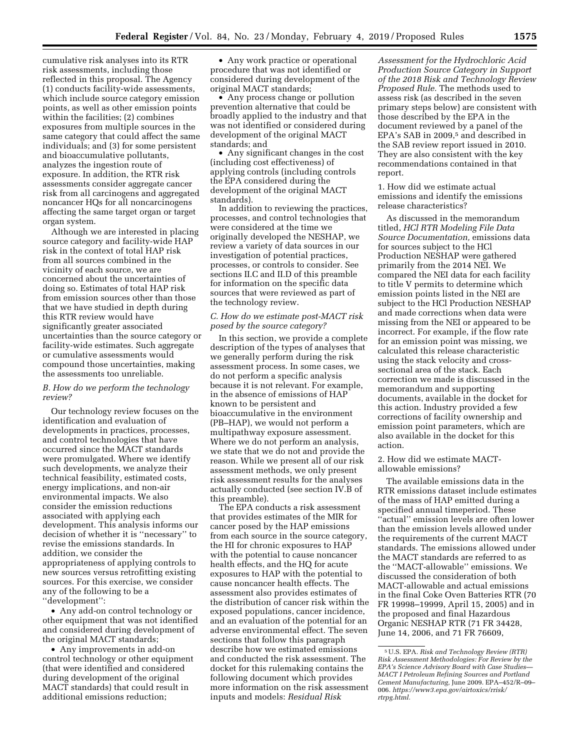cumulative risk analyses into its RTR risk assessments, including those reflected in this proposal. The Agency (1) conducts facility-wide assessments, which include source category emission points, as well as other emission points within the facilities; (2) combines exposures from multiple sources in the same category that could affect the same individuals; and (3) for some persistent and bioaccumulative pollutants, analyzes the ingestion route of exposure. In addition, the RTR risk assessments consider aggregate cancer risk from all carcinogens and aggregated noncancer HQs for all noncarcinogens affecting the same target organ or target organ system.

Although we are interested in placing source category and facility-wide HAP risk in the context of total HAP risk from all sources combined in the vicinity of each source, we are concerned about the uncertainties of doing so. Estimates of total HAP risk from emission sources other than those that we have studied in depth during this RTR review would have significantly greater associated uncertainties than the source category or facility-wide estimates. Such aggregate or cumulative assessments would compound those uncertainties, making the assessments too unreliable.

### B. How do we perform the technology review?

Our technology review focuses on the identification and evaluation of developments in practices, processes, and control technologies that have occurred since the MACT standards were promulgated. Where we identify such developments, we analyze their technical feasibility, estimated costs, energy implications, and non-air environmental impacts. We also consider the emission reductions associated with applying each development. This analysis informs our decision of whether it is ''necessary'' to revise the emissions standards. In addition, we consider the appropriateness of applying controls to new sources versus retrofitting existing sources. For this exercise, we consider any of the following to be a ''development'':

- Any add-on control technology or other equipment that was not identified and considered during development of the original MACT standards;
- Any improvements in add-on control technology or other equipment (that were identified and considered during development of the original MACT standards) that could result in additional emissions reduction;
- Any work practice or operational procedure that was not identified or considered during development of the original MACT standards;
- Any process change or pollution prevention alternative that could be broadly applied to the industry and that was not identified or considered during development of the original MACT standards; and
- Any significant changes in the cost (including cost effectiveness) of applying controls (including controls the EPA considered during the development of the original MACT standards).

In addition to reviewing the practices, processes, and control technologies that were considered at the time we originally developed the NESHAP, we review a variety of data sources in our investigation of potential practices, processes, or controls to consider. See sections II.C and II.D of this preamble for information on the specific data sources that were reviewed as part of the technology review.

### C. How do we estimate post-MACT risk posed by the source category?

In this section, we provide a complete description of the types of analyses that we generally perform during the risk assessment process. In some cases, we do not perform a specific analysis because it is not relevant. For example, in the absence of emissions of HAP known to be persistent and bioaccumulative in the environment (PB–HAP), we would not perform a multipathway exposure assessment. Where we do not perform an analysis, we state that we do not and provide the reason. While we present all of our risk assessment methods, we only present risk assessment results for the analyses actually conducted (see section IV.B of this preamble).

The EPA conducts a risk assessment that provides estimates of the MIR for cancer posed by the HAP emissions from each source in the source category, the HI for chronic exposures to HAP with the potential to cause noncancer health effects, and the HQ for acute exposures to HAP with the potential to cause noncancer health effects. The assessment also provides estimates of the distribution of cancer risk within the exposed populations, cancer incidence, and an evaluation of the potential for an adverse environmental effect. The seven sections that follow this paragraph describe how we estimated emissions and conducted the risk assessment. The docket for this rulemaking contains the following document which provides more information on the risk assessment inputs and models: *Residual Risk Assessment for the Hydrochloric Acid Production Source Category in Support of the 2018 Risk and Technology Review Proposed Rule.* The methods used to assess risk (as described in the seven primary steps below) are consistent with those described by the EPA in the document reviewed by a panel of the EPA's SAB in 2009,[5] and described in the SAB review report issued in 2010. They are also consistent with the key recommendations contained in that report.

#### 1. How did we estimate actual emissions and identify the emissions release characteristics?

As discussed in the memorandum titled, *HCl RTR Modeling File Data Source Documentation,* emissions data for sources subject to the HCl Production NESHAP were gathered primarily from the 2014 NEI. We compared the NEI data for each facility to title V permits to determine which emission points listed in the NEI are subject to the HCl Production NESHAP and made corrections when data were missing from the NEI or appeared to be incorrect. For example, if the flow rate for an emission point was missing, we calculated this release characteristic using the stack velocity and cross-sectional area of the stack. Each correction we made is discussed in the memorandum and supporting documents, available in the docket for this action. Industry provided a few corrections of facility ownership and emission point parameters, which are also available in the docket for this action.

#### 2. How did we estimate MACT-allowable emissions?

The available emissions data in the RTR emissions dataset include estimates of the mass of HAP emitted during a specified annual timeperiod. These ''actual'' emission levels are often lower than the emission levels allowed under the requirements of the current MACT standards. The emissions allowed under the MACT standards are referred to as the ''MACT-allowable'' emissions. We discussed the consideration of both MACT-allowable and actual emissions in the final Coke Oven Batteries RTR (70 FR 19998–19999, April 15, 2005) and in the proposed and final Hazardous Organic NESHAP RTR (71 FR 34428, June 14, 2006, and 71 FR 76609,

[5] U.S. EPA. *Risk and Technology Review (RTR) Risk Assessment Methodologies: For Review by the EPA's Science Advisory Board with Case Studies—MACT I Petroleum Refining Sources and Portland Cement Manufacturing,* June 2009. EPA–452/R–09–006. *https://www3.epa.gov/airtoxics/rrisk/rtrpg.html.*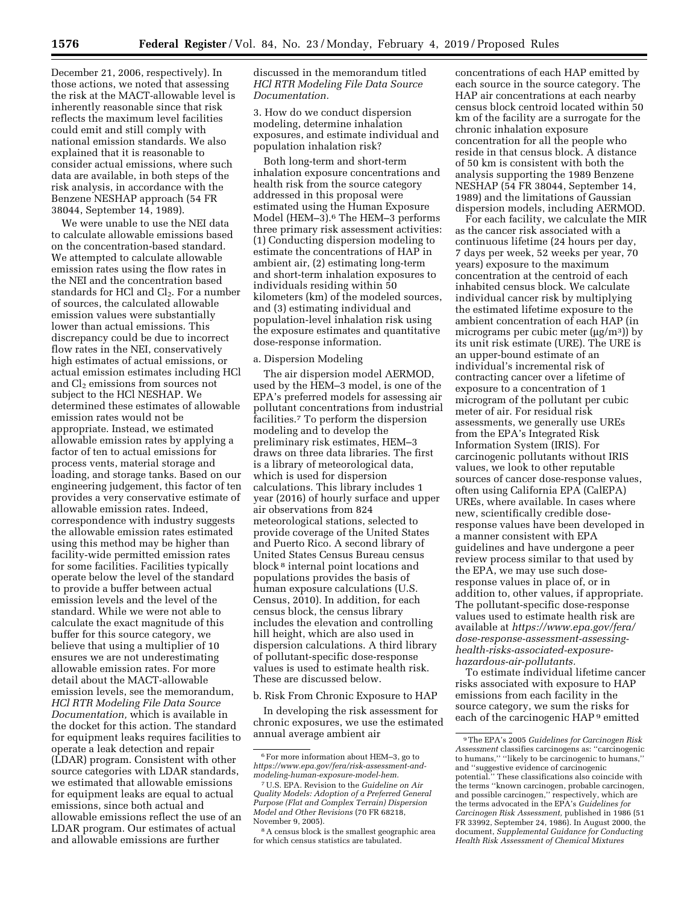December 21, 2006, respectively). In those actions, we noted that assessing the risk at the MACT-allowable level is inherently reasonable since that risk reflects the maximum level facilities could emit and still comply with national emission standards. We also explained that it is reasonable to consider actual emissions, where such data are available, in both steps of the risk analysis, in accordance with the Benzene NESHAP approach (54 FR 38044, September 14, 1989).

We were unable to use the NEI data to calculate allowable emissions based on the concentration-based standard. We attempted to calculate allowable emission rates using the flow rates in the NEI and the concentration based standards for HCl and $Cl_2$. For a number of sources, the calculated allowable emission values were substantially lower than actual emissions. This discrepancy could be due to incorrect flow rates in the NEI, conservatively high estimates of actual emissions, or actual emission estimates including HCl and $Cl_2$ emissions from sources not subject to the HCl NESHAP. We determined these estimates of allowable emission rates would not be appropriate. Instead, we estimated allowable emission rates by applying a factor of ten to actual emissions for process vents, material storage and loading, and storage tanks. Based on our engineering judgement, this factor of ten provides a very conservative estimate of allowable emission rates. Indeed, correspondence with industry suggests the allowable emission rates estimated using this method may be higher than facility-wide permitted emission rates for some facilities. Facilities typically operate below the level of the standard to provide a buffer between actual emission levels and the level of the standard. While we were not able to calculate the exact magnitude of this buffer for this source category, we believe that using a multiplier of 10 ensures we are not underestimating allowable emission rates. For more detail about the MACT-allowable emission levels, see the memorandum, *HCl RTR Modeling File Data Source Documentation,* which is available in the docket for this action. The standard for equipment leaks requires facilities to operate a leak detection and repair (LDAR) program. Consistent with other source categories with LDAR standards, we estimated that allowable emissions for equipment leaks are equal to actual emissions, since both actual and allowable emissions reflect the use of an LDAR program. Our estimates of actual and allowable emissions are further discussed in the memorandum titled *HCl RTR Modeling File Data Source Documentation.*

3. How do we conduct dispersion modeling, determine inhalation exposures, and estimate individual and population inhalation risk?

Both long-term and short-term inhalation exposure concentrations and health risk from the source category addressed in this proposal were estimated using the Human Exposure Model (HEM–3).[6] The HEM–3 performs three primary risk assessment activities: (1) Conducting dispersion modeling to estimate the concentrations of HAP in ambient air, (2) estimating long-term and short-term inhalation exposures to individuals residing within 50 kilometers (km) of the modeled sources, and (3) estimating individual and population-level inhalation risk using the exposure estimates and quantitative dose-response information.

a. Dispersion Modeling

The air dispersion model AERMOD, used by the HEM–3 model, is one of the EPA's preferred models for assessing air pollutant concentrations from industrial facilities.[7] To perform the dispersion modeling and to develop the preliminary risk estimates, HEM–3 draws on three data libraries. The first is a library of meteorological data, which is used for dispersion calculations. This library includes 1 year (2016) of hourly surface and upper air observations from 824 meteorological stations, selected to provide coverage of the United States and Puerto Rico. A second library of United States Census Bureau census block[8] internal point locations and populations provides the basis of human exposure calculations (U.S. Census, 2010). In addition, for each census block, the census library includes the elevation and controlling hill height, which are also used in dispersion calculations. A third library of pollutant-specific dose-response values is used to estimate health risk. These are discussed below.

b. Risk From Chronic Exposure to HAP

In developing the risk assessment for chronic exposures, we use the estimated annual average ambient air concentrations of each HAP emitted by each source in the source category. The HAP air concentrations at each nearby census block centroid located within 50 km of the facility are a surrogate for the chronic inhalation exposure concentration for all the people who reside in that census block. A distance of 50 km is consistent with both the analysis supporting the 1989 Benzene NESHAP (54 FR 38044, September 14, 1989) and the limitations of Gaussian dispersion models, including AERMOD.

For each facility, we calculate the MIR as the cancer risk associated with a continuous lifetime (24 hours per day, 7 days per week, 52 weeks per year, 70 years) exposure to the maximum concentration at the centroid of each inhabited census block. We calculate individual cancer risk by multiplying the estimated lifetime exposure to the ambient concentration of each HAP (in micrograms per cubic meter ($\mu g/m^3$)) by its unit risk estimate (URE). The URE is an upper-bound estimate of an individual's incremental risk of contracting cancer over a lifetime of exposure to a concentration of 1 microgram of the pollutant per cubic meter of air. For residual risk assessments, we generally use UREs from the EPA's Integrated Risk Information System (IRIS). For carcinogenic pollutants without IRIS values, we look to other reputable sources of cancer dose-response values, often using California EPA (CalEPA) UREs, where available. In cases where new, scientifically credible dose-response values have been developed in a manner consistent with EPA guidelines and have undergone a peer review process similar to that used by the EPA, we may use such dose-response values in place of, or in addition to, other values, if appropriate. The pollutant-specific dose-response values used to estimate health risk are available at *https://www.epa.gov/fera/dose-response-assessment-assessing-health-risks-associated-exposure-hazardous-air-pollutants.*

To estimate individual lifetime cancer risks associated with exposure to HAP emissions from each facility in the source category, we sum the risks for each of the carcinogenic HAP[9] emitted

---

[6] For more information about HEM–3, go to *https://www.epa.gov/fera/risk-assessment-and-modeling-human-exposure-model-hem.*

[7] U.S. EPA. Revision to the *Guideline on Air Quality Models: Adoption of a Preferred General Purpose (Flat and Complex Terrain) Dispersion Model and Other Revisions* (70 FR 68218, November 9, 2005).

[8] A census block is the smallest geographic area for which census statistics are tabulated.

[9] The EPA's 2005 *Guidelines for Carcinogen Risk Assessment* classifies carcinogens as: "carcinogenic to humans," "likely to be carcinogenic to humans," and "suggestive evidence of carcinogenic potential." These classifications also coincide with the terms "known carcinogen, probable carcinogen, and possible carcinogen," respectively, which are the terms advocated in the EPA's *Guidelines for Carcinogen Risk Assessment,* published in 1986 (51 FR 33992, September 24, 1986). In August 2000, the document, *Supplemental Guidance for Conducting Health Risk Assessment of Chemical Mixtures*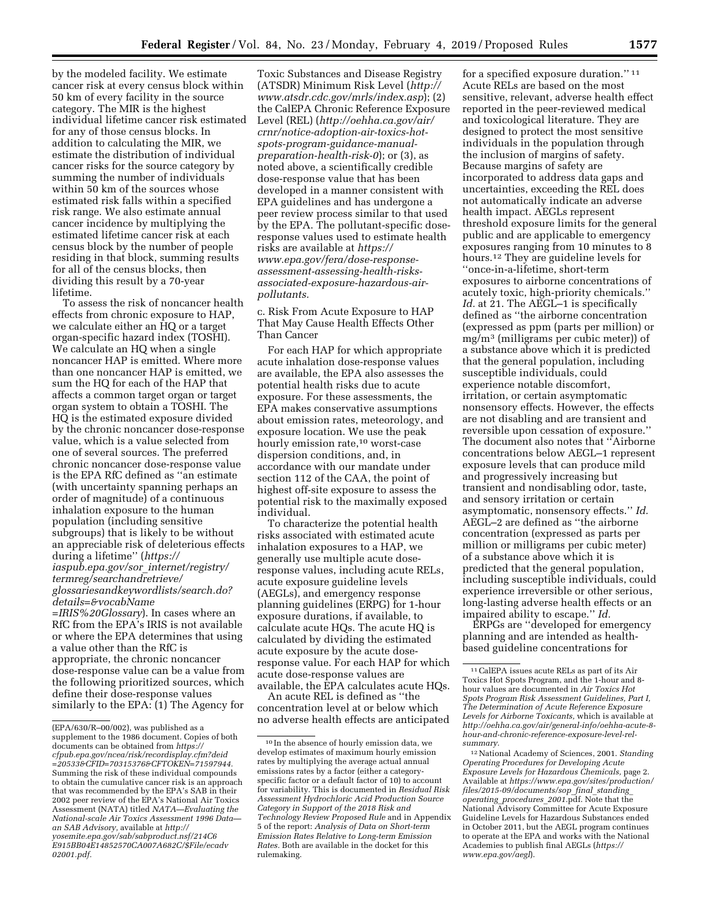by the modeled facility. We estimate cancer risk at every census block within 50 km of every facility in the source category. The MIR is the highest individual lifetime cancer risk estimated for any of those census blocks. In addition to calculating the MIR, we estimate the distribution of individual cancer risks for the source category by summing the number of individuals within 50 km of the sources whose estimated risk falls within a specified risk range. We also estimate annual cancer incidence by multiplying the estimated lifetime cancer risk at each census block by the number of people residing in that block, summing results for all of the census blocks, then dividing this result by a 70-year lifetime.

To assess the risk of noncancer health effects from chronic exposure to HAP, we calculate either an HQ or a target organ-specific hazard index (TOSHI). We calculate an HQ when a single noncancer HAP is emitted. Where more than one noncancer HAP is emitted, we sum the HQ for each of the HAP that affects a common target organ or target organ system to obtain a TOSHI. The HQ is the estimated exposure divided by the chronic noncancer dose-response value, which is a value selected from one of several sources. The preferred chronic noncancer dose-response value is the EPA RfC defined as ''an estimate (with uncertainty spanning perhaps an order of magnitude) of a continuous inhalation exposure to the human population (including sensitive subgroups) that is likely to be without an appreciable risk of deleterious effects during a lifetime'' (*https://iaspub.epa.gov/sor_internet/registry/termreg/searchandretrieve/glossariesandkeywordlists/search.do?details=&vocabName=IRIS%20Glossary*). In cases where an RfC from the EPA's IRIS is not available or where the EPA determines that using a value other than the RfC is appropriate, the chronic noncancer dose-response value can be a value from the following prioritized sources, which define their dose-response values similarly to the EPA: (1) The Agency for Toxic Substances and Disease Registry (ATSDR) Minimum Risk Level (*http://www.atsdr.cdc.gov/mrls/index.asp*); (2) the CalEPA Chronic Reference Exposure Level (REL) (*http://oehha.ca.gov/air/crnr/notice-adoption-air-toxics-hot-spots-program-guidance-manual-preparation-health-risk-0*); or (3), as noted above, a scientifically credible dose-response value that has been developed in a manner consistent with EPA guidelines and has undergone a peer review process similar to that used by the EPA. The pollutant-specific dose-response values used to estimate health risks are available at *https://www.epa.gov/fera/dose-response-assessment-assessing-health-risks-associated-exposure-hazardous-air-pollutants.*

c. Risk From Acute Exposure to HAP That May Cause Health Effects Other Than Cancer

For each HAP for which appropriate acute inhalation dose-response values are available, the EPA also assesses the potential health risks due to acute exposure. For these assessments, the EPA makes conservative assumptions about emission rates, meteorology, and exposure location. We use the peak hourly emission rate,[10] worst-case dispersion conditions, and, in accordance with our mandate under section 112 of the CAA, the point of highest off-site exposure to assess the potential risk to the maximally exposed individual.

To characterize the potential health risks associated with estimated acute inhalation exposures to a HAP, we generally use multiple acute dose-response values, including acute RELs, acute exposure guideline levels (AEGLs), and emergency response planning guidelines (ERPG) for 1-hour exposure durations, if available, to calculate acute HQs. The acute HQ is calculated by dividing the estimated acute exposure by the acute dose-response value. For each HAP for which acute dose-response values are available, the EPA calculates acute HQs.

An acute REL is defined as ''the concentration level at or below which no adverse health effects are anticipated for a specified exposure duration.''[11] Acute RELs are based on the most sensitive, relevant, adverse health effect reported in the peer-reviewed medical and toxicological literature. They are designed to protect the most sensitive individuals in the population through the inclusion of margins of safety. Because margins of safety are incorporated to address data gaps and uncertainties, exceeding the REL does not automatically indicate an adverse health impact. AEGLs represent threshold exposure limits for the general public and are applicable to emergency exposures ranging from 10 minutes to 8 hours.[12] They are guideline levels for ''once-in-a-lifetime, short-term exposures to airborne concentrations of acutely toxic, high-priority chemicals.'' *Id.* at 21. The AEGL–1 is specifically defined as ''the airborne concentration (expressed as ppm (parts per million) or mg/m$^3$ (milligrams per cubic meter)) of a substance above which it is predicted that the general population, including susceptible individuals, could experience notable discomfort, irritation, or certain asymptomatic nonsensory effects. However, the effects are not disabling and are transient and reversible upon cessation of exposure.'' The document also notes that ''Airborne concentrations below AEGL–1 represent exposure levels that can produce mild and progressively increasing but transient and nondisabling odor, taste, and sensory irritation or certain asymptomatic, nonsensory effects.'' *Id.* AEGL–2 are defined as ''the airborne concentration (expressed as parts per million or milligrams per cubic meter) of a substance above which it is predicted that the general population, including susceptible individuals, could experience irreversible or other serious, long-lasting adverse health effects or an impaired ability to escape.'' *Id.*

ERPGs are ''developed for emergency planning and are intended as health-based guideline concentrations for

---

(EPA/630/R–00/002), was published as a supplement to the 1986 document. Copies of both documents can be obtained from *https://cfpub.epa.gov/ncea/risk/recordisplay.cfm?deid=20533&CFID=70315376&CFTOKEN=71597944.* Summing the risk of these individual compounds to obtain the cumulative cancer risk is an approach that was recommended by the EPA's SAB in their 2002 peer review of the EPA's National Air Toxics Assessment (NATA) titled *NATA—Evaluating the National-scale Air Toxics Assessment 1996 Data—an SAB Advisory,* available at *http://yosemite.epa.gov/sab/sabproduct.nsf/214C6E915BB04E14852570CA007A682C/$File/ecadv02001.pdf.*

[10] In the absence of hourly emission data, we develop estimates of maximum hourly emission rates by multiplying the average actual annual emissions rates by a factor (either a category-specific factor or a default factor of 10) to account for variability. This is documented in *Residual Risk Assessment Hydrochloric Acid Production Source Category in Support of the 2018 Risk and Technology Review Proposed Rule* and in Appendix 5 of the report: *Analysis of Data on Short-term Emission Rates Relative to Long-term Emission Rates.* Both are available in the docket for this rulemaking.

[11] CalEPA issues acute RELs as part of its Air Toxics Hot Spots Program, and the 1-hour and 8-hour values are documented in *Air Toxics Hot Spots Program Risk Assessment Guidelines, Part I, The Determination of Acute Reference Exposure Levels for Airborne Toxicants,* which is available at *http://oehha.ca.gov/air/general-info/oehha-acute-8-hour-and-chronic-reference-exposure-level-rel-summary.*

[12] National Academy of Sciences, 2001. *Standing Operating Procedures for Developing Acute Exposure Levels for Hazardous Chemicals,* page 2. Available at *https://www.epa.gov/sites/production/files/2015-09/documents/sop_final_standing_operating_procedures_2001.pdf.* Note that the National Advisory Committee for Acute Exposure Guideline Levels for Hazardous Substances ended in October 2011, but the AEGL program continues to operate at the EPA and works with the National Academies to publish final AEGLs (*https://www.epa.gov/aegl*).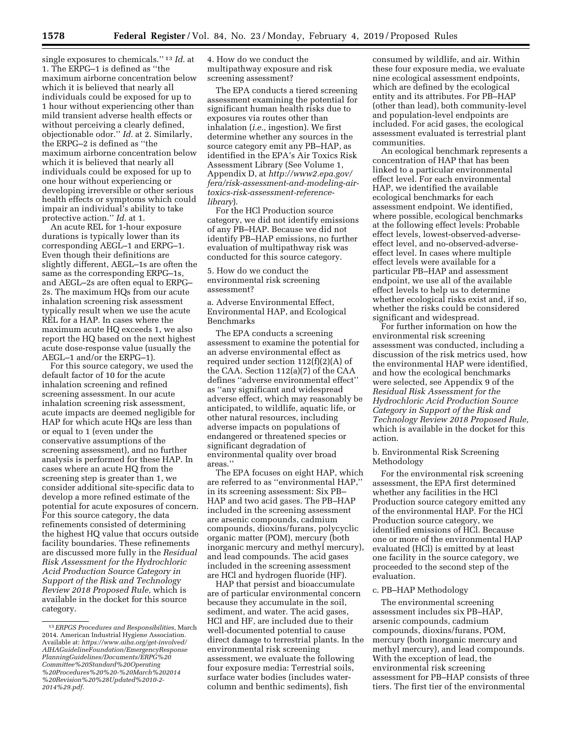single exposures to chemicals." [13] *Id.* at 1. The ERPG–1 is defined as "the maximum airborne concentration below which it is believed that nearly all individuals could be exposed for up to 1 hour without experiencing other than mild transient adverse health effects or without perceiving a clearly defined, objectionable odor." *Id.* at 2. Similarly, the ERPG–2 is defined as "the maximum airborne concentration below which it is believed that nearly all individuals could be exposed for up to one hour without experiencing or developing irreversible or other serious health effects or symptoms which could impair an individual's ability to take protective action." *Id.* at 1.

An acute REL for 1-hour exposure durations is typically lower than its corresponding AEGL–1 and ERPG–1. Even though their definitions are slightly different, AEGL–1s are often the same as the corresponding ERPG–1s, and AEGL–2s are often equal to ERPG–2s. The maximum HQs from our acute inhalation screening risk assessment typically result when we use the acute REL for a HAP. In cases where the maximum acute HQ exceeds 1, we also report the HQ based on the next highest acute dose-response value (usually the AEGL–1 and/or the ERPG–1).

For this source category, we used the default factor of 10 for the acute inhalation screening and refined screening assessment. In our acute inhalation screening risk assessment, acute impacts are deemed negligible for HAP for which acute HQs are less than or equal to 1 (even under the conservative assumptions of the screening assessment), and no further analysis is performed for these HAP. In cases where an acute HQ from the screening step is greater than 1, we consider additional site-specific data to develop a more refined estimate of the potential for acute exposures of concern. For this source category, the data refinements consisted of determining the highest HQ value that occurs outside facility boundaries. These refinements are discussed more fully in the *Residual Risk Assessment for the Hydrochloric Acid Production Source Category in Support of the Risk and Technology Review 2018 Proposed Rule,* which is available in the docket for this source category.

4. How do we conduct the multipathway exposure and risk screening assessment?

The EPA conducts a tiered screening assessment examining the potential for significant human health risks due to exposures via routes other than inhalation (*i.e.,* ingestion). We first determine whether any sources in the source category emit any PB–HAP, as identified in the EPA's Air Toxics Risk Assessment Library (See Volume 1, Appendix D, at *http://www2.epa.gov/fera/risk-assessment-and-modeling-air-toxics-risk-assessment-reference-library*).

For the HCl Production source category, we did not identify emissions of any PB–HAP. Because we did not identify PB–HAP emissions, no further evaluation of multipathway risk was conducted for this source category.

5. How do we conduct the environmental risk screening assessment?

a. Adverse Environmental Effect, Environmental HAP, and Ecological Benchmarks

The EPA conducts a screening assessment to examine the potential for an adverse environmental effect as required under section 112(f)(2)(A) of the CAA. Section 112(a)(7) of the CAA defines "adverse environmental effect" as "any significant and widespread adverse effect, which may reasonably be anticipated, to wildlife, aquatic life, or other natural resources, including adverse impacts on populations of endangered or threatened species or significant degradation of environmental quality over broad areas."

The EPA focuses on eight HAP, which are referred to as "environmental HAP," in its screening assessment: Six PB–HAP and two acid gases. The PB–HAP included in the screening assessment are arsenic compounds, cadmium compounds, dioxins/furans, polycyclic organic matter (POM), mercury (both inorganic mercury and methyl mercury), and lead compounds. The acid gases included in the screening assessment are HCl and hydrogen fluoride (HF).

HAP that persist and bioaccumulate are of particular environmental concern because they accumulate in the soil, sediment, and water. The acid gases, HCl and HF, are included due to their well-documented potential to cause direct damage to terrestrial plants. In the environmental risk screening assessment, we evaluate the following four exposure media: Terrestrial soils, surface water bodies (includes water-column and benthic sediments), fish consumed by wildlife, and air. Within these four exposure media, we evaluate nine ecological assessment endpoints, which are defined by the ecological entity and its attributes. For PB–HAP (other than lead), both community-level and population-level endpoints are included. For acid gases, the ecological assessment evaluated is terrestrial plant communities.

An ecological benchmark represents a concentration of HAP that has been linked to a particular environmental effect level. For each environmental HAP, we identified the available ecological benchmarks for each assessment endpoint. We identified, where possible, ecological benchmarks at the following effect levels: Probable effect levels, lowest-observed-adverse-effect level, and no-observed-adverse-effect level. In cases where multiple effect levels were available for a particular PB–HAP and assessment endpoint, we use all of the available effect levels to help us to determine whether ecological risks exist and, if so, whether the risks could be considered significant and widespread.

For further information on how the environmental risk screening assessment was conducted, including a discussion of the risk metrics used, how the environmental HAP were identified, and how the ecological benchmarks were selected, see Appendix 9 of the *Residual Risk Assessment for the Hydrochloric Acid Production Source Category in Support of the Risk and Technology Review 2018 Proposed Rule,* which is available in the docket for this action.

b. Environmental Risk Screening Methodology

For the environmental risk screening assessment, the EPA first determined whether any facilities in the HCl Production source category emitted any of the environmental HAP. For the HCl Production source category, we identified emissions of HCl. Because one or more of the environmental HAP evaluated (HCl) is emitted by at least one facility in the source category, we proceeded to the second step of the evaluation.

c. PB–HAP Methodology

The environmental screening assessment includes six PB–HAP, arsenic compounds, cadmium compounds, dioxins/furans, POM, mercury (both inorganic mercury and methyl mercury), and lead compounds. With the exception of lead, the environmental risk screening assessment for PB–HAP consists of three tiers. The first tier of the environmental

[13] *ERPGS Procedures and Responsibilities,* March 2014. American Industrial Hygiene Association. Available at: *https://www.aiha.org/get-involved/AIHAGuidelineFoundation/EmergencyResponsePlanningGuidelines/Documents/ERPG%20Committee%20Standard%20Operating%20Procedures%20%20-%20March%202014%20Revision%20%28Updated%2010-2-2014%29.pdf.*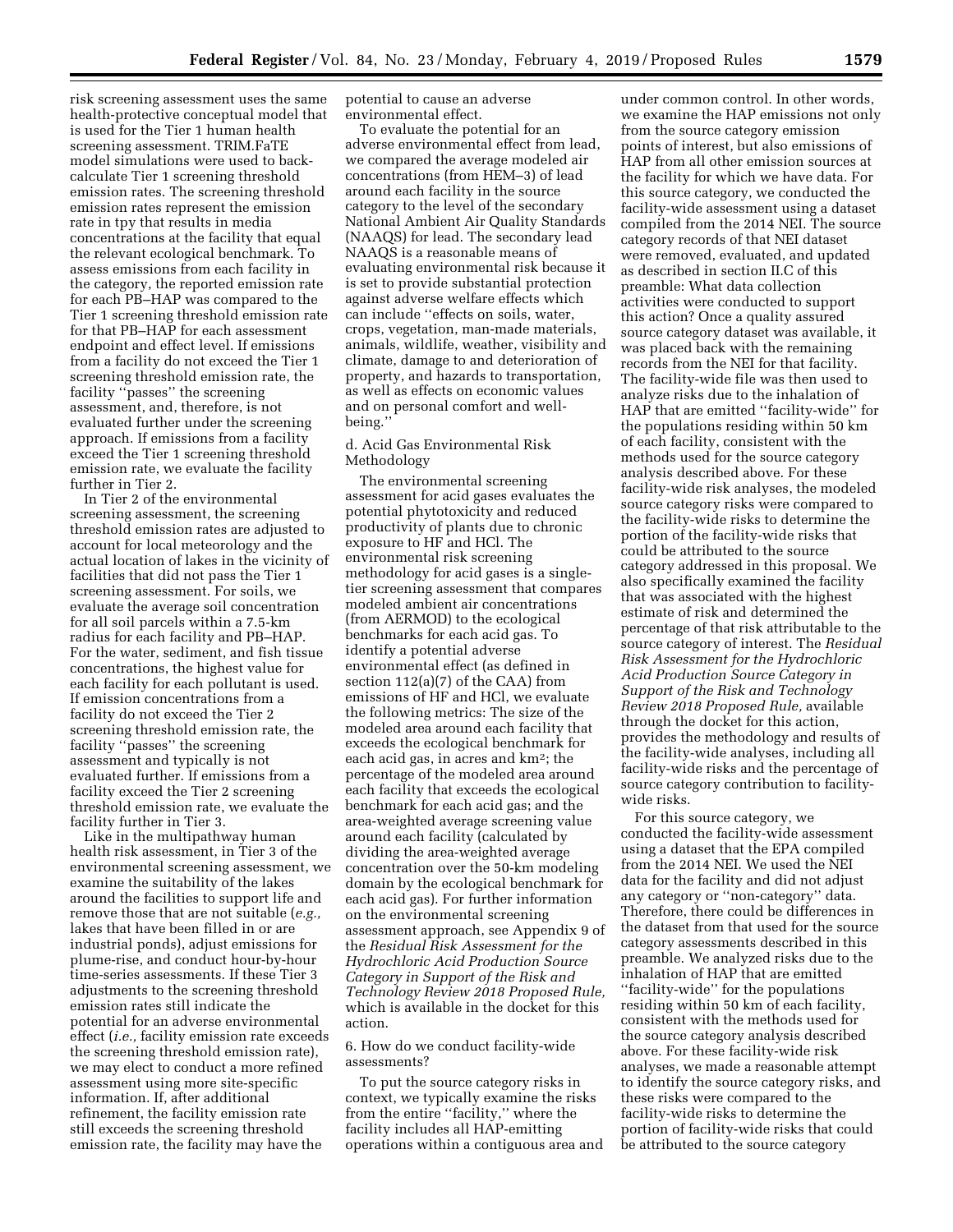risk screening assessment uses the same health-protective conceptual model that is used for the Tier 1 human health screening assessment. TRIM.FaTE model simulations were used to back-calculate Tier 1 screening threshold emission rates. The screening threshold emission rates represent the emission rate in tpy that results in media concentrations at the facility that equal the relevant ecological benchmark. To assess emissions from each facility in the category, the reported emission rate for each PB–HAP was compared to the Tier 1 screening threshold emission rate for that PB–HAP for each assessment endpoint and effect level. If emissions from a facility do not exceed the Tier 1 screening threshold emission rate, the facility ''passes'' the screening assessment, and, therefore, is not evaluated further under the screening approach. If emissions from a facility exceed the Tier 1 screening threshold emission rate, we evaluate the facility further in Tier 2.

In Tier 2 of the environmental screening assessment, the screening threshold emission rates are adjusted to account for local meteorology and the actual location of lakes in the vicinity of facilities that did not pass the Tier 1 screening assessment. For soils, we evaluate the average soil concentration for all soil parcels within a 7.5-km radius for each facility and PB–HAP. For the water, sediment, and fish tissue concentrations, the highest value for each facility for each pollutant is used. If emission concentrations from a facility do not exceed the Tier 2 screening threshold emission rate, the facility ''passes'' the screening assessment and typically is not evaluated further. If emissions from a facility exceed the Tier 2 screening threshold emission rate, we evaluate the facility further in Tier 3.

Like in the multipathway human health risk assessment, in Tier 3 of the environmental screening assessment, we examine the suitability of the lakes around the facilities to support life and remove those that are not suitable (*e.g.,* lakes that have been filled in or are industrial ponds), adjust emissions for plume-rise, and conduct hour-by-hour time-series assessments. If these Tier 3 adjustments to the screening threshold emission rates still indicate the potential for an adverse environmental effect (*i.e.,* facility emission rate exceeds the screening threshold emission rate), we may elect to conduct a more refined assessment using more site-specific information. If, after additional refinement, the facility emission rate still exceeds the screening threshold emission rate, the facility may have the potential to cause an adverse environmental effect.

To evaluate the potential for an adverse environmental effect from lead, we compared the average modeled air concentrations (from HEM–3) of lead around each facility in the source category to the level of the secondary National Ambient Air Quality Standards (NAAQS) for lead. The secondary lead NAAQS is a reasonable means of evaluating environmental risk because it is set to provide substantial protection against adverse welfare effects which can include ''effects on soils, water, crops, vegetation, man-made materials, animals, wildlife, weather, visibility and climate, damage to and deterioration of property, and hazards to transportation, as well as effects on economic values and on personal comfort and well-being.''

d. Acid Gas Environmental Risk Methodology

The environmental screening assessment for acid gases evaluates the potential phytotoxicity and reduced productivity of plants due to chronic exposure to HF and HCl. The environmental risk screening methodology for acid gases is a single-tier screening assessment that compares modeled ambient air concentrations (from AERMOD) to the ecological benchmarks for each acid gas. To identify a potential adverse environmental effect (as defined in section 112(a)(7) of the CAA) from emissions of HF and HCl, we evaluate the following metrics: The size of the modeled area around each facility that exceeds the ecological benchmark for each acid gas, in acres and km$^2$; the percentage of the modeled area around each facility that exceeds the ecological benchmark for each acid gas; and the area-weighted average screening value around each facility (calculated by dividing the area-weighted average concentration over the 50-km modeling domain by the ecological benchmark for each acid gas). For further information on the environmental screening assessment approach, see Appendix 9 of the *Residual Risk Assessment for the Hydrochloric Acid Production Source Category in Support of the Risk and Technology Review 2018 Proposed Rule,* which is available in the docket for this action.

6. How do we conduct facility-wide assessments?

To put the source category risks in context, we typically examine the risks from the entire ''facility,'' where the facility includes all HAP-emitting operations within a contiguous area and under common control. In other words, we examine the HAP emissions not only from the source category emission points of interest, but also emissions of HAP from all other emission sources at the facility for which we have data. For this source category, we conducted the facility-wide assessment using a dataset compiled from the 2014 NEI. The source category records of that NEI dataset were removed, evaluated, and updated as described in section II.C of this preamble: What data collection activities were conducted to support this action? Once a quality assured source category dataset was available, it was placed back with the remaining records from the NEI for that facility. The facility-wide file was then used to analyze risks due to the inhalation of HAP that are emitted ''facility-wide'' for the populations residing within 50 km of each facility, consistent with the methods used for the source category analysis described above. For these facility-wide risk analyses, the modeled source category risks were compared to the facility-wide risks to determine the portion of the facility-wide risks that could be attributed to the source category addressed in this proposal. We also specifically examined the facility that was associated with the highest estimate of risk and determined the percentage of that risk attributable to the source category of interest. The *Residual Risk Assessment for the Hydrochloric Acid Production Source Category in Support of the Risk and Technology Review 2018 Proposed Rule,* available through the docket for this action, provides the methodology and results of the facility-wide analyses, including all facility-wide risks and the percentage of source category contribution to facility-wide risks.

For this source category, we conducted the facility-wide assessment using a dataset that the EPA compiled from the 2014 NEI. We used the NEI data for the facility and did not adjust any category or ''non-category'' data. Therefore, there could be differences in the dataset from that used for the source category assessments described in this preamble. We analyzed risks due to the inhalation of HAP that are emitted ''facility-wide'' for the populations residing within 50 km of each facility, consistent with the methods used for the source category analysis described above. For these facility-wide risk analyses, we made a reasonable attempt to identify the source category risks, and these risks were compared to the facility-wide risks to determine the portion of facility-wide risks that could be attributed to the source category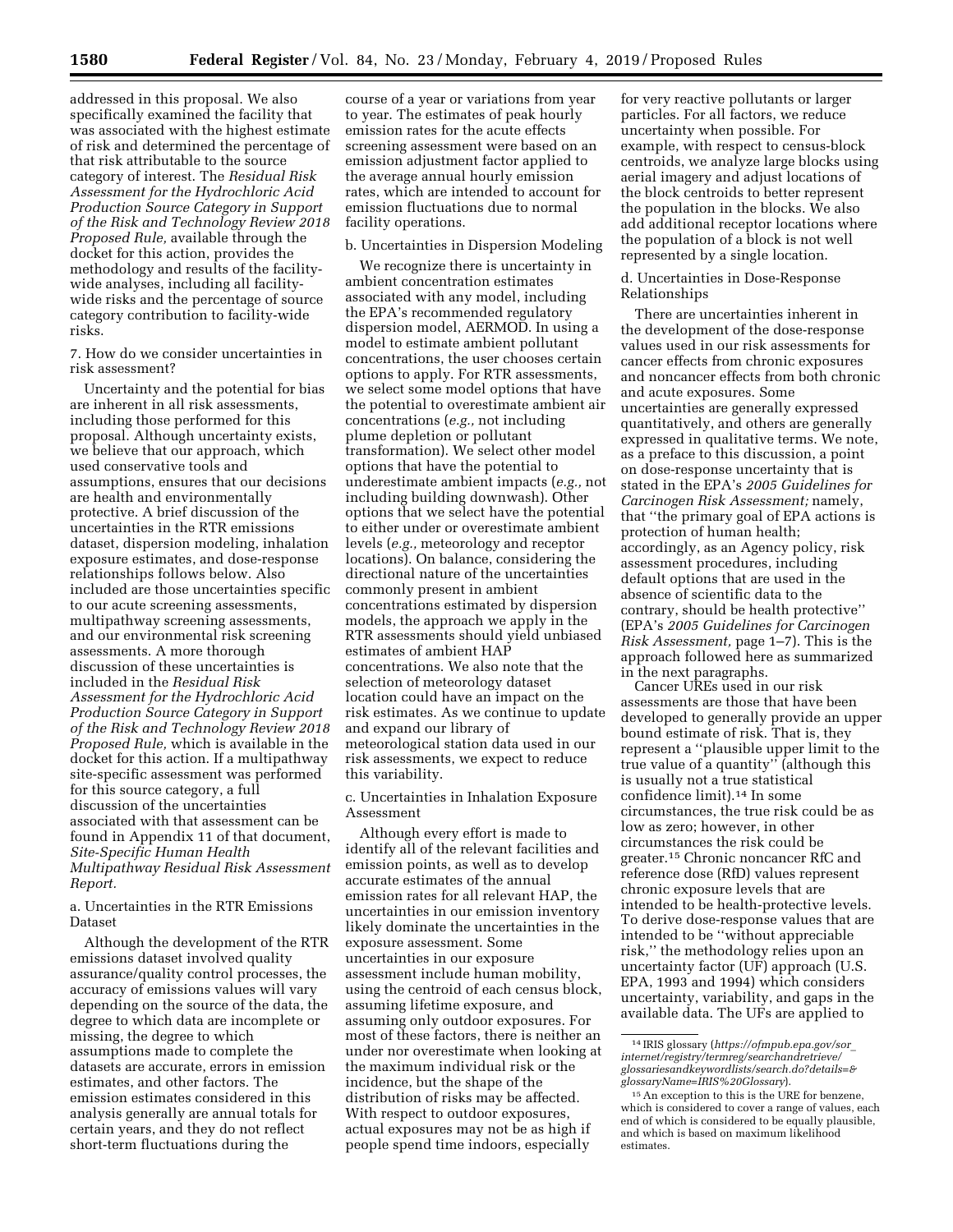addressed in this proposal. We also specifically examined the facility that was associated with the highest estimate of risk and determined the percentage of that risk attributable to the source category of interest. The *Residual Risk Assessment for the Hydrochloric Acid Production Source Category in Support of the Risk and Technology Review 2018 Proposed Rule,* available through the docket for this action, provides the methodology and results of the facility-wide analyses, including all facility-wide risks and the percentage of source category contribution to facility-wide risks.

7. How do we consider uncertainties in risk assessment?

Uncertainty and the potential for bias are inherent in all risk assessments, including those performed for this proposal. Although uncertainty exists, we believe that our approach, which used conservative tools and assumptions, ensures that our decisions are health and environmentally protective. A brief discussion of the uncertainties in the RTR emissions dataset, dispersion modeling, inhalation exposure estimates, and dose-response relationships follows below. Also included are those uncertainties specific to our acute screening assessments, multipathway screening assessments, and our environmental risk screening assessments. A more thorough discussion of these uncertainties is included in the *Residual Risk Assessment for the Hydrochloric Acid Production Source Category in Support of the Risk and Technology Review 2018 Proposed Rule,* which is available in the docket for this action. If a multipathway site-specific assessment was performed for this source category, a full discussion of the uncertainties associated with that assessment can be found in Appendix 11 of that document, *Site-Specific Human Health Multipathway Residual Risk Assessment Report.*

a. Uncertainties in the RTR Emissions Dataset

Although the development of the RTR emissions dataset involved quality assurance/quality control processes, the accuracy of emissions values will vary depending on the source of the data, the degree to which data are incomplete or missing, the degree to which assumptions made to complete the datasets are accurate, errors in emission estimates, and other factors. The emission estimates considered in this analysis generally are annual totals for certain years, and they do not reflect short-term fluctuations during the course of a year or variations from year to year. The estimates of peak hourly emission rates for the acute effects screening assessment were based on an emission adjustment factor applied to the average annual hourly emission rates, which are intended to account for emission fluctuations due to normal facility operations.

b. Uncertainties in Dispersion Modeling

We recognize there is uncertainty in ambient concentration estimates associated with any model, including the EPA's recommended regulatory dispersion model, AERMOD. In using a model to estimate ambient pollutant concentrations, the user chooses certain options to apply. For RTR assessments, we select some model options that have the potential to overestimate ambient air concentrations (*e.g.,* not including plume depletion or pollutant transformation). We select other model options that have the potential to underestimate ambient impacts (*e.g.,* not including building downwash). Other options that we select have the potential to either under or overestimate ambient levels (*e.g.,* meteorology and receptor locations). On balance, considering the directional nature of the uncertainties commonly present in ambient concentrations estimated by dispersion models, the approach we apply in the RTR assessments should yield unbiased estimates of ambient HAP concentrations. We also note that the selection of meteorology dataset location could have an impact on the risk estimates. As we continue to update and expand our library of meteorological station data used in our risk assessments, we expect to reduce this variability.

c. Uncertainties in Inhalation Exposure Assessment

Although every effort is made to identify all of the relevant facilities and emission points, as well as to develop accurate estimates of the annual emission rates for all relevant HAP, the uncertainties in our emission inventory likely dominate the uncertainties in the exposure assessment. Some uncertainties in our exposure assessment include human mobility, using the centroid of each census block, assuming lifetime exposure, and assuming only outdoor exposures. For most of these factors, there is neither an under nor overestimate when looking at the maximum individual risk or the incidence, but the shape of the distribution of risks may be affected. With respect to outdoor exposures, actual exposures may not be as high if people spend time indoors, especially for very reactive pollutants or larger particles. For all factors, we reduce uncertainty when possible. For example, with respect to census-block centroids, we analyze large blocks using aerial imagery and adjust locations of the block centroids to better represent the population in the blocks. We also add additional receptor locations where the population of a block is not well represented by a single location.

d. Uncertainties in Dose-Response Relationships

There are uncertainties inherent in the development of the dose-response values used in our risk assessments for cancer effects from chronic exposures and noncancer effects from both chronic and acute exposures. Some uncertainties are generally expressed quantitatively, and others are generally expressed in qualitative terms. We note, as a preface to this discussion, a point on dose-response uncertainty that is stated in the EPA's *2005 Guidelines for Carcinogen Risk Assessment;* namely, that ''the primary goal of EPA actions is protection of human health; accordingly, as an Agency policy, risk assessment procedures, including default options that are used in the absence of scientific data to the contrary, should be health protective'' (EPA's *2005 Guidelines for Carcinogen Risk Assessment,* page 1–7). This is the approach followed here as summarized in the next paragraphs.

Cancer UREs used in our risk assessments are those that have been developed to generally provide an upper bound estimate of risk. That is, they represent a ''plausible upper limit to the true value of a quantity'' (although this is usually not a true statistical confidence limit).[14] In some circumstances, the true risk could be as low as zero; however, in other circumstances the risk could be greater.[15] Chronic noncancer RfC and reference dose (RfD) values represent chronic exposure levels that are intended to be health-protective levels. To derive dose-response values that are intended to be ''without appreciable risk,'' the methodology relies upon an uncertainty factor (UF) approach (U.S. EPA, 1993 and 1994) which considers uncertainty, variability, and gaps in the available data. The UFs are applied to

[14] IRIS glossary (*https://ofmpub.epa.gov/sor_internet/registry/termreg/searchandretrieve/glossariesandkeywordlists/search.do?details=&glossaryName=IRIS%20Glossary*).

[15] An exception to this is the URE for benzene, which is considered to cover a range of values, each end of which is considered to be equally plausible, and which is based on maximum likelihood estimates.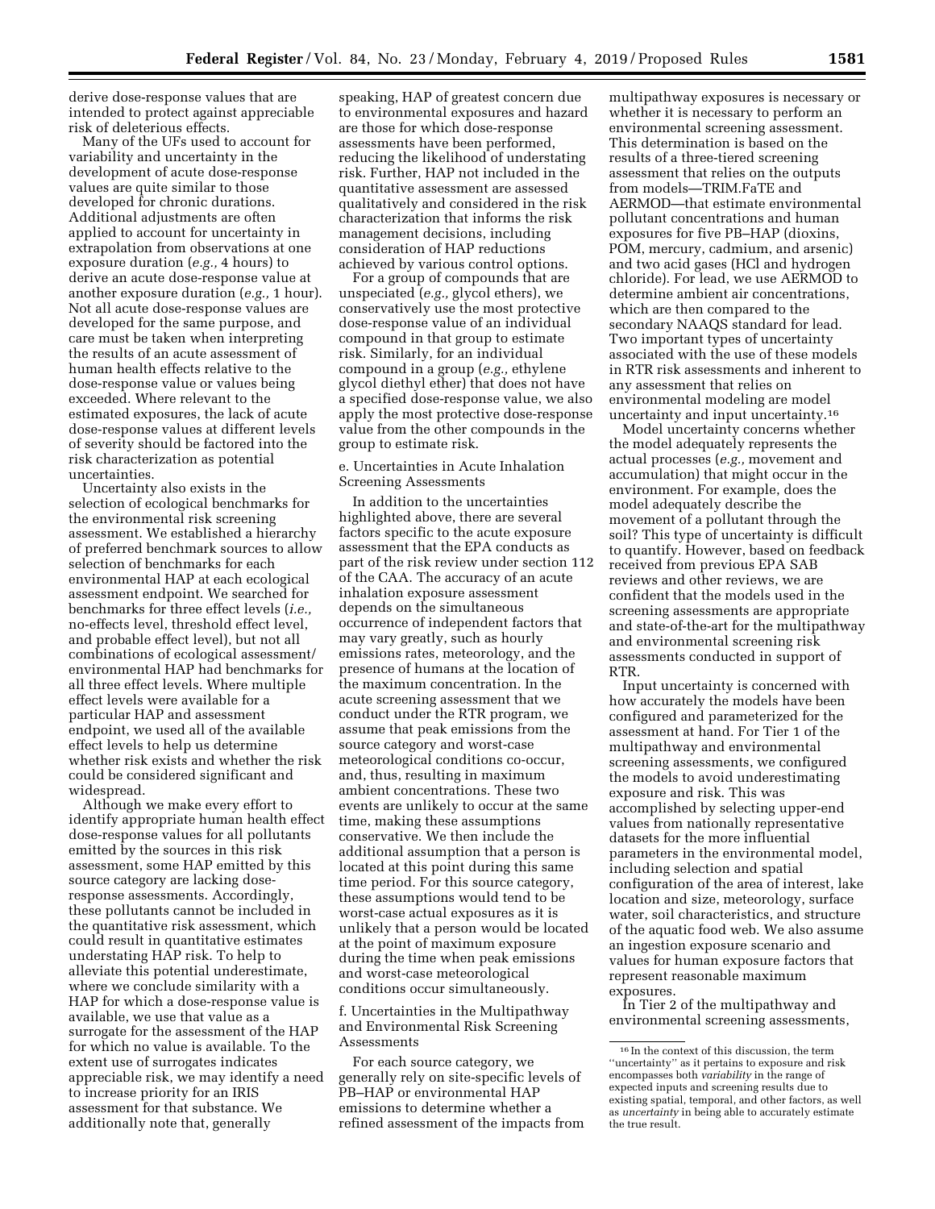derive dose-response values that are intended to protect against appreciable risk of deleterious effects.

Many of the UFs used to account for variability and uncertainty in the development of acute dose-response values are quite similar to those developed for chronic durations. Additional adjustments are often applied to account for uncertainty in extrapolation from observations at one exposure duration (*e.g.,* 4 hours) to derive an acute dose-response value at another exposure duration (*e.g.,* 1 hour). Not all acute dose-response values are developed for the same purpose, and care must be taken when interpreting the results of an acute assessment of human health effects relative to the dose-response value or values being exceeded. Where relevant to the estimated exposures, the lack of acute dose-response values at different levels of severity should be factored into the risk characterization as potential uncertainties.

Uncertainty also exists in the selection of ecological benchmarks for the environmental risk screening assessment. We established a hierarchy of preferred benchmark sources to allow selection of benchmarks for each environmental HAP at each ecological assessment endpoint. We searched for benchmarks for three effect levels (*i.e.,* no-effects level, threshold effect level, and probable effect level), but not all combinations of ecological assessment/environmental HAP had benchmarks for all three effect levels. Where multiple effect levels were available for a particular HAP and assessment endpoint, we used all of the available effect levels to help us determine whether risk exists and whether the risk could be considered significant and widespread.

Although we make every effort to identify appropriate human health effect dose-response values for all pollutants emitted by the sources in this risk assessment, some HAP emitted by this source category are lacking dose-response assessments. Accordingly, these pollutants cannot be included in the quantitative risk assessment, which could result in quantitative estimates understating HAP risk. To help to alleviate this potential underestimate, where we conclude similarity with a HAP for which a dose-response value is available, we use that value as a surrogate for the assessment of the HAP for which no value is available. To the extent use of surrogates indicates appreciable risk, we may identify a need to increase priority for an IRIS assessment for that substance. We additionally note that, generally speaking, HAP of greatest concern due to environmental exposures and hazard are those for which dose-response assessments have been performed, reducing the likelihood of understating risk. Further, HAP not included in the quantitative assessment are assessed qualitatively and considered in the risk characterization that informs the risk management decisions, including consideration of HAP reductions achieved by various control options.

For a group of compounds that are unspeciated (*e.g.,* glycol ethers), we conservatively use the most protective dose-response value of an individual compound in that group to estimate risk. Similarly, for an individual compound in a group (*e.g.,* ethylene glycol diethyl ether) that does not have a specified dose-response value, we also apply the most protective dose-response value from the other compounds in the group to estimate risk.

e. Uncertainties in Acute Inhalation Screening Assessments

In addition to the uncertainties highlighted above, there are several factors specific to the acute exposure assessment that the EPA conducts as part of the risk review under section 112 of the CAA. The accuracy of an acute inhalation exposure assessment depends on the simultaneous occurrence of independent factors that may vary greatly, such as hourly emissions rates, meteorology, and the presence of humans at the location of the maximum concentration. In the acute screening assessment that we conduct under the RTR program, we assume that peak emissions from the source category and worst-case meteorological conditions co-occur, and, thus, resulting in maximum ambient concentrations. These two events are unlikely to occur at the same time, making these assumptions conservative. We then include the additional assumption that a person is located at this point during this same time period. For this source category, these assumptions would tend to be worst-case actual exposures as it is unlikely that a person would be located at the point of maximum exposure during the time when peak emissions and worst-case meteorological conditions occur simultaneously.

f. Uncertainties in the Multipathway and Environmental Risk Screening Assessments

For each source category, we generally rely on site-specific levels of PB–HAP or environmental HAP emissions to determine whether a refined assessment of the impacts from multipathway exposures is necessary or whether it is necessary to perform an environmental screening assessment. This determination is based on the results of a three-tiered screening assessment that relies on the outputs from models—TRIM.FaTE and AERMOD—that estimate environmental pollutant concentrations and human exposures for five PB–HAP (dioxins, POM, mercury, cadmium, and arsenic) and two acid gases (HCl and hydrogen chloride). For lead, we use AERMOD to determine ambient air concentrations, which are then compared to the secondary NAAQS standard for lead. Two important types of uncertainty associated with the use of these models in RTR risk assessments and inherent to any assessment that relies on environmental modeling are model uncertainty and input uncertainty.[16]

Model uncertainty concerns whether the model adequately represents the actual processes (*e.g.,* movement and accumulation) that might occur in the environment. For example, does the model adequately describe the movement of a pollutant through the soil? This type of uncertainty is difficult to quantify. However, based on feedback received from previous EPA SAB reviews and other reviews, we are confident that the models used in the screening assessments are appropriate and state-of-the-art for the multipathway and environmental screening risk assessments conducted in support of RTR.

Input uncertainty is concerned with how accurately the models have been configured and parameterized for the assessment at hand. For Tier 1 of the multipathway and environmental screening assessments, we configured the models to avoid underestimating exposure and risk. This was accomplished by selecting upper-end values from nationally representative datasets for the more influential parameters in the environmental model, including selection and spatial configuration of the area of interest, lake location and size, meteorology, surface water, soil characteristics, and structure of the aquatic food web. We also assume an ingestion exposure scenario and values for human exposure factors that represent reasonable maximum exposures.

In Tier 2 of the multipathway and environmental screening assessments,

[16] In the context of this discussion, the term "uncertainty" as it pertains to exposure and risk encompasses both *variability* in the range of expected inputs and screening results due to existing spatial, temporal, and other factors, as well as *uncertainty* in being able to accurately estimate the true result.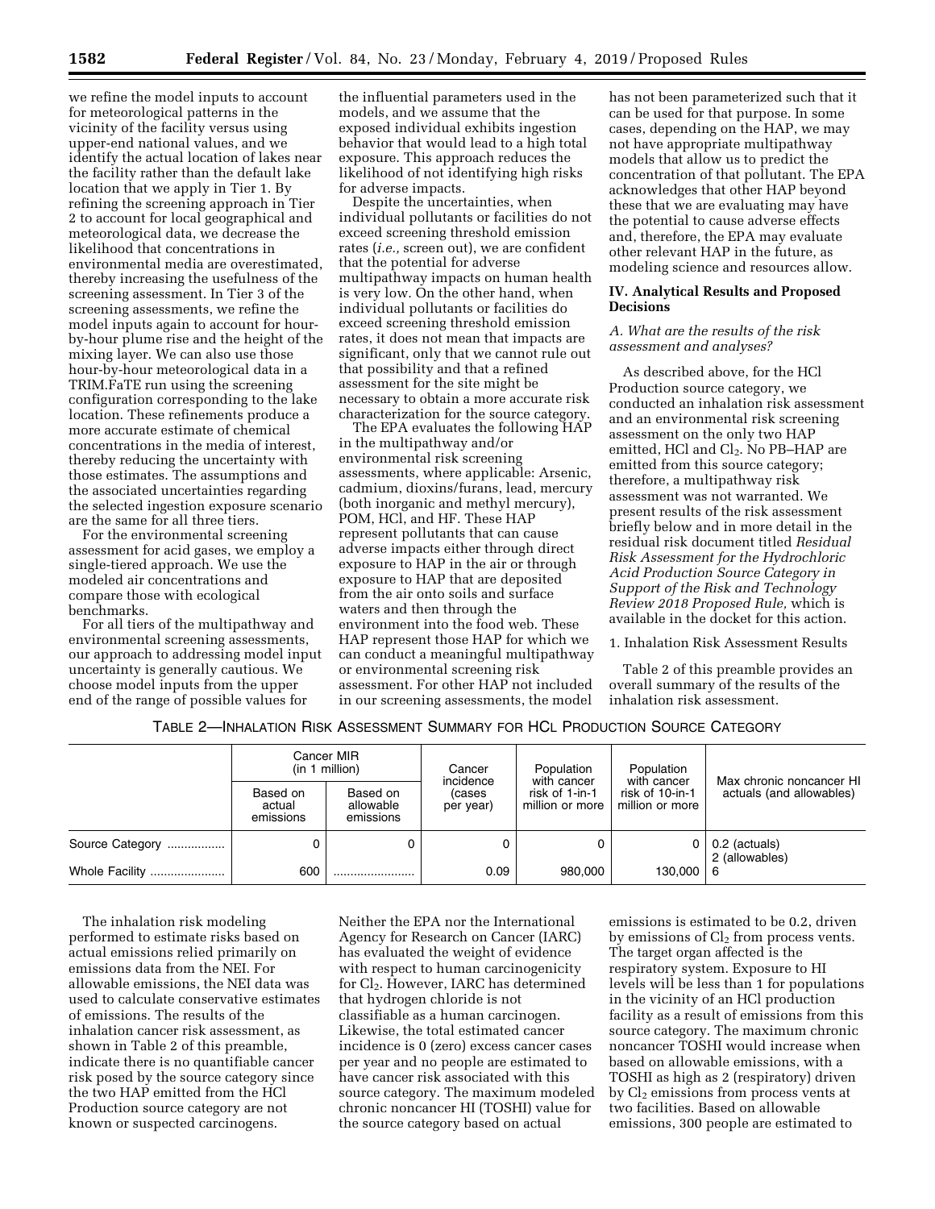we refine the model inputs to account for meteorological patterns in the vicinity of the facility versus using upper-end national values, and we identify the actual location of lakes near the facility rather than the default lake location that we apply in Tier 1. By refining the screening approach in Tier 2 to account for local geographical and meteorological data, we decrease the likelihood that concentrations in environmental media are overestimated, thereby increasing the usefulness of the screening assessment. In Tier 3 of the screening assessments, we refine the model inputs again to account for hour-by-hour plume rise and the height of the mixing layer. We can also use those hour-by-hour meteorological data in a TRIM.FaTE run using the screening configuration corresponding to the lake location. These refinements produce a more accurate estimate of chemical concentrations in the media of interest, thereby reducing the uncertainty with those estimates. The assumptions and the associated uncertainties regarding the selected ingestion exposure scenario are the same for all three tiers.

For the environmental screening assessment for acid gases, we employ a single-tiered approach. We use the modeled air concentrations and compare those with ecological benchmarks.

For all tiers of the multipathway and environmental screening assessments, our approach to addressing model input uncertainty is generally cautious. We choose model inputs from the upper end of the range of possible values for the influential parameters used in the models, and we assume that the exposed individual exhibits ingestion behavior that would lead to a high total exposure. This approach reduces the likelihood of not identifying high risks for adverse impacts.

Despite the uncertainties, when individual pollutants or facilities do not exceed screening threshold emission rates (*i.e.,* screen out), we are confident that the potential for adverse multipathway impacts on human health is very low. On the other hand, when individual pollutants or facilities do exceed screening threshold emission rates, it does not mean that impacts are significant, only that we cannot rule out that possibility and that a refined assessment for the site might be necessary to obtain a more accurate risk characterization for the source category.

The EPA evaluates the following HAP in the multipathway and/or environmental risk screening assessments, where applicable: Arsenic, cadmium, dioxins/furans, lead, mercury (both inorganic and methyl mercury), POM, HCl, and HF. These HAP represent pollutants that can cause adverse impacts either through direct exposure to HAP in the air or through exposure to HAP that are deposited from the air onto soils and surface waters and then through the environment into the food web. These HAP represent those HAP for which we can conduct a meaningful multipathway or environmental screening risk assessment. For other HAP not included in our screening assessments, the model has not been parameterized such that it can be used for that purpose. In some cases, depending on the HAP, we may not have appropriate multipathway models that allow us to predict the concentration of that pollutant. The EPA acknowledges that other HAP beyond these that we are evaluating may have the potential to cause adverse effects and, therefore, the EPA may evaluate other relevant HAP in the future, as modeling science and resources allow.

## IV. Analytical Results and Proposed Decisions

### *A. What are the results of the risk assessment and analyses?*

As described above, for the HCl Production source category, we conducted an inhalation risk assessment and an environmental risk screening assessment on the only two HAP emitted, HCl and $Cl_2$. No PB–HAP are emitted from this source category; therefore, a multipathway risk assessment was not warranted. We present results of the risk assessment briefly below and in more detail in the residual risk document titled *Residual Risk Assessment for the Hydrochloric Acid Production Source Category in Support of the Risk and Technology Review 2018 Proposed Rule,* which is available in the docket for this action.

1. Inhalation Risk Assessment Results

Table 2 of this preamble provides an overall summary of the results of the inhalation risk assessment.

TABLE 2—INHALATION RISK ASSESSMENT SUMMARY FOR HCL PRODUCTION SOURCE CATEGORY

| | Cancer MIR (in 1 million) | | Cancer incidence (cases per year) | Population with cancer risk of 1-in-1 million or more | Population with cancer risk of 10-in-1 million or more | Max chronic noncancer HI actuals (and allowables) |
|---|---|---|---|---|---|---|
| | Based on actual emissions | Based on allowable emissions | | | | |
| Source Category | 0 | 0 | 0 | 0 | 0 | 0.2 (actuals) 2 (allowables) |
| Whole Facility | 600 | ........................ | 0.09 | 980,000 | 130,000 | 6 |

The inhalation risk modeling performed to estimate risks based on actual emissions relied primarily on emissions data from the NEI. For allowable emissions, the NEI data was used to calculate conservative estimates of emissions. The results of the inhalation cancer risk assessment, as shown in Table 2 of this preamble, indicate there is no quantifiable cancer risk posed by the source category since the two HAP emitted from the HCl Production source category are not known or suspected carcinogens. Neither the EPA nor the International Agency for Research on Cancer (IARC) has evaluated the weight of evidence with respect to human carcinogenicity for $Cl_2$. However, IARC has determined that hydrogen chloride is not classifiable as a human carcinogen. Likewise, the total estimated cancer incidence is 0 (zero) excess cancer cases per year and no people are estimated to have cancer risk associated with this source category. The maximum modeled chronic noncancer HI (TOSHI) value for the source category based on actual emissions is estimated to be 0.2, driven by emissions of $Cl_2$ from process vents. The target organ affected is the respiratory system. Exposure to HI levels will be less than 1 for populations in the vicinity of an HCl production facility as a result of emissions from this source category. The maximum chronic noncancer TOSHI would increase when based on allowable emissions, with a TOSHI as high as 2 (respiratory) driven by $Cl_2$ emissions from process vents at two facilities. Based on allowable emissions, 300 people are estimated to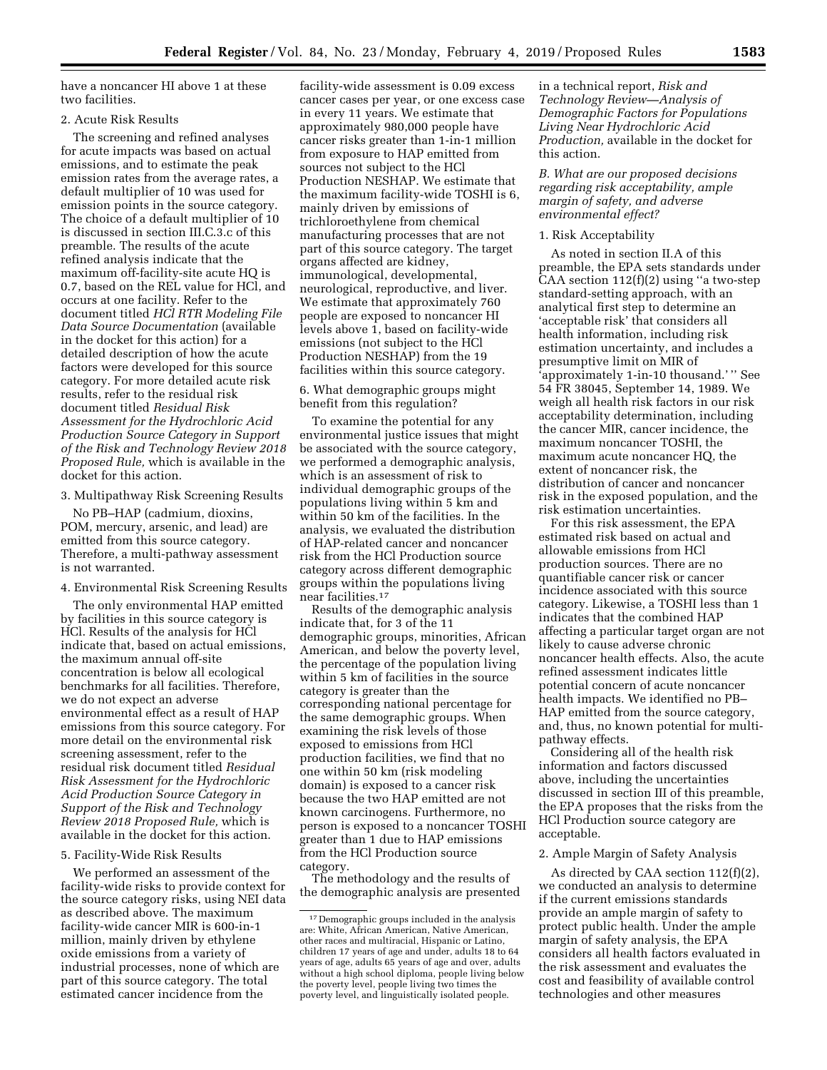have a noncancer HI above 1 at these two facilities.

2. Acute Risk Results

The screening and refined analyses for acute impacts was based on actual emissions, and to estimate the peak emission rates from the average rates, a default multiplier of 10 was used for emission points in the source category. The choice of a default multiplier of 10 is discussed in section III.C.3.c of this preamble. The results of the acute refined analysis indicate that the maximum off-facility-site acute HQ is 0.7, based on the REL value for HCl, and occurs at one facility. Refer to the document titled *HCl RTR Modeling File Data Source Documentation* (available in the docket for this action) for a detailed description of how the acute factors were developed for this source category. For more detailed acute risk results, refer to the residual risk document titled *Residual Risk Assessment for the Hydrochloric Acid Production Source Category in Support of the Risk and Technology Review 2018 Proposed Rule,* which is available in the docket for this action.

3. Multipathway Risk Screening Results

No PB–HAP (cadmium, dioxins, POM, mercury, arsenic, and lead) are emitted from this source category. Therefore, a multi-pathway assessment is not warranted.

4. Environmental Risk Screening Results

The only environmental HAP emitted by facilities in this source category is HCl. Results of the analysis for HCl indicate that, based on actual emissions, the maximum annual off-site concentration is below all ecological benchmarks for all facilities. Therefore, we do not expect an adverse environmental effect as a result of HAP emissions from this source category. For more detail on the environmental risk screening assessment, refer to the residual risk document titled *Residual Risk Assessment for the Hydrochloric Acid Production Source Category in Support of the Risk and Technology Review 2018 Proposed Rule,* which is available in the docket for this action.

5. Facility-Wide Risk Results

We performed an assessment of the facility-wide risks to provide context for the source category risks, using NEI data as described above. The maximum facility-wide cancer MIR is 600-in-1 million, mainly driven by ethylene oxide emissions from a variety of industrial processes, none of which are part of this source category. The total estimated cancer incidence from the facility-wide assessment is 0.09 excess cancer cases per year, or one excess case in every 11 years. We estimate that approximately 980,000 people have cancer risks greater than 1-in-1 million from exposure to HAP emitted from sources not subject to the HCl Production NESHAP. We estimate that the maximum facility-wide TOSHI is 6, mainly driven by emissions of trichloroethylene from chemical manufacturing processes that are not part of this source category. The target organs affected are kidney, immunological, developmental, neurological, reproductive, and liver. We estimate that approximately 760 people are exposed to noncancer HI levels above 1, based on facility-wide emissions (not subject to the HCl Production NESHAP) from the 19 facilities within this source category.

6. What demographic groups might benefit from this regulation?

To examine the potential for any environmental justice issues that might be associated with the source category, we performed a demographic analysis, which is an assessment of risk to individual demographic groups of the populations living within 5 km and within 50 km of the facilities. In the analysis, we evaluated the distribution of HAP-related cancer and noncancer risk from the HCl Production source category across different demographic groups within the populations living near facilities.[17]

Results of the demographic analysis indicate that, for 3 of the 11 demographic groups, minorities, African American, and below the poverty level, the percentage of the population living within 5 km of facilities in the source category is greater than the corresponding national percentage for the same demographic groups. When examining the risk levels of those exposed to emissions from HCl production facilities, we find that no one within 50 km (risk modeling domain) is exposed to a cancer risk because the two HAP emitted are not known carcinogens. Furthermore, no person is exposed to a noncancer TOSHI greater than 1 due to HAP emissions from the HCl Production source category.

The methodology and the results of the demographic analysis are presented in a technical report, *Risk and Technology Review—Analysis of Demographic Factors for Populations Living Near Hydrochloric Acid Production,* available in the docket for this action.

*B. What are our proposed decisions regarding risk acceptability, ample margin of safety, and adverse environmental effect?*

1. Risk Acceptability

As noted in section II.A of this preamble, the EPA sets standards under CAA section 112(f)(2) using "a two-step standard-setting approach, with an analytical first step to determine an 'acceptable risk' that considers all health information, including risk estimation uncertainty, and includes a presumptive limit on MIR of 'approximately 1-in-10 thousand.' " See 54 FR 38045, September 14, 1989. We weigh all health risk factors in our risk acceptability determination, including the cancer MIR, cancer incidence, the maximum noncancer TOSHI, the maximum acute noncancer HQ, the extent of noncancer risk, the distribution of cancer and noncancer risk in the exposed population, and the risk estimation uncertainties.

For this risk assessment, the EPA estimated risk based on actual and allowable emissions from HCl production sources. There are no quantifiable cancer risk or cancer incidence associated with this source category. Likewise, a TOSHI less than 1 indicates that the combined HAP affecting a particular target organ are not likely to cause adverse chronic noncancer health effects. Also, the acute refined assessment indicates little potential concern of acute noncancer health impacts. We identified no PB–HAP emitted from the source category, and, thus, no known potential for multi-pathway effects.

Considering all of the health risk information and factors discussed above, including the uncertainties discussed in section III of this preamble, the EPA proposes that the risks from the HCl Production source category are acceptable.

2. Ample Margin of Safety Analysis

As directed by CAA section 112(f)(2), we conducted an analysis to determine if the current emissions standards provide an ample margin of safety to protect public health. Under the ample margin of safety analysis, the EPA considers all health factors evaluated in the risk assessment and evaluates the cost and feasibility of available control technologies and other measures

[17] Demographic groups included in the analysis are: White, African American, Native American, other races and multiracial, Hispanic or Latino, children 17 years of age and under, adults 18 to 64 years of age, adults 65 years of age and over, adults without a high school diploma, people living below the poverty level, people living two times the poverty level, and linguistically isolated people.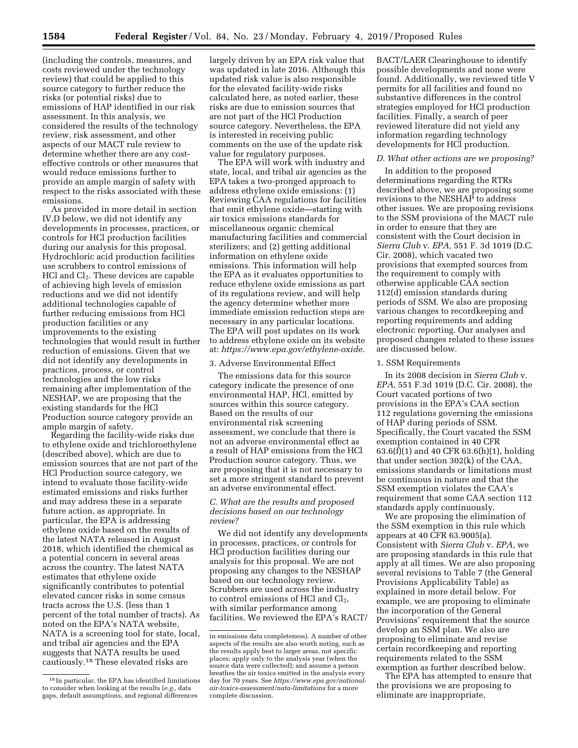(including the controls, measures, and costs reviewed under the technology review) that could be applied to this source category to further reduce the risks (or potential risks) due to emissions of HAP identified in our risk assessment. In this analysis, we considered the results of the technology review, risk assessment, and other aspects of our MACT rule review to determine whether there are any cost-effective controls or other measures that would reduce emissions further to provide an ample margin of safety with respect to the risks associated with these emissions.

As provided in more detail in section IV.D below, we did not identify any developments in processes, practices, or controls for HCl production facilities during our analysis for this proposal. Hydrochloric acid production facilities use scrubbers to control emissions of HCl and $Cl_2$. These devices are capable of achieving high levels of emission reductions and we did not identify additional technologies capable of further reducing emissions from HCl production facilities or any improvements to the existing technologies that would result in further reduction of emissions. Given that we did not identify any developments in practices, process, or control technologies and the low risks remaining after implementation of the NESHAP, we are proposing that the existing standards for the HCl Production source category provide an ample margin of safety.

Regarding the facility-wide risks due to ethylene oxide and trichloroethylene (described above), which are due to emission sources that are not part of the HCl Production source category, we intend to evaluate those facility-wide estimated emissions and risks further and may address these in a separate future action, as appropriate. In particular, the EPA is addressing ethylene oxide based on the results of the latest NATA released in August 2018, which identified the chemical as a potential concern in several areas across the country. The latest NATA estimates that ethylene oxide significantly contributes to potential elevated cancer risks in some census tracts across the U.S. (less than 1 percent of the total number of tracts). As noted on the EPA's NATA website, NATA is a screening tool for state, local, and tribal air agencies and the EPA suggests that NATA results be used cautiously.[18] These elevated risks are largely driven by an EPA risk value that was updated in late 2016. Although this updated risk value is also responsible for the elevated facility-wide risks calculated here, as noted earlier, these risks are due to emission sources that are not part of the HCl Production source category. Nevertheless, the EPA is interested in receiving public comments on the use of the update risk value for regulatory purposes.

The EPA will work with industry and state, local, and tribal air agencies as the EPA takes a two-pronged approach to address ethylene oxide emissions: (1) Reviewing CAA regulations for facilities that emit ethylene oxide—starting with air toxics emissions standards for miscellaneous organic chemical manufacturing facilities and commercial sterilizers; and (2) getting additional information on ethylene oxide emissions. This information will help the EPA as it evaluates opportunities to reduce ethylene oxide emissions as part of its regulations review, and will help the agency determine whether more immediate emission reduction steps are necessary in any particular locations. The EPA will post updates on its work to address ethylene oxide on its website at: *https://www.epa.gov/ethylene-oxide.*

3. Adverse Environmental Effect

The emissions data for this source category indicate the presence of one environmental HAP, HCl, emitted by sources within this source category. Based on the results of our environmental risk screening assessment, we conclude that there is not an adverse environmental effect as a result of HAP emissions from the HCl Production source category. Thus, we are proposing that it is not necessary to set a more stringent standard to prevent an adverse environmental effect.

### *C. What are the results and proposed decisions based on our technology review?*

We did not identify any developments in processes, practices, or controls for HCl production facilities during our analysis for this proposal. We are not proposing any changes to the NESHAP based on our technology review. Scrubbers are used across the industry to control emissions of HCl and $Cl_2$, with similar performance among facilities. We reviewed the EPA's RACT/BACT/LAER Clearinghouse to identify possible developments and none were found. Additionally, we reviewed title V permits for all facilities and found no substantive differences in the control strategies employed for HCl production facilities. Finally, a search of peer reviewed literature did not yield any information regarding technology developments for HCl production.

### *D. What other actions are we proposing?*

In addition to the proposed determinations regarding the RTRs described above, we are proposing some revisions to the NESHAP to address other issues. We are proposing revisions to the SSM provisions of the MACT rule in order to ensure that they are consistent with the Court decision in *Sierra Club* v. *EPA,* 551 F. 3d 1019 (D.C. Cir. 2008), which vacated two provisions that exempted sources from the requirement to comply with otherwise applicable CAA section 112(d) emission standards during periods of SSM. We also are proposing various changes to recordkeeping and reporting requirements and adding electronic reporting. Our analyses and proposed changes related to these issues are discussed below.

1. SSM Requirements

In its 2008 decision in *Sierra Club* v. *EPA,* 551 F.3d 1019 (D.C. Cir. 2008), the Court vacated portions of two provisions in the EPA's CAA section 112 regulations governing the emissions of HAP during periods of SSM. Specifically, the Court vacated the SSM exemption contained in 40 CFR 63.6(f)(1) and 40 CFR 63.6(h)(1), holding that under section 302(k) of the CAA, emissions standards or limitations must be continuous in nature and that the SSM exemption violates the CAA's requirement that some CAA section 112 standards apply continuously.

We are proposing the elimination of the SSM exemption in this rule which appears at 40 CFR 63.9005(a). Consistent with *Sierra Club* v. *EPA,* we are proposing standards in this rule that apply at all times. We are also proposing several revisions to Table 7 (the General Provisions Applicability Table) as explained in more detail below. For example, we are proposing to eliminate the incorporation of the General Provisions' requirement that the source develop an SSM plan. We also are proposing to eliminate and revise certain recordkeeping and reporting requirements related to the SSM exemption as further described below.

The EPA has attempted to ensure that the provisions we are proposing to eliminate are inappropriate,

[18] In particular, the EPA has identified limitations to consider when looking at the results (*e.g.,* data gaps, default assumptions, and regional differences in emissions data completeness). A number of other aspects of the results are also worth noting, such as the results apply best to larger areas, not specific places; apply only to the analysis year (when the source data were collected); and assume a person breathes the air toxics emitted in the analysis every day for 70 years. See *https://www.epa.gov/national-air-toxics-assessment/nata-limitations* for a more complete discussion.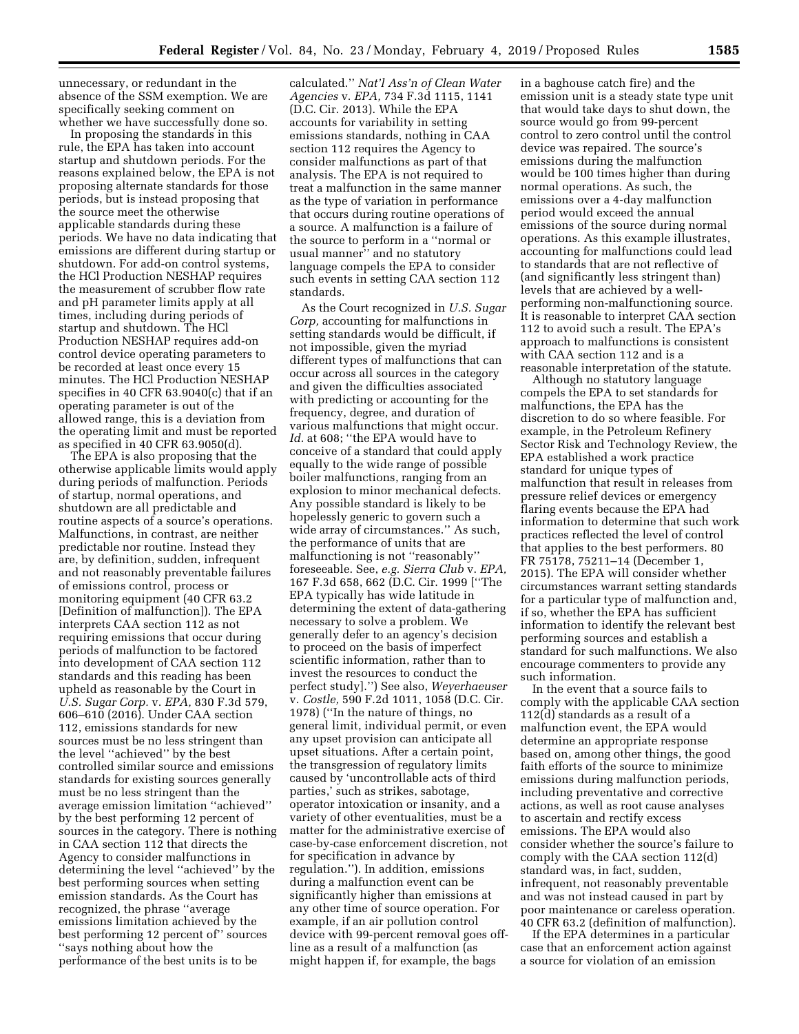unnecessary, or redundant in the absence of the SSM exemption. We are specifically seeking comment on whether we have successfully done so.

In proposing the standards in this rule, the EPA has taken into account startup and shutdown periods. For the reasons explained below, the EPA is not proposing alternate standards for those periods, but is instead proposing that the source meet the otherwise applicable standards during these periods. We have no data indicating that emissions are different during startup or shutdown. For add-on control systems, the HCl Production NESHAP requires the measurement of scrubber flow rate and pH parameter limits apply at all times, including during periods of startup and shutdown. The HCl Production NESHAP requires add-on control device operating parameters to be recorded at least once every 15 minutes. The HCl Production NESHAP specifies in 40 CFR 63.9040(c) that if an operating parameter is out of the allowed range, this is a deviation from the operating limit and must be reported as specified in 40 CFR 63.9050(d).

The EPA is also proposing that the otherwise applicable limits would apply during periods of malfunction. Periods of startup, normal operations, and shutdown are all predictable and routine aspects of a source's operations. Malfunctions, in contrast, are neither predictable nor routine. Instead they are, by definition, sudden, infrequent and not reasonably preventable failures of emissions control, process or monitoring equipment (40 CFR 63.2 [Definition of malfunction]). The EPA interprets CAA section 112 as not requiring emissions that occur during periods of malfunction to be factored into development of CAA section 112 standards and this reading has been upheld as reasonable by the Court in *U.S. Sugar Corp.* v. *EPA,* 830 F.3d 579, 606–610 (2016). Under CAA section 112, emissions standards for new sources must be no less stringent than the level ''achieved'' by the best controlled similar source and emissions standards for existing sources generally must be no less stringent than the average emission limitation ''achieved'' by the best performing 12 percent of sources in the category. There is nothing in CAA section 112 that directs the Agency to consider malfunctions in determining the level ''achieved'' by the best performing sources when setting emission standards. As the Court has recognized, the phrase ''average emissions limitation achieved by the best performing 12 percent of'' sources ''says nothing about how the performance of the best units is to be calculated.'' *Nat'l Ass'n of Clean Water Agencies* v. *EPA,* 734 F.3d 1115, 1141 (D.C. Cir. 2013). While the EPA accounts for variability in setting emissions standards, nothing in CAA section 112 requires the Agency to consider malfunctions as part of that analysis. The EPA is not required to treat a malfunction in the same manner as the type of variation in performance that occurs during routine operations of a source. A malfunction is a failure of the source to perform in a ''normal or usual manner'' and no statutory language compels the EPA to consider such events in setting CAA section 112 standards.

As the Court recognized in *U.S. Sugar Corp,* accounting for malfunctions in setting standards would be difficult, if not impossible, given the myriad different types of malfunctions that can occur across all sources in the category and given the difficulties associated with predicting or accounting for the frequency, degree, and duration of various malfunctions that might occur. *Id.* at 608; ''the EPA would have to conceive of a standard that could apply equally to the wide range of possible boiler malfunctions, ranging from an explosion to minor mechanical defects. Any possible standard is likely to be hopelessly generic to govern such a wide array of circumstances.'' As such, the performance of units that are malfunctioning is not ''reasonably'' foreseeable. See, *e.g. Sierra Club* v. *EPA,* 167 F.3d 658, 662 (D.C. Cir. 1999 [''The EPA typically has wide latitude in determining the extent of data-gathering necessary to solve a problem. We generally defer to an agency's decision to proceed on the basis of imperfect scientific information, rather than to invest the resources to conduct the perfect study].'') See also, *Weyerhaeuser* v. *Costle,* 590 F.2d 1011, 1058 (D.C. Cir. 1978) (''In the nature of things, no general limit, individual permit, or even any upset provision can anticipate all upset situations. After a certain point, the transgression of regulatory limits caused by 'uncontrollable acts of third parties,' such as strikes, sabotage, operator intoxication or insanity, and a variety of other eventualities, must be a matter for the administrative exercise of case-by-case enforcement discretion, not for specification in advance by regulation.''). In addition, emissions during a malfunction event can be significantly higher than emissions at any other time of source operation. For example, if an air pollution control device with 99-percent removal goes off-line as a result of a malfunction (as might happen if, for example, the bags in a baghouse catch fire) and the emission unit is a steady state type unit that would take days to shut down, the source would go from 99-percent control to zero control until the control device was repaired. The source's emissions during the malfunction would be 100 times higher than during normal operations. As such, the emissions over a 4-day malfunction period would exceed the annual emissions of the source during normal operations. As this example illustrates, accounting for malfunctions could lead to standards that are not reflective of (and significantly less stringent than) levels that are achieved by a well-performing non-malfunctioning source. It is reasonable to interpret CAA section 112 to avoid such a result. The EPA's approach to malfunctions is consistent with CAA section 112 and is a reasonable interpretation of the statute.

Although no statutory language compels the EPA to set standards for malfunctions, the EPA has the discretion to do so where feasible. For example, in the Petroleum Refinery Sector Risk and Technology Review, the EPA established a work practice standard for unique types of malfunction that result in releases from pressure relief devices or emergency flaring events because the EPA had information to determine that such work practices reflected the level of control that applies to the best performers. 80 FR 75178, 75211–14 (December 1, 2015). The EPA will consider whether circumstances warrant setting standards for a particular type of malfunction and, if so, whether the EPA has sufficient information to identify the relevant best performing sources and establish a standard for such malfunctions. We also encourage commenters to provide any such information.

In the event that a source fails to comply with the applicable CAA section 112(d) standards as a result of a malfunction event, the EPA would determine an appropriate response based on, among other things, the good faith efforts of the source to minimize emissions during malfunction periods, including preventative and corrective actions, as well as root cause analyses to ascertain and rectify excess emissions. The EPA would also consider whether the source's failure to comply with the CAA section 112(d) standard was, in fact, sudden, infrequent, not reasonably preventable and was not instead caused in part by poor maintenance or careless operation. 40 CFR 63.2 (definition of malfunction).

If the EPA determines in a particular case that an enforcement action against a source for violation of an emission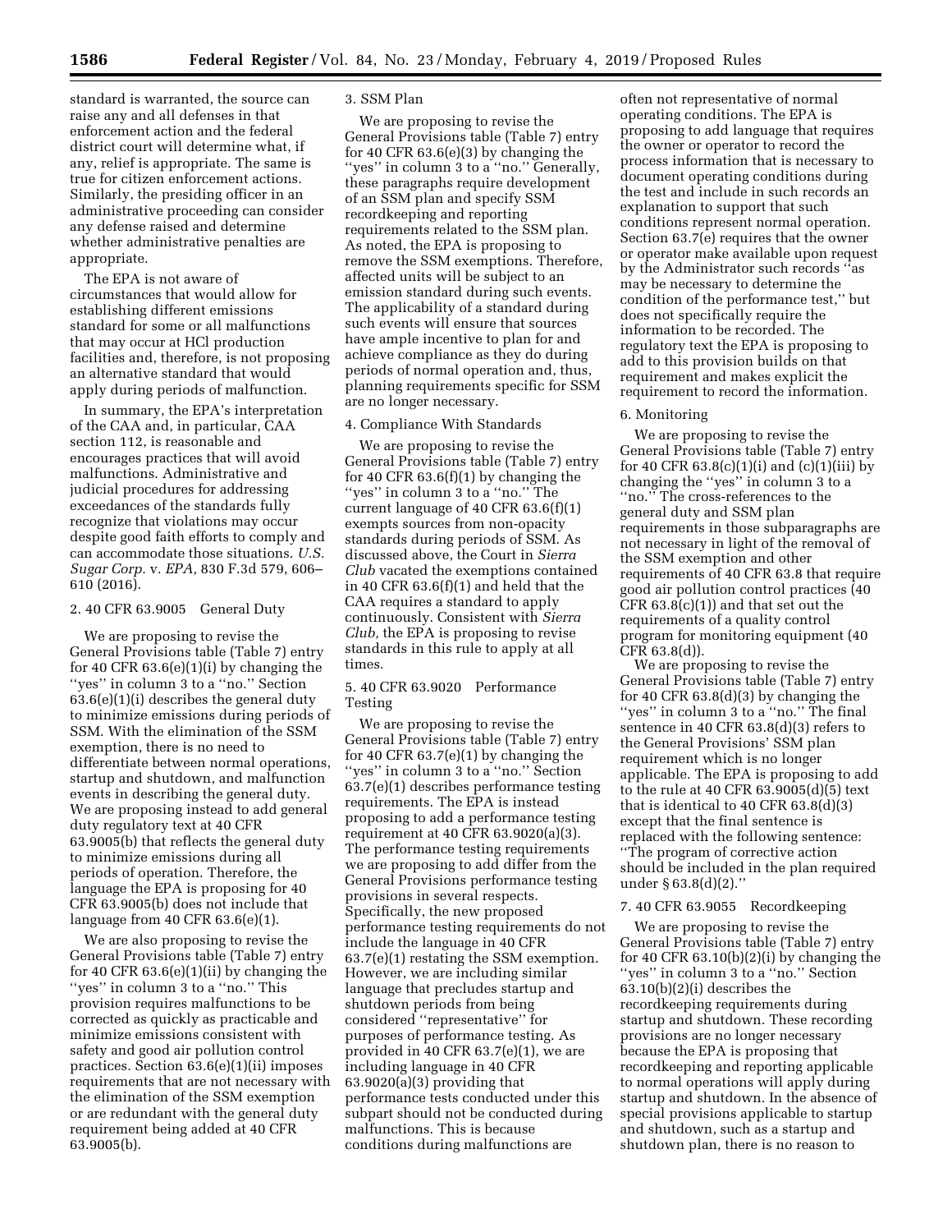standard is warranted, the source can raise any and all defenses in that enforcement action and the federal district court will determine what, if any, relief is appropriate. The same is true for citizen enforcement actions. Similarly, the presiding officer in an administrative proceeding can consider any defense raised and determine whether administrative penalties are appropriate.

The EPA is not aware of circumstances that would allow for establishing different emissions standard for some or all malfunctions that may occur at HCl production facilities and, therefore, is not proposing an alternative standard that would apply during periods of malfunction.

In summary, the EPA's interpretation of the CAA and, in particular, CAA section 112, is reasonable and encourages practices that will avoid malfunctions. Administrative and judicial procedures for addressing exceedances of the standards fully recognize that violations may occur despite good faith efforts to comply and can accommodate those situations. *U.S. Sugar Corp.* v. *EPA,* 830 F.3d 579, 606–610 (2016).

2. 40 CFR 63.9005 General Duty

We are proposing to revise the General Provisions table (Table 7) entry for 40 CFR 63.6(e)(1)(i) by changing the ''yes'' in column 3 to a ''no.'' Section 63.6(e)(1)(i) describes the general duty to minimize emissions during periods of SSM. With the elimination of the SSM exemption, there is no need to differentiate between normal operations, startup and shutdown, and malfunction events in describing the general duty. We are proposing instead to add general duty regulatory text at 40 CFR 63.9005(b) that reflects the general duty to minimize emissions during all periods of operation. Therefore, the language the EPA is proposing for 40 CFR 63.9005(b) does not include that language from 40 CFR 63.6(e)(1).

We are also proposing to revise the General Provisions table (Table 7) entry for 40 CFR 63.6(e)(1)(ii) by changing the ''yes'' in column 3 to a ''no.'' This provision requires malfunctions to be corrected as quickly as practicable and minimize emissions consistent with safety and good air pollution control practices. Section 63.6(e)(1)(ii) imposes requirements that are not necessary with the elimination of the SSM exemption or are redundant with the general duty requirement being added at 40 CFR 63.9005(b).

3. SSM Plan

We are proposing to revise the General Provisions table (Table 7) entry for 40 CFR 63.6(e)(3) by changing the ''yes'' in column 3 to a ''no.'' Generally, these paragraphs require development of an SSM plan and specify SSM recordkeeping and reporting requirements related to the SSM plan. As noted, the EPA is proposing to remove the SSM exemptions. Therefore, affected units will be subject to an emission standard during such events. The applicability of a standard during such events will ensure that sources have ample incentive to plan for and achieve compliance as they do during periods of normal operation and, thus, planning requirements specific for SSM are no longer necessary.

4. Compliance With Standards

We are proposing to revise the General Provisions table (Table 7) entry for 40 CFR 63.6(f)(1) by changing the ''yes'' in column 3 to a ''no.'' The current language of 40 CFR 63.6(f)(1) exempts sources from non-opacity standards during periods of SSM. As discussed above, the Court in *Sierra Club* vacated the exemptions contained in 40 CFR 63.6(f)(1) and held that the CAA requires a standard to apply continuously. Consistent with *Sierra Club,* the EPA is proposing to revise standards in this rule to apply at all times.

5. 40 CFR 63.9020 Performance Testing

We are proposing to revise the General Provisions table (Table 7) entry for 40 CFR 63.7(e)(1) by changing the ''yes'' in column 3 to a ''no.'' Section 63.7(e)(1) describes performance testing requirements. The EPA is instead proposing to add a performance testing requirement at 40 CFR 63.9020(a)(3). The performance testing requirements we are proposing to add differ from the General Provisions performance testing provisions in several respects. Specifically, the new proposed performance testing requirements do not include the language in 40 CFR 63.7(e)(1) restating the SSM exemption. However, we are including similar language that precludes startup and shutdown periods from being considered ''representative'' for purposes of performance testing. As provided in 40 CFR 63.7(e)(1), we are including language in 40 CFR 63.9020(a)(3) providing that performance tests conducted under this subpart should not be conducted during malfunctions. This is because conditions during malfunctions are often not representative of normal operating conditions. The EPA is proposing to add language that requires the owner or operator to record the process information that is necessary to document operating conditions during the test and include in such records an explanation to support that such conditions represent normal operation. Section 63.7(e) requires that the owner or operator make available upon request by the Administrator such records ''as may be necessary to determine the condition of the performance test,'' but does not specifically require the information to be recorded. The regulatory text the EPA is proposing to add to this provision builds on that requirement and makes explicit the requirement to record the information.

6. Monitoring

We are proposing to revise the General Provisions table (Table 7) entry for 40 CFR 63.8(c)(1)(i) and (c)(1)(iii) by changing the ''yes'' in column 3 to a ''no.'' The cross-references to the general duty and SSM plan requirements in those subparagraphs are not necessary in light of the removal of the SSM exemption and other requirements of 40 CFR 63.8 that require good air pollution control practices (40 CFR 63.8(c)(1)) and that set out the requirements of a quality control program for monitoring equipment (40 CFR 63.8(d)).

We are proposing to revise the General Provisions table (Table 7) entry for 40 CFR 63.8(d)(3) by changing the ''yes'' in column 3 to a ''no.'' The final sentence in 40 CFR 63.8(d)(3) refers to the General Provisions' SSM plan requirement which is no longer applicable. The EPA is proposing to add to the rule at 40 CFR 63.9005(d)(5) text that is identical to 40 CFR 63.8(d)(3) except that the final sentence is replaced with the following sentence: ''The program of corrective action should be included in the plan required under § 63.8(d)(2).''

7. 40 CFR 63.9055 Recordkeeping

We are proposing to revise the General Provisions table (Table 7) entry for 40 CFR 63.10(b)(2)(i) by changing the ''yes'' in column 3 to a ''no.'' Section 63.10(b)(2)(i) describes the recordkeeping requirements during startup and shutdown. These recording provisions are no longer necessary because the EPA is proposing that recordkeeping and reporting applicable to normal operations will apply during startup and shutdown. In the absence of special provisions applicable to startup and shutdown, such as a startup and shutdown plan, there is no reason to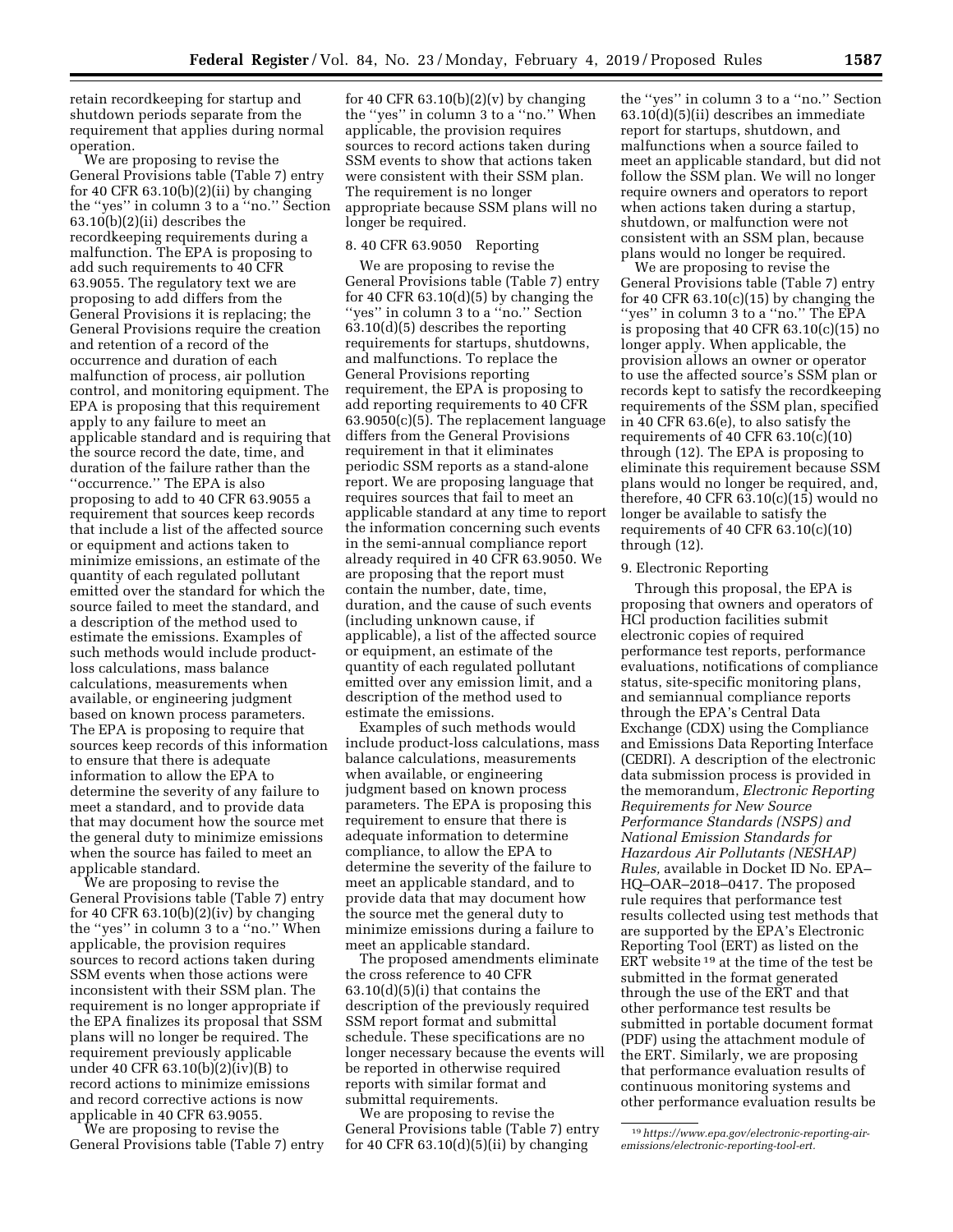retain recordkeeping for startup and shutdown periods separate from the requirement that applies during normal operation.

We are proposing to revise the General Provisions table (Table 7) entry for 40 CFR 63.10(b)(2)(ii) by changing the ''yes'' in column 3 to a ''no.'' Section 63.10(b)(2)(ii) describes the recordkeeping requirements during a malfunction. The EPA is proposing to add such requirements to 40 CFR 63.9055. The regulatory text we are proposing to add differs from the General Provisions it is replacing; the General Provisions require the creation and retention of a record of the occurrence and duration of each malfunction of process, air pollution control, and monitoring equipment. The EPA is proposing that this requirement apply to any failure to meet an applicable standard and is requiring that the source record the date, time, and duration of the failure rather than the ''occurrence.'' The EPA is also proposing to add to 40 CFR 63.9055 a requirement that sources keep records that include a list of the affected source or equipment and actions taken to minimize emissions, an estimate of the quantity of each regulated pollutant emitted over the standard for which the source failed to meet the standard, and a description of the method used to estimate the emissions. Examples of such methods would include product-loss calculations, mass balance calculations, measurements when available, or engineering judgment based on known process parameters. The EPA is proposing to require that sources keep records of this information to ensure that there is adequate information to allow the EPA to determine the severity of any failure to meet a standard, and to provide data that may document how the source met the general duty to minimize emissions when the source has failed to meet an applicable standard.

We are proposing to revise the General Provisions table (Table 7) entry for 40 CFR 63.10(b)(2)(iv) by changing the ''yes'' in column 3 to a ''no.'' When applicable, the provision requires sources to record actions taken during SSM events when those actions were inconsistent with their SSM plan. The requirement is no longer appropriate if the EPA finalizes its proposal that SSM plans will no longer be required. The requirement previously applicable under 40 CFR 63.10(b)(2)(iv)(B) to record actions to minimize emissions and record corrective actions is now applicable in 40 CFR 63.9055.

We are proposing to revise the General Provisions table (Table 7) entry for 40 CFR 63.10(b)(2)(v) by changing the ''yes'' in column 3 to a ''no.'' When applicable, the provision requires sources to record actions taken during SSM events to show that actions taken were consistent with their SSM plan. The requirement is no longer appropriate because SSM plans will no longer be required.

8. 40 CFR 63.9050 Reporting

We are proposing to revise the General Provisions table (Table 7) entry for 40 CFR 63.10(d)(5) by changing the ''yes'' in column 3 to a ''no.'' Section 63.10(d)(5) describes the reporting requirements for startups, shutdowns, and malfunctions. To replace the General Provisions reporting requirement, the EPA is proposing to add reporting requirements to 40 CFR 63.9050(c)(5). The replacement language differs from the General Provisions requirement in that it eliminates periodic SSM reports as a stand-alone report. We are proposing language that requires sources that fail to meet an applicable standard at any time to report the information concerning such events in the semi-annual compliance report already required in 40 CFR 63.9050. We are proposing that the report must contain the number, date, time, duration, and the cause of such events (including unknown cause, if applicable), a list of the affected source or equipment, an estimate of the quantity of each regulated pollutant emitted over any emission limit, and a description of the method used to estimate the emissions.

Examples of such methods would include product-loss calculations, mass balance calculations, measurements when available, or engineering judgment based on known process parameters. The EPA is proposing this requirement to ensure that there is adequate information to determine compliance, to allow the EPA to determine the severity of the failure to meet an applicable standard, and to provide data that may document how the source met the general duty to minimize emissions during a failure to meet an applicable standard.

The proposed amendments eliminate the cross reference to 40 CFR 63.10(d)(5)(i) that contains the description of the previously required SSM report format and submittal schedule. These specifications are no longer necessary because the events will be reported in otherwise required reports with similar format and submittal requirements.

We are proposing to revise the General Provisions table (Table 7) entry for 40 CFR 63.10(d)(5)(ii) by changing the ''yes'' in column 3 to a ''no.'' Section 63.10(d)(5)(ii) describes an immediate report for startups, shutdown, and malfunctions when a source failed to meet an applicable standard, but did not follow the SSM plan. We will no longer require owners and operators to report when actions taken during a startup, shutdown, or malfunction were not consistent with an SSM plan, because plans would no longer be required.

We are proposing to revise the General Provisions table (Table 7) entry for 40 CFR 63.10(c)(15) by changing the ''yes'' in column 3 to a ''no.'' The EPA is proposing that 40 CFR 63.10(c)(15) no longer apply. When applicable, the provision allows an owner or operator to use the affected source's SSM plan or records kept to satisfy the recordkeeping requirements of the SSM plan, specified in 40 CFR 63.6(e), to also satisfy the requirements of 40 CFR 63.10(c)(10) through (12). The EPA is proposing to eliminate this requirement because SSM plans would no longer be required, and, therefore, 40 CFR 63.10(c)(15) would no longer be available to satisfy the requirements of 40 CFR 63.10(c)(10) through (12).

9. Electronic Reporting

Through this proposal, the EPA is proposing that owners and operators of HCl production facilities submit electronic copies of required performance test reports, performance evaluations, notifications of compliance status, site-specific monitoring plans, and semiannual compliance reports through the EPA's Central Data Exchange (CDX) using the Compliance and Emissions Data Reporting Interface (CEDRI). A description of the electronic data submission process is provided in the memorandum, *Electronic Reporting Requirements for New Source Performance Standards (NSPS) and National Emission Standards for Hazardous Air Pollutants (NESHAP) Rules,* available in Docket ID No. EPA–HQ–OAR–2018–0417. The proposed rule requires that performance test results collected using test methods that are supported by the EPA's Electronic Reporting Tool (ERT) as listed on the ERT website [19] at the time of the test be submitted in the format generated through the use of the ERT and that other performance test results be submitted in portable document format (PDF) using the attachment module of the ERT. Similarly, we are proposing that performance evaluation results of continuous monitoring systems and other performance evaluation results be

[19] *https://www.epa.gov/electronic-reporting-air-emissions/electronic-reporting-tool-ert.*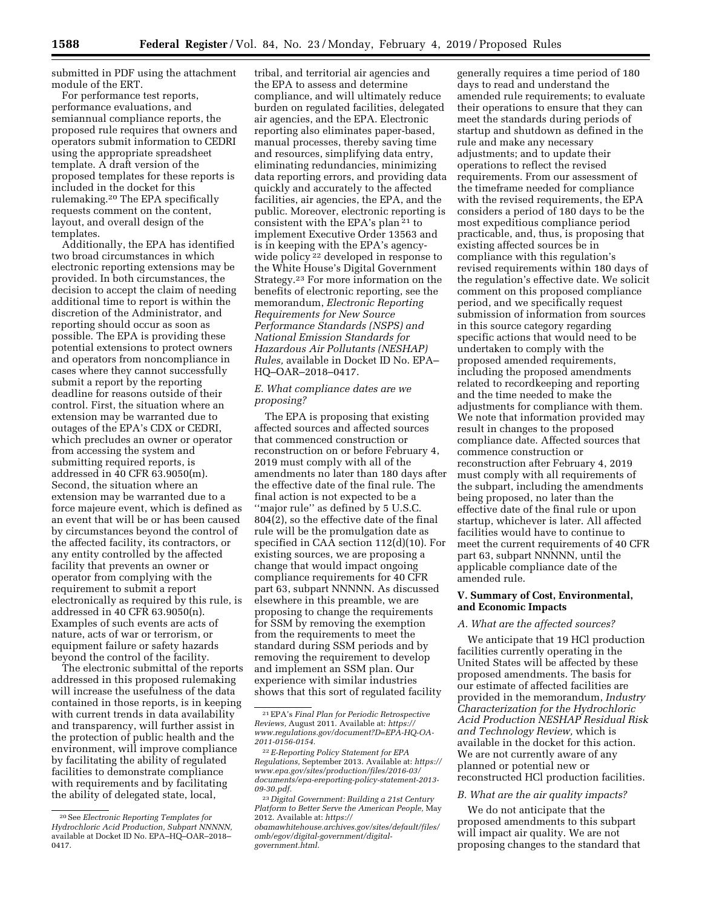submitted in PDF using the attachment module of the ERT.

For performance test reports, performance evaluations, and semiannual compliance reports, the proposed rule requires that owners and operators submit information to CEDRI using the appropriate spreadsheet template. A draft version of the proposed templates for these reports is included in the docket for this rulemaking.[20] The EPA specifically requests comment on the content, layout, and overall design of the templates.

Additionally, the EPA has identified two broad circumstances in which electronic reporting extensions may be provided. In both circumstances, the decision to accept the claim of needing additional time to report is within the discretion of the Administrator, and reporting should occur as soon as possible. The EPA is providing these potential extensions to protect owners and operators from noncompliance in cases where they cannot successfully submit a report by the reporting deadline for reasons outside of their control. First, the situation where an extension may be warranted due to outages of the EPA's CDX or CEDRI, which precludes an owner or operator from accessing the system and submitting required reports, is addressed in 40 CFR 63.9050(m). Second, the situation where an extension may be warranted due to a force majeure event, which is defined as an event that will be or has been caused by circumstances beyond the control of the affected facility, its contractors, or any entity controlled by the affected facility that prevents an owner or operator from complying with the requirement to submit a report electronically as required by this rule, is addressed in 40 CFR 63.9050(n). Examples of such events are acts of nature, acts of war or terrorism, or equipment failure or safety hazards beyond the control of the facility.

The electronic submittal of the reports addressed in this proposed rulemaking will increase the usefulness of the data contained in those reports, is in keeping with current trends in data availability and transparency, will further assist in the protection of public health and the environment, will improve compliance by facilitating the ability of regulated facilities to demonstrate compliance with requirements and by facilitating the ability of delegated state, local, tribal, and territorial air agencies and the EPA to assess and determine compliance, and will ultimately reduce burden on regulated facilities, delegated air agencies, and the EPA. Electronic reporting also eliminates paper-based, manual processes, thereby saving time and resources, simplifying data entry, eliminating redundancies, minimizing data reporting errors, and providing data quickly and accurately to the affected facilities, air agencies, the EPA, and the public. Moreover, electronic reporting is consistent with the EPA's plan[21] to implement Executive Order 13563 and is in keeping with the EPA's agency-wide policy[22] developed in response to the White House's Digital Government Strategy.[23] For more information on the benefits of electronic reporting, see the memorandum, *Electronic Reporting Requirements for New Source Performance Standards (NSPS) and National Emission Standards for Hazardous Air Pollutants (NESHAP) Rules,* available in Docket ID No. EPA–HQ–OAR–2018–0417.

### *E. What compliance dates are we proposing?*

The EPA is proposing that existing affected sources and affected sources that commenced construction or reconstruction on or before February 4, 2019 must comply with all of the amendments no later than 180 days after the effective date of the final rule. The final action is not expected to be a ''major rule'' as defined by 5 U.S.C. 804(2), so the effective date of the final rule will be the promulgation date as specified in CAA section 112(d)(10). For existing sources, we are proposing a change that would impact ongoing compliance requirements for 40 CFR part 63, subpart NNNNN. As discussed elsewhere in this preamble, we are proposing to change the requirements for SSM by removing the exemption from the requirements to meet the standard during SSM periods and by removing the requirement to develop and implement an SSM plan. Our experience with similar industries shows that this sort of regulated facility generally requires a time period of 180 days to read and understand the amended rule requirements; to evaluate their operations to ensure that they can meet the standards during periods of startup and shutdown as defined in the rule and make any necessary adjustments; and to update their operations to reflect the revised requirements. From our assessment of the timeframe needed for compliance with the revised requirements, the EPA considers a period of 180 days to be the most expeditious compliance period practicable, and, thus, is proposing that existing affected sources be in compliance with this regulation's revised requirements within 180 days of the regulation's effective date. We solicit comment on this proposed compliance period, and we specifically request submission of information from sources in this source category regarding specific actions that would need to be undertaken to comply with the proposed amended requirements, including the proposed amendments related to recordkeeping and reporting and the time needed to make the adjustments for compliance with them. We note that information provided may result in changes to the proposed compliance date. Affected sources that commence construction or reconstruction after February 4, 2019 must comply with all requirements of the subpart, including the amendments being proposed, no later than the effective date of the final rule or upon startup, whichever is later. All affected facilities would have to continue to meet the current requirements of 40 CFR part 63, subpart NNNNN, until the applicable compliance date of the amended rule.

## V. Summary of Cost, Environmental, and Economic Impacts

### *A. What are the affected sources?*

We anticipate that 19 HCl production facilities currently operating in the United States will be affected by these proposed amendments. The basis for our estimate of affected facilities are provided in the memorandum, *Industry Characterization for the Hydrochloric Acid Production NESHAP Residual Risk and Technology Review,* which is available in the docket for this action. We are not currently aware of any planned or potential new or reconstructed HCl production facilities.

### *B. What are the air quality impacts?*

We do not anticipate that the proposed amendments to this subpart will impact air quality. We are not proposing changes to the standard that

---

[20] See *Electronic Reporting Templates for Hydrochloric Acid Production, Subpart NNNNN,* available at Docket ID No. EPA–HQ–OAR–2018–0417.

[21] EPA's *Final Plan for Periodic Retrospective Reviews,* August 2011. Available at: *https://www.regulations.gov/document?D=EPA-HQ-OA-2011-0156-0154.*

[22] *E-Reporting Policy Statement for EPA Regulations,* September 2013. Available at: *https://www.epa.gov/sites/production/files/2016-03/documents/epa-ereporting-policy-statement-2013-09-30.pdf.*

[23] *Digital Government: Building a 21st Century Platform to Better Serve the American People,* May 2012. Available at: *https://obamawhitehouse.archives.gov/sites/default/files/omb/egov/digital-government/digital-government.html.*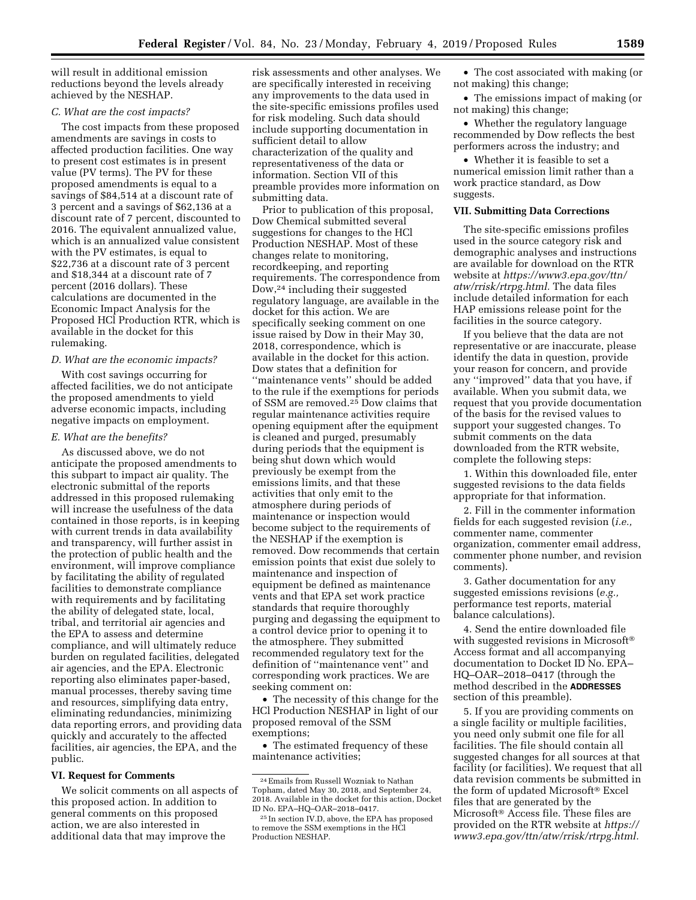will result in additional emission reductions beyond the levels already achieved by the NESHAP.

### C. What are the cost impacts?

The cost impacts from these proposed amendments are savings in costs to affected production facilities. One way to present cost estimates is in present value (PV terms). The PV for these proposed amendments is equal to a savings of $84,514 at a discount rate of 3 percent and a savings of $62,136 at a discount rate of 7 percent, discounted to 2016. The equivalent annualized value, which is an annualized value consistent with the PV estimates, is equal to $22,736 at a discount rate of 3 percent and $18,344 at a discount rate of 7 percent (2016 dollars). These calculations are documented in the Economic Impact Analysis for the Proposed HCl Production RTR, which is available in the docket for this rulemaking.

### D. What are the economic impacts?

With cost savings occurring for affected facilities, we do not anticipate the proposed amendments to yield adverse economic impacts, including negative impacts on employment.

### E. What are the benefits?

As discussed above, we do not anticipate the proposed amendments to this subpart to impact air quality. The electronic submittal of the reports addressed in this proposed rulemaking will increase the usefulness of the data contained in those reports, is in keeping with current trends in data availability and transparency, will further assist in the protection of public health and the environment, will improve compliance by facilitating the ability of regulated facilities to demonstrate compliance with requirements and by facilitating the ability of delegated state, local, tribal, and territorial air agencies and the EPA to assess and determine compliance, and will ultimately reduce burden on regulated facilities, delegated air agencies, and the EPA. Electronic reporting also eliminates paper-based, manual processes, thereby saving time and resources, simplifying data entry, eliminating redundancies, minimizing data reporting errors, and providing data quickly and accurately to the affected facilities, air agencies, the EPA, and the public.

## VI. Request for Comments

We solicit comments on all aspects of this proposed action. In addition to general comments on this proposed action, we are also interested in additional data that may improve the risk assessments and other analyses. We are specifically interested in receiving any improvements to the data used in the site-specific emissions profiles used for risk modeling. Such data should include supporting documentation in sufficient detail to allow characterization of the quality and representativeness of the data or information. Section VII of this preamble provides more information on submitting data.

Prior to publication of this proposal, Dow Chemical submitted several suggestions for changes to the HCl Production NESHAP. Most of these changes relate to monitoring, recordkeeping, and reporting requirements. The correspondence from Dow,[24] including their suggested regulatory language, are available in the docket for this action. We are specifically seeking comment on one issue raised by Dow in their May 30, 2018, correspondence, which is available in the docket for this action. Dow states that a definition for ''maintenance vents'' should be added to the rule if the exemptions for periods of SSM are removed.[25] Dow claims that regular maintenance activities require opening equipment after the equipment is cleaned and purged, presumably during periods that the equipment is being shut down which would previously be exempt from the emissions limits, and that these activities that only emit to the atmosphere during periods of maintenance or inspection would become subject to the requirements of the NESHAP if the exemption is removed. Dow recommends that certain emission points that exist due solely to maintenance and inspection of equipment be defined as maintenance vents and that EPA set work practice standards that require thoroughly purging and degassing the equipment to a control device prior to opening it to the atmosphere. They submitted recommended regulatory text for the definition of ''maintenance vent'' and corresponding work practices. We are seeking comment on:

- The necessity of this change for the HCl Production NESHAP in light of our proposed removal of the SSM exemptions;
- The estimated frequency of these maintenance activities;
- The cost associated with making (or not making) this change;
- The emissions impact of making (or not making) this change;
- Whether the regulatory language recommended by Dow reflects the best performers across the industry; and
- Whether it is feasible to set a numerical emission limit rather than a work practice standard, as Dow suggests.

## VII. Submitting Data Corrections

The site-specific emissions profiles used in the source category risk and demographic analyses and instructions are available for download on the RTR website at *https://www3.epa.gov/ttn/atw/rrisk/rtrpg.html*. The data files include detailed information for each HAP emissions release point for the facilities in the source category.

If you believe that the data are not representative or are inaccurate, please identify the data in question, provide your reason for concern, and provide any ''improved'' data that you have, if available. When you submit data, we request that you provide documentation of the basis for the revised values to support your suggested changes. To submit comments on the data downloaded from the RTR website, complete the following steps:

1. Within this downloaded file, enter suggested revisions to the data fields appropriate for that information.

2. Fill in the commenter information fields for each suggested revision (*i.e.,* commenter name, commenter organization, commenter email address, commenter phone number, and revision comments).

3. Gather documentation for any suggested emissions revisions (*e.g.,* performance test reports, material balance calculations).

4. Send the entire downloaded file with suggested revisions in Microsoft® Access format and all accompanying documentation to Docket ID No. EPA–HQ–OAR–2018–0417 (through the method described in the **ADDRESSES** section of this preamble).

5. If you are providing comments on a single facility or multiple facilities, you need only submit one file for all facilities. The file should contain all suggested changes for all sources at that facility (or facilities). We request that all data revision comments be submitted in the form of updated Microsoft® Excel files that are generated by the Microsoft® Access file. These files are provided on the RTR website at *https://www3.epa.gov/ttn/atw/rrisk/rtrpg.html*.

---

[24] Emails from Russell Wozniak to Nathan Topham, dated May 30, 2018, and September 24, 2018. Available in the docket for this action, Docket ID No. EPA–HQ–OAR–2018–0417.

[25] In section IV.D, above, the EPA has proposed to remove the SSM exemptions in the HCl Production NESHAP.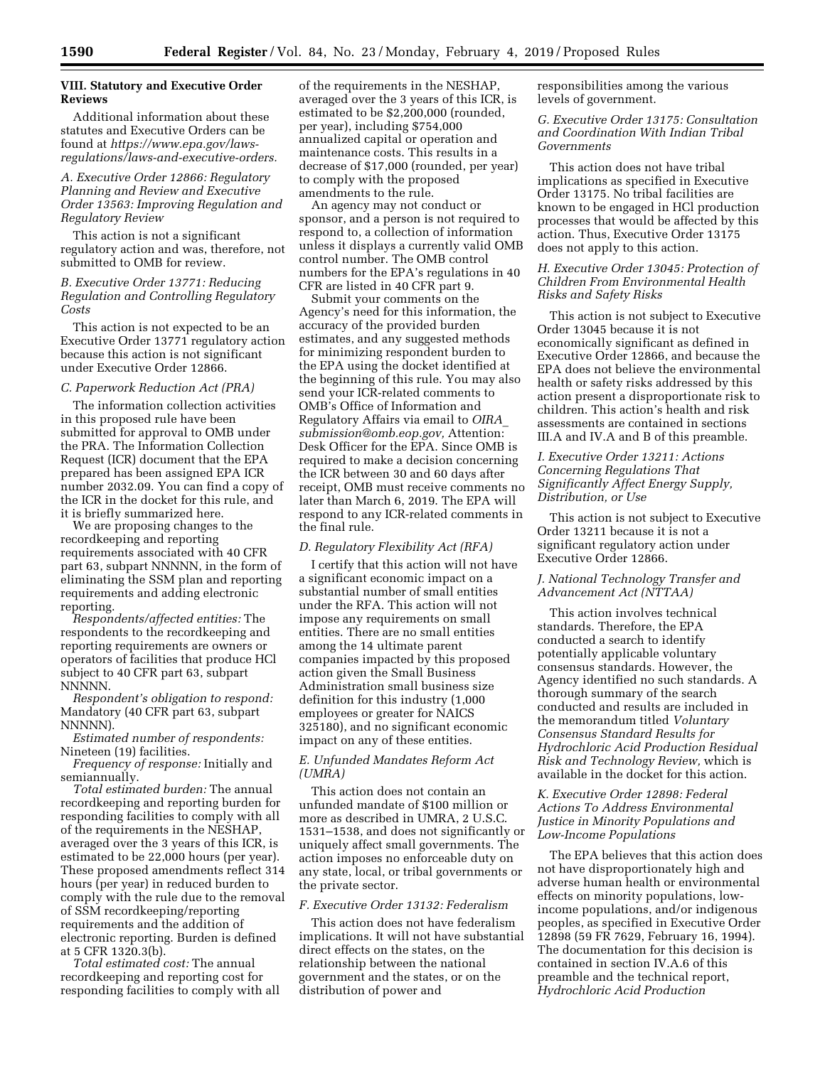## VIII. Statutory and Executive Order Reviews

Additional information about these statutes and Executive Orders can be found at *https://www.epa.gov/laws-regulations/laws-and-executive-orders.*

### A. Executive Order 12866: Regulatory Planning and Review and Executive Order 13563: Improving Regulation and Regulatory Review

This action is not a significant regulatory action and was, therefore, not submitted to OMB for review.

### B. Executive Order 13771: Reducing Regulation and Controlling Regulatory Costs

This action is not expected to be an Executive Order 13771 regulatory action because this action is not significant under Executive Order 12866.

### C. Paperwork Reduction Act (PRA)

The information collection activities in this proposed rule have been submitted for approval to OMB under the PRA. The Information Collection Request (ICR) document that the EPA prepared has been assigned EPA ICR number 2032.09. You can find a copy of the ICR in the docket for this rule, and it is briefly summarized here.

We are proposing changes to the recordkeeping and reporting requirements associated with 40 CFR part 63, subpart NNNNN, in the form of eliminating the SSM plan and reporting requirements and adding electronic reporting.

*Respondents/affected entities:* The respondents to the recordkeeping and reporting requirements are owners or operators of facilities that produce HCl subject to 40 CFR part 63, subpart NNNNN.

*Respondent's obligation to respond:* Mandatory (40 CFR part 63, subpart NNNNN).

*Estimated number of respondents:* Nineteen (19) facilities.

*Frequency of response:* Initially and semiannually.

*Total estimated burden:* The annual recordkeeping and reporting burden for responding facilities to comply with all of the requirements in the NESHAP, averaged over the 3 years of this ICR, is estimated to be 22,000 hours (per year). These proposed amendments reflect 314 hours (per year) in reduced burden to comply with the rule due to the removal of SSM recordkeeping/reporting requirements and the addition of electronic reporting. Burden is defined at 5 CFR 1320.3(b).

*Total estimated cost:* The annual recordkeeping and reporting cost for responding facilities to comply with all of the requirements in the NESHAP, averaged over the 3 years of this ICR, is estimated to be $2,200,000 (rounded, per year), including $754,000 annualized capital or operation and maintenance costs. This results in a decrease of $17,000 (rounded, per year) to comply with the proposed amendments to the rule.

An agency may not conduct or sponsor, and a person is not required to respond to, a collection of information unless it displays a currently valid OMB control number. The OMB control numbers for the EPA's regulations in 40 CFR are listed in 40 CFR part 9.

Submit your comments on the Agency's need for this information, the accuracy of the provided burden estimates, and any suggested methods for minimizing respondent burden to the EPA using the docket identified at the beginning of this rule. You may also send your ICR-related comments to OMB's Office of Information and Regulatory Affairs via email to *OIRA_submission@omb.eop.gov,* Attention: Desk Officer for the EPA. Since OMB is required to make a decision concerning the ICR between 30 and 60 days after receipt, OMB must receive comments no later than March 6, 2019. The EPA will respond to any ICR-related comments in the final rule.

### D. Regulatory Flexibility Act (RFA)

I certify that this action will not have a significant economic impact on a substantial number of small entities under the RFA. This action will not impose any requirements on small entities. There are no small entities among the 14 ultimate parent companies impacted by this proposed action given the Small Business Administration small business size definition for this industry (1,000 employees or greater for NAICS 325180), and no significant economic impact on any of these entities.

### E. Unfunded Mandates Reform Act (UMRA)

This action does not contain an unfunded mandate of $100 million or more as described in UMRA, 2 U.S.C. 1531–1538, and does not significantly or uniquely affect small governments. The action imposes no enforceable duty on any state, local, or tribal governments or the private sector.

### F. Executive Order 13132: Federalism

This action does not have federalism implications. It will not have substantial direct effects on the states, on the relationship between the national government and the states, or on the distribution of power and responsibilities among the various levels of government.

### G. Executive Order 13175: Consultation and Coordination With Indian Tribal Governments

This action does not have tribal implications as specified in Executive Order 13175. No tribal facilities are known to be engaged in HCl production processes that would be affected by this action. Thus, Executive Order 13175 does not apply to this action.

### H. Executive Order 13045: Protection of Children From Environmental Health Risks and Safety Risks

This action is not subject to Executive Order 13045 because it is not economically significant as defined in Executive Order 12866, and because the EPA does not believe the environmental health or safety risks addressed by this action present a disproportionate risk to children. This action's health and risk assessments are contained in sections III.A and IV.A and B of this preamble.

### I. Executive Order 13211: Actions Concerning Regulations That Significantly Affect Energy Supply, Distribution, or Use

This action is not subject to Executive Order 13211 because it is not a significant regulatory action under Executive Order 12866.

### J. National Technology Transfer and Advancement Act (NTTAA)

This action involves technical standards. Therefore, the EPA conducted a search to identify potentially applicable voluntary consensus standards. However, the Agency identified no such standards. A thorough summary of the search conducted and results are included in the memorandum titled *Voluntary Consensus Standard Results for Hydrochloric Acid Production Residual Risk and Technology Review,* which is available in the docket for this action.

### K. Executive Order 12898: Federal Actions To Address Environmental Justice in Minority Populations and Low-Income Populations

The EPA believes that this action does not have disproportionately high and adverse human health or environmental effects on minority populations, low-income populations, and/or indigenous peoples, as specified in Executive Order 12898 (59 FR 7629, February 16, 1994). The documentation for this decision is contained in section IV.A.6 of this preamble and the technical report, *Hydrochloric Acid Production*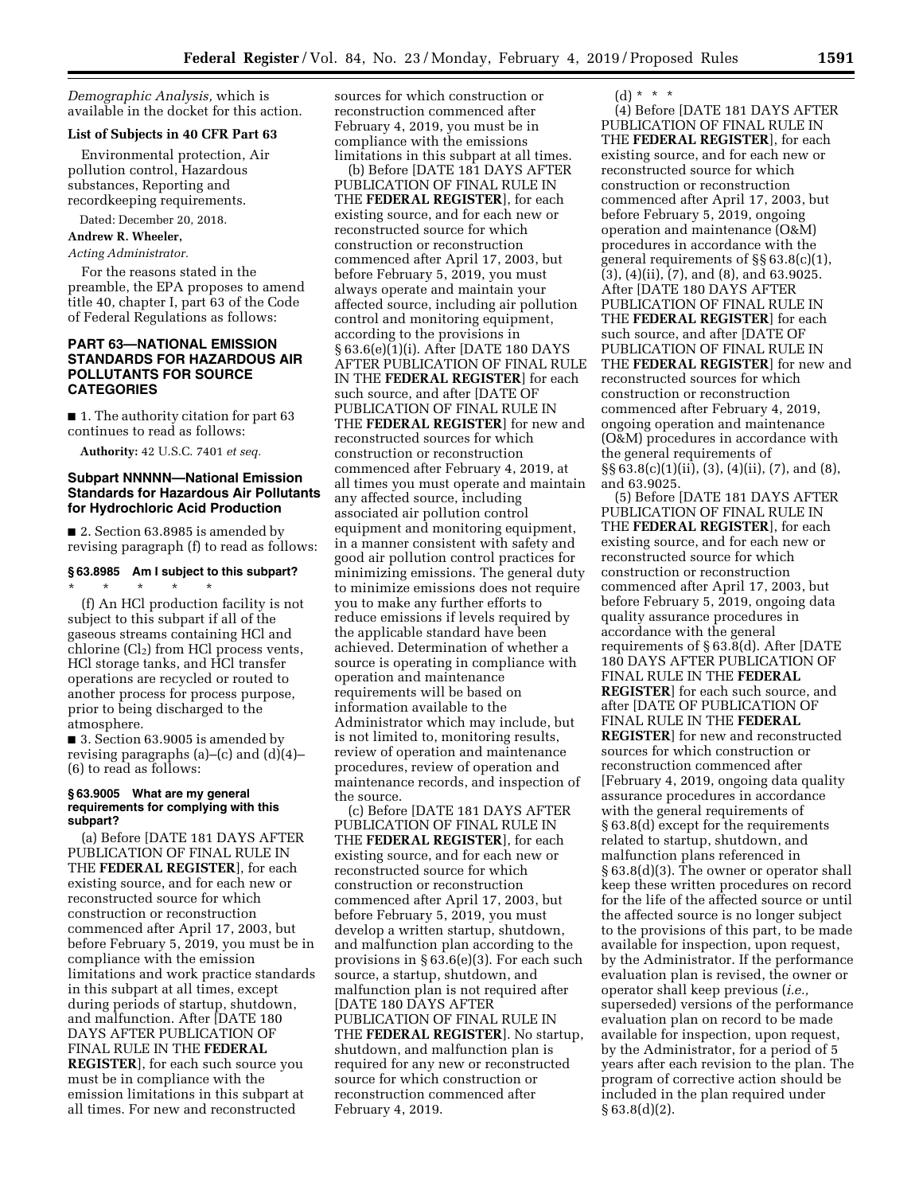*Demographic Analysis,* which is available in the docket for this action.

**List of Subjects in 40 CFR Part 63**

Environmental protection, Air pollution control, Hazardous substances, Reporting and recordkeeping requirements.

Dated: December 20, 2018.

**Andrew R. Wheeler,**

*Acting Administrator.*

For the reasons stated in the preamble, the EPA proposes to amend title 40, chapter I, part 63 of the Code of Federal Regulations as follows:

## PART 63—NATIONAL EMISSION STANDARDS FOR HAZARDOUS AIR POLLUTANTS FOR SOURCE CATEGORIES

■ 1. The authority citation for part 63 continues to read as follows:

**Authority:** 42 U.S.C. 7401 *et seq.*

### Subpart NNNNN—National Emission Standards for Hazardous Air Pollutants for Hydrochloric Acid Production

■ 2. Section 63.8985 is amended by revising paragraph (f) to read as follows:

#### § 63.8985 Am I subject to this subpart?

\* \* \* \* \*

(f) An HCl production facility is not subject to this subpart if all of the gaseous streams containing HCl and chlorine ($Cl_2$) from HCl process vents, HCl storage tanks, and HCl transfer operations are recycled or routed to another process for process purpose, prior to being discharged to the atmosphere.

■ 3. Section 63.9005 is amended by revising paragraphs (a)–(c) and (d)(4)–(6) to read as follows:

#### § 63.9005 What are my general requirements for complying with this subpart?

(a) Before [DATE 181 DAYS AFTER PUBLICATION OF FINAL RULE IN THE **FEDERAL REGISTER**], for each existing source, and for each new or reconstructed source for which construction or reconstruction commenced after April 17, 2003, but before February 5, 2019, you must be in compliance with the emission limitations and work practice standards in this subpart at all times, except during periods of startup, shutdown, and malfunction. After [DATE 180 DAYS AFTER PUBLICATION OF FINAL RULE IN THE **FEDERAL REGISTER**], for each such source you must be in compliance with the emission limitations in this subpart at all times. For new and reconstructed sources for which construction or reconstruction commenced after February 4, 2019, you must be in compliance with the emissions limitations in this subpart at all times.

(b) Before [DATE 181 DAYS AFTER PUBLICATION OF FINAL RULE IN THE **FEDERAL REGISTER**], for each existing source, and for each new or reconstructed source for which construction or reconstruction commenced after April 17, 2003, but before February 5, 2019, you must always operate and maintain your affected source, including air pollution control and monitoring equipment, according to the provisions in § 63.6(e)(1)(i). After [DATE 180 DAYS AFTER PUBLICATION OF FINAL RULE IN THE **FEDERAL REGISTER**] for each such source, and after [DATE OF PUBLICATION OF FINAL RULE IN THE **FEDERAL REGISTER**] for new and reconstructed sources for which construction or reconstruction commenced after February 4, 2019, at all times you must operate and maintain any affected source, including associated air pollution control equipment and monitoring equipment, in a manner consistent with safety and good air pollution control practices for minimizing emissions. The general duty to minimize emissions does not require you to make any further efforts to reduce emissions if levels required by the applicable standard have been achieved. Determination of whether a source is operating in compliance with operation and maintenance requirements will be based on information available to the Administrator which may include, but is not limited to, monitoring results, review of operation and maintenance procedures, review of operation and maintenance records, and inspection of the source.

(c) Before [DATE 181 DAYS AFTER PUBLICATION OF FINAL RULE IN THE **FEDERAL REGISTER**], for each existing source, and for each new or reconstructed source for which construction or reconstruction commenced after April 17, 2003, but before February 5, 2019, you must develop a written startup, shutdown, and malfunction plan according to the provisions in § 63.6(e)(3). For each such source, a startup, shutdown, and malfunction plan is not required after [DATE 180 DAYS AFTER PUBLICATION OF FINAL RULE IN THE **FEDERAL REGISTER**]. No startup, shutdown, and malfunction plan is required for any new or reconstructed source for which construction or reconstruction commenced after February 4, 2019.

(d) \* \* \*

(4) Before [DATE 181 DAYS AFTER PUBLICATION OF FINAL RULE IN THE **FEDERAL REGISTER**], for each existing source, and for each new or reconstructed source for which construction or reconstruction commenced after April 17, 2003, but before February 5, 2019, ongoing operation and maintenance (O&M) procedures in accordance with the general requirements of §§ 63.8(c)(1), (3), (4)(ii), (7), and (8), and 63.9025. After [DATE 180 DAYS AFTER PUBLICATION OF FINAL RULE IN THE **FEDERAL REGISTER**] for each such source, and after [DATE OF PUBLICATION OF FINAL RULE IN THE **FEDERAL REGISTER**] for new and reconstructed sources for which construction or reconstruction commenced after February 4, 2019, ongoing operation and maintenance (O&M) procedures in accordance with the general requirements of §§ 63.8(c)(1)(ii), (3), (4)(ii), (7), and (8), and 63.9025.

(5) Before [DATE 181 DAYS AFTER PUBLICATION OF FINAL RULE IN THE **FEDERAL REGISTER**], for each existing source, and for each new or reconstructed source for which construction or reconstruction commenced after April 17, 2003, but before February 5, 2019, ongoing data quality assurance procedures in accordance with the general requirements of § 63.8(d). After [DATE 180 DAYS AFTER PUBLICATION OF FINAL RULE IN THE **FEDERAL REGISTER**] for each such source, and after [DATE OF PUBLICATION OF FINAL RULE IN THE **FEDERAL REGISTER**] for new and reconstructed sources for which construction or reconstruction commenced after [February 4, 2019, ongoing data quality assurance procedures in accordance with the general requirements of § 63.8(d) except for the requirements related to startup, shutdown, and malfunction plans referenced in § 63.8(d)(3). The owner or operator shall keep these written procedures on record for the life of the affected source or until the affected source is no longer subject to the provisions of this part, to be made available for inspection, upon request, by the Administrator. If the performance evaluation plan is revised, the owner or operator shall keep previous (*i.e.,* superseded) versions of the performance evaluation plan on record to be made available for inspection, upon request, by the Administrator, for a period of 5 years after each revision to the plan. The program of corrective action should be included in the plan required under § 63.8(d)(2).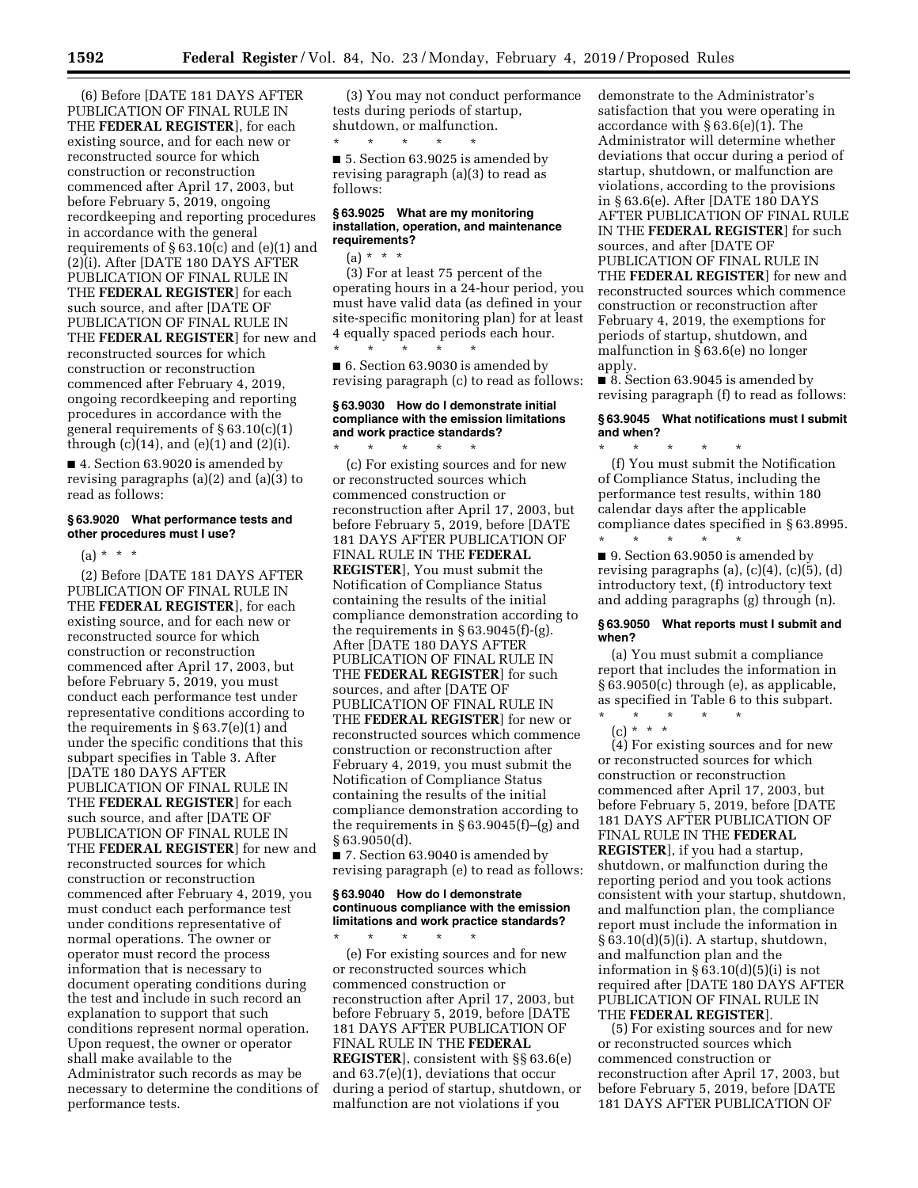(6) Before [DATE 181 DAYS AFTER PUBLICATION OF FINAL RULE IN THE **FEDERAL REGISTER**], for each existing source, and for each new or reconstructed source for which construction or reconstruction commenced after April 17, 2003, but before February 5, 2019, ongoing recordkeeping and reporting procedures in accordance with the general requirements of § 63.10(c) and (e)(1) and (2)(i). After [DATE 180 DAYS AFTER PUBLICATION OF FINAL RULE IN THE **FEDERAL REGISTER**] for each such source, and after [DATE OF PUBLICATION OF FINAL RULE IN THE **FEDERAL REGISTER**] for new and reconstructed sources for which construction or reconstruction commenced after February 4, 2019, ongoing recordkeeping and reporting procedures in accordance with the general requirements of § 63.10(c)(1) through (c)(14), and (e)(1) and (2)(i).

■ 4. Section 63.9020 is amended by revising paragraphs (a)(2) and (a)(3) to read as follows:

### § 63.9020 What performance tests and other procedures must I use?

(a) * * *

(2) Before [DATE 181 DAYS AFTER PUBLICATION OF FINAL RULE IN THE **FEDERAL REGISTER**], for each existing source, and for each new or reconstructed source for which construction or reconstruction commenced after April 17, 2003, but before February 5, 2019, you must conduct each performance test under representative conditions according to the requirements in § 63.7(e)(1) and under the specific conditions that this subpart specifies in Table 3. After [DATE 180 DAYS AFTER PUBLICATION OF FINAL RULE IN THE **FEDERAL REGISTER**] for each such source, and after [DATE OF PUBLICATION OF FINAL RULE IN THE **FEDERAL REGISTER**] for new and reconstructed sources for which construction or reconstruction commenced after February 4, 2019, you must conduct each performance test under conditions representative of normal operations. The owner or operator must record the process information that is necessary to document operating conditions during the test and include in such record an explanation to support that such conditions represent normal operation. Upon request, the owner or operator shall make available to the Administrator such records as may be necessary to determine the conditions of performance tests.

(3) You may not conduct performance tests during periods of startup, shutdown, or malfunction.

\* \* \* \* \*

■ 5. Section 63.9025 is amended by revising paragraph (a)(3) to read as follows:

### § 63.9025 What are my monitoring installation, operation, and maintenance requirements?

(a) * * *

(3) For at least 75 percent of the operating hours in a 24-hour period, you must have valid data (as defined in your site-specific monitoring plan) for at least 4 equally spaced periods each hour.

\* \* \* \* \*

■ 6. Section 63.9030 is amended by revising paragraph (c) to read as follows:

### § 63.9030 How do I demonstrate initial compliance with the emission limitations and work practice standards?

\* \* \* \* \*

(c) For existing sources and for new or reconstructed sources which commenced construction or reconstruction after April 17, 2003, but before February 5, 2019, before [DATE 181 DAYS AFTER PUBLICATION OF FINAL RULE IN THE **FEDERAL REGISTER**], You must submit the Notification of Compliance Status containing the results of the initial compliance demonstration according to the requirements in § 63.9045(f)-(g). After [DATE 180 DAYS AFTER PUBLICATION OF FINAL RULE IN THE **FEDERAL REGISTER**] for such sources, and after [DATE OF PUBLICATION OF FINAL RULE IN THE **FEDERAL REGISTER**] for new or reconstructed sources which commence construction or reconstruction after February 4, 2019, you must submit the Notification of Compliance Status containing the results of the initial compliance demonstration according to the requirements in § 63.9045(f)–(g) and § 63.9050(d).

■ 7. Section 63.9040 is amended by revising paragraph (e) to read as follows:

### § 63.9040 How do I demonstrate continuous compliance with the emission limitations and work practice standards?

\* \* \* \* \*

(e) For existing sources and for new or reconstructed sources which commenced construction or reconstruction after April 17, 2003, but before February 5, 2019, before [DATE 181 DAYS AFTER PUBLICATION OF FINAL RULE IN THE **FEDERAL REGISTER**], consistent with §§ 63.6(e) and 63.7(e)(1), deviations that occur during a period of startup, shutdown, or malfunction are not violations if you demonstrate to the Administrator's satisfaction that you were operating in accordance with § 63.6(e)(1). The Administrator will determine whether deviations that occur during a period of startup, shutdown, or malfunction are violations, according to the provisions in § 63.6(e). After [DATE 180 DAYS AFTER PUBLICATION OF FINAL RULE IN THE **FEDERAL REGISTER**] for such sources, and after [DATE OF PUBLICATION OF FINAL RULE IN THE **FEDERAL REGISTER**] for new and reconstructed sources which commence construction or reconstruction after February 4, 2019, the exemptions for periods of startup, shutdown, and malfunction in § 63.6(e) no longer apply.

■ 8. Section 63.9045 is amended by revising paragraph (f) to read as follows:

### § 63.9045 What notifications must I submit and when?

\* \* \* \* \*

(f) You must submit the Notification of Compliance Status, including the performance test results, within 180 calendar days after the applicable compliance dates specified in § 63.8995.

\* \* \* \* \*

■ 9. Section 63.9050 is amended by revising paragraphs (a), (c)(4), (c)(5), (d) introductory text, (f) introductory text and adding paragraphs (g) through (n).

### § 63.9050 What reports must I submit and when?

(a) You must submit a compliance report that includes the information in § 63.9050(c) through (e), as applicable, as specified in Table 6 to this subpart.

\* \* \* \* \*

(c) * * *

(4) For existing sources and for new or reconstructed sources for which construction or reconstruction commenced after April 17, 2003, but before February 5, 2019, before [DATE 181 DAYS AFTER PUBLICATION OF FINAL RULE IN THE **FEDERAL REGISTER**], if you had a startup, shutdown, or malfunction during the reporting period and you took actions consistent with your startup, shutdown, and malfunction plan, the compliance report must include the information in § 63.10(d)(5)(i). A startup, shutdown, and malfunction plan and the information in § 63.10(d)(5)(i) is not required after [DATE 180 DAYS AFTER PUBLICATION OF FINAL RULE IN THE **FEDERAL REGISTER**].

(5) For existing sources and for new or reconstructed sources which commenced construction or reconstruction after April 17, 2003, but before February 5, 2019, before [DATE 181 DAYS AFTER PUBLICATION OF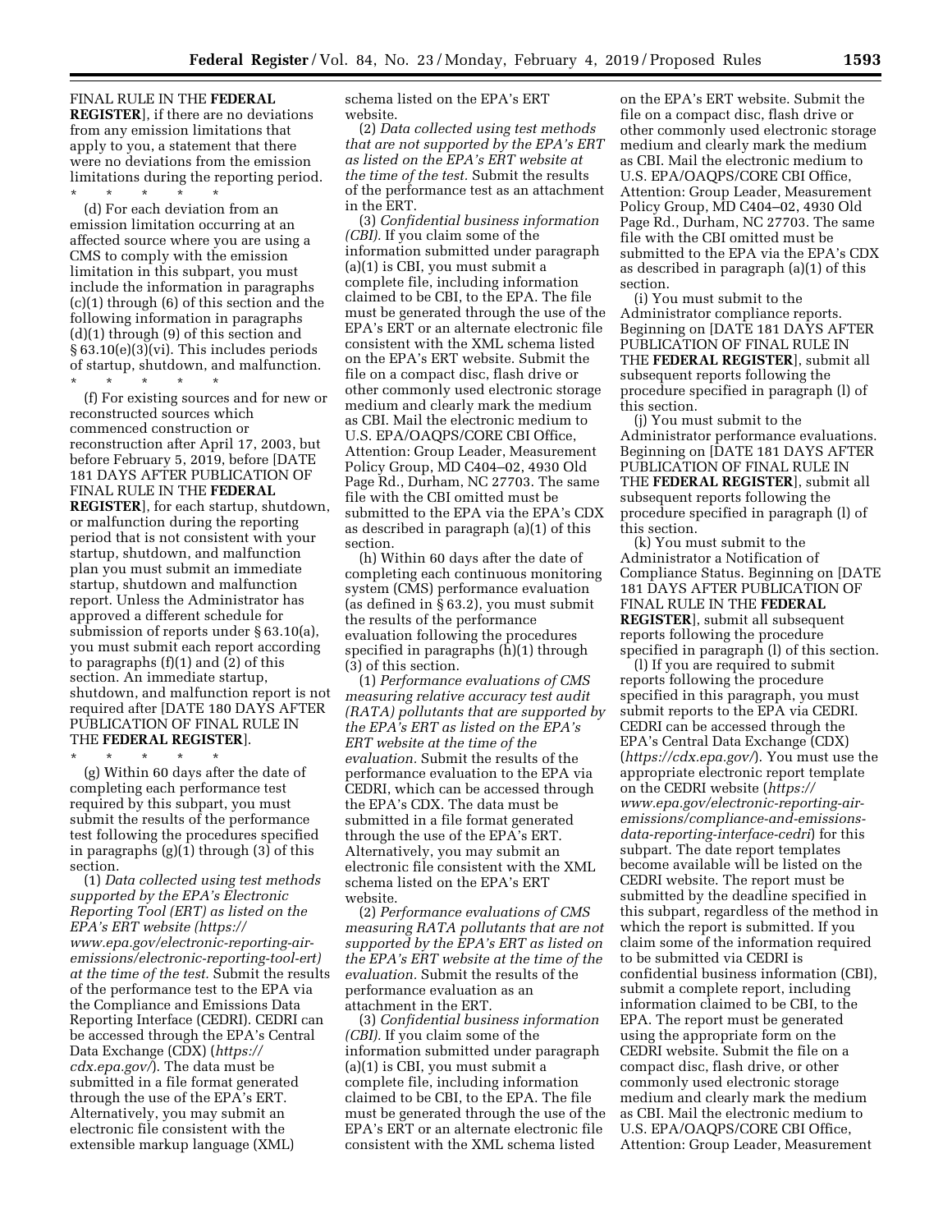FINAL RULE IN THE **FEDERAL REGISTER**], if there are no deviations from any emission limitations that apply to you, a statement that there were no deviations from the emission limitations during the reporting period.

\* \* \* \* \*

(d) For each deviation from an emission limitation occurring at an affected source where you are using a CMS to comply with the emission limitation in this subpart, you must include the information in paragraphs (c)(1) through (6) of this section and the following information in paragraphs (d)(1) through (9) of this section and § 63.10(e)(3)(vi). This includes periods of startup, shutdown, and malfunction.

\* \* \* \* \*

(f) For existing sources and for new or reconstructed sources which commenced construction or reconstruction after April 17, 2003, but before February 5, 2019, before [DATE 181 DAYS AFTER PUBLICATION OF FINAL RULE IN THE **FEDERAL REGISTER**], for each startup, shutdown, or malfunction during the reporting period that is not consistent with your startup, shutdown, and malfunction plan you must submit an immediate startup, shutdown and malfunction report. Unless the Administrator has approved a different schedule for submission of reports under § 63.10(a), you must submit each report according to paragraphs (f)(1) and (2) of this section. An immediate startup, shutdown, and malfunction report is not required after [DATE 180 DAYS AFTER PUBLICATION OF FINAL RULE IN THE **FEDERAL REGISTER**].

\* \* \* \* \*

(g) Within 60 days after the date of completing each performance test required by this subpart, you must submit the results of the performance test following the procedures specified in paragraphs (g)(1) through (3) of this section.

(1) *Data collected using test methods supported by the EPA's Electronic Reporting Tool (ERT) as listed on the EPA's ERT website (https://www.epa.gov/electronic-reporting-air-emissions/electronic-reporting-tool-ert) at the time of the test.* Submit the results of the performance test to the EPA via the Compliance and Emissions Data Reporting Interface (CEDRI). CEDRI can be accessed through the EPA's Central Data Exchange (CDX) (*https://cdx.epa.gov/*). The data must be submitted in a file format generated through the use of the EPA's ERT. Alternatively, you may submit an electronic file consistent with the extensible markup language (XML) schema listed on the EPA's ERT website.

(2) *Data collected using test methods that are not supported by the EPA's ERT as listed on the EPA's ERT website at the time of the test.* Submit the results of the performance test as an attachment in the ERT.

(3) *Confidential business information (CBI).* If you claim some of the information submitted under paragraph (a)(1) is CBI, you must submit a complete file, including information claimed to be CBI, to the EPA. The file must be generated through the use of the EPA's ERT or an alternate electronic file consistent with the XML schema listed on the EPA's ERT website. Submit the file on a compact disc, flash drive or other commonly used electronic storage medium and clearly mark the medium as CBI. Mail the electronic medium to U.S. EPA/OAQPS/CORE CBI Office, Attention: Group Leader, Measurement Policy Group, MD C404–02, 4930 Old Page Rd., Durham, NC 27703. The same file with the CBI omitted must be submitted to the EPA via the EPA's CDX as described in paragraph (a)(1) of this section.

(h) Within 60 days after the date of completing each continuous monitoring system (CMS) performance evaluation (as defined in § 63.2), you must submit the results of the performance evaluation following the procedures specified in paragraphs (h)(1) through (3) of this section.

(1) *Performance evaluations of CMS measuring relative accuracy test audit (RATA) pollutants that are supported by the EPA's ERT as listed on the EPA's ERT website at the time of the evaluation.* Submit the results of the performance evaluation to the EPA via CEDRI, which can be accessed through the EPA's CDX. The data must be submitted in a file format generated through the use of the EPA's ERT. Alternatively, you may submit an electronic file consistent with the XML schema listed on the EPA's ERT website.

(2) *Performance evaluations of CMS measuring RATA pollutants that are not supported by the EPA's ERT as listed on the EPA's ERT website at the time of the evaluation.* Submit the results of the performance evaluation as an attachment in the ERT.

(3) *Confidential business information (CBI).* If you claim some of the information submitted under paragraph (a)(1) is CBI, you must submit a complete file, including information claimed to be CBI, to the EPA. The file must be generated through the use of the EPA's ERT or an alternate electronic file consistent with the XML schema listed on the EPA's ERT website. Submit the file on a compact disc, flash drive or other commonly used electronic storage medium and clearly mark the medium as CBI. Mail the electronic medium to U.S. EPA/OAQPS/CORE CBI Office, Attention: Group Leader, Measurement Policy Group, MD C404–02, 4930 Old Page Rd., Durham, NC 27703. The same file with the CBI omitted must be submitted to the EPA via the EPA's CDX as described in paragraph (a)(1) of this section.

(i) You must submit to the Administrator compliance reports. Beginning on [DATE 181 DAYS AFTER PUBLICATION OF FINAL RULE IN THE **FEDERAL REGISTER**], submit all subsequent reports following the procedure specified in paragraph (l) of this section.

(j) You must submit to the Administrator performance evaluations. Beginning on [DATE 181 DAYS AFTER PUBLICATION OF FINAL RULE IN THE **FEDERAL REGISTER**], submit all subsequent reports following the procedure specified in paragraph (l) of this section.

(k) You must submit to the Administrator a Notification of Compliance Status. Beginning on [DATE 181 DAYS AFTER PUBLICATION OF FINAL RULE IN THE **FEDERAL REGISTER**], submit all subsequent reports following the procedure specified in paragraph (l) of this section.

(l) If you are required to submit reports following the procedure specified in this paragraph, you must submit reports to the EPA via CEDRI. CEDRI can be accessed through the EPA's Central Data Exchange (CDX) (*https://cdx.epa.gov/*). You must use the appropriate electronic report template on the CEDRI website (*https://www.epa.gov/electronic-reporting-air-emissions/compliance-and-emissions-data-reporting-interface-cedri*) for this subpart. The date report templates become available will be listed on the CEDRI website. The report must be submitted by the deadline specified in this subpart, regardless of the method in which the report is submitted. If you claim some of the information required to be submitted via CEDRI is confidential business information (CBI), submit a complete report, including information claimed to be CBI, to the EPA. The report must be generated using the appropriate form on the CEDRI website. Submit the file on a compact disc, flash drive, or other commonly used electronic storage medium and clearly mark the medium as CBI. Mail the electronic medium to U.S. EPA/OAQPS/CORE CBI Office, Attention: Group Leader, Measurement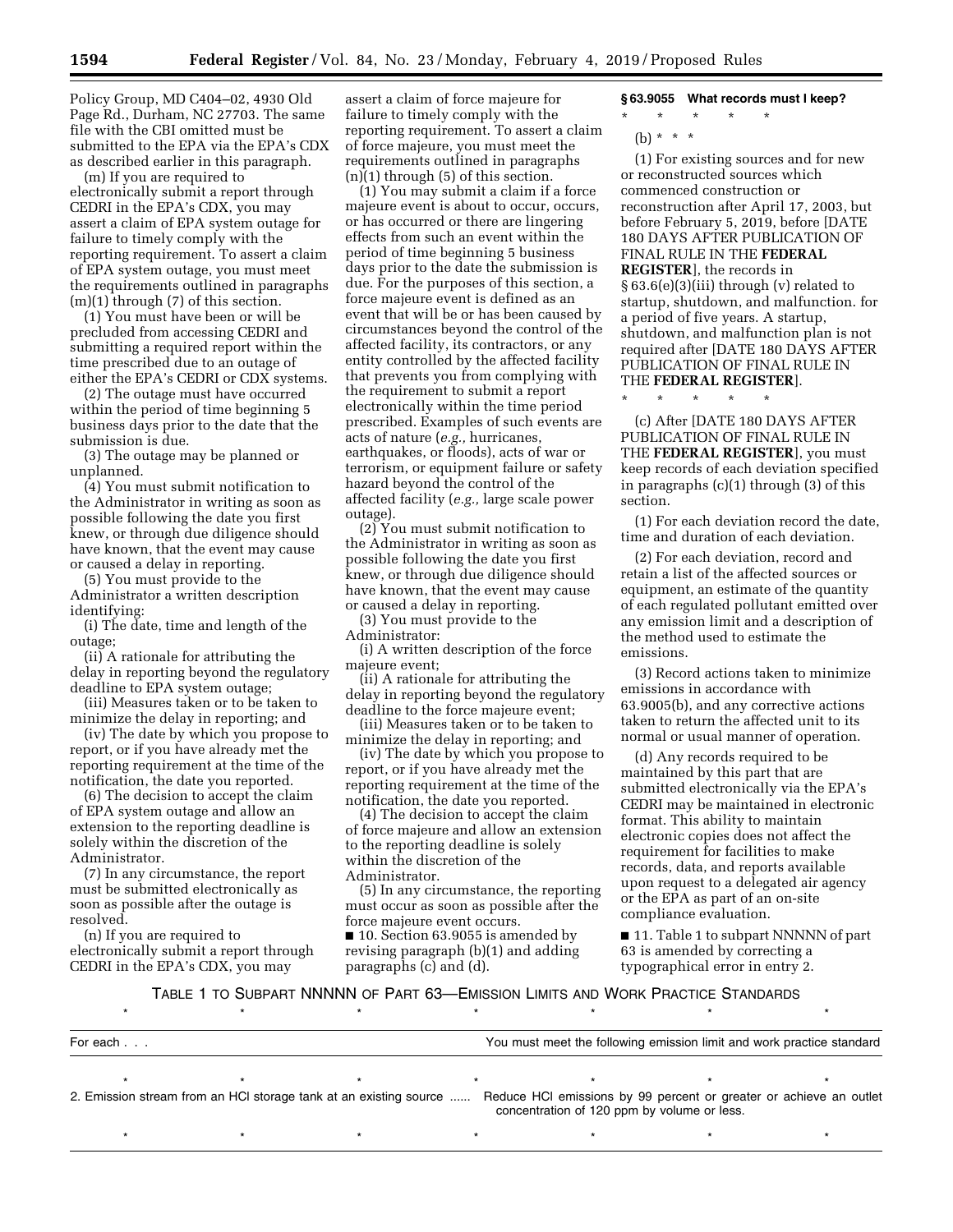Policy Group, MD C404–02, 4930 Old Page Rd., Durham, NC 27703. The same file with the CBI omitted must be submitted to the EPA via the EPA's CDX as described earlier in this paragraph.

(m) If you are required to electronically submit a report through CEDRI in the EPA's CDX, you may assert a claim of EPA system outage for failure to timely comply with the reporting requirement. To assert a claim of EPA system outage, you must meet the requirements outlined in paragraphs (m)(1) through (7) of this section.

(1) You must have been or will be precluded from accessing CEDRI and submitting a required report within the time prescribed due to an outage of either the EPA's CEDRI or CDX systems.

(2) The outage must have occurred within the period of time beginning 5 business days prior to the date that the submission is due.

(3) The outage may be planned or unplanned.

(4) You must submit notification to the Administrator in writing as soon as possible following the date you first knew, or through due diligence should have known, that the event may cause or caused a delay in reporting.

(5) You must provide to the Administrator a written description identifying:

(i) The date, time and length of the outage;

(ii) A rationale for attributing the delay in reporting beyond the regulatory deadline to EPA system outage;

(iii) Measures taken or to be taken to minimize the delay in reporting; and

(iv) The date by which you propose to report, or if you have already met the reporting requirement at the time of the notification, the date you reported.

(6) The decision to accept the claim of EPA system outage and allow an extension to the reporting deadline is solely within the discretion of the Administrator.

(7) In any circumstance, the report must be submitted electronically as soon as possible after the outage is resolved.

(n) If you are required to electronically submit a report through CEDRI in the EPA's CDX, you may assert a claim of force majeure for failure to timely comply with the reporting requirement. To assert a claim of force majeure, you must meet the requirements outlined in paragraphs (n)(1) through (5) of this section.

(1) You may submit a claim if a force majeure event is about to occur, occurs, or has occurred or there are lingering effects from such an event within the period of time beginning 5 business days prior to the date the submission is due. For the purposes of this section, a force majeure event is defined as an event that will be or has been caused by circumstances beyond the control of the affected facility, its contractors, or any entity controlled by the affected facility that prevents you from complying with the requirement to submit a report electronically within the time period prescribed. Examples of such events are acts of nature (*e.g.,* hurricanes, earthquakes, or floods), acts of war or terrorism, or equipment failure or safety hazard beyond the control of the affected facility (*e.g.,* large scale power outage).

(2) You must submit notification to the Administrator in writing as soon as possible following the date you first knew, or through due diligence should have known, that the event may cause or caused a delay in reporting.

(3) You must provide to the Administrator:

(i) A written description of the force majeure event;

(ii) A rationale for attributing the delay in reporting beyond the regulatory deadline to the force majeure event;

(iii) Measures taken or to be taken to minimize the delay in reporting; and

(iv) The date by which you propose to report, or if you have already met the reporting requirement at the time of the notification, the date you reported.

(4) The decision to accept the claim of force majeure and allow an extension to the reporting deadline is solely within the discretion of the Administrator.

(5) In any circumstance, the reporting must occur as soon as possible after the force majeure event occurs.

■ 10. Section 63.9055 is amended by revising paragraph (b)(1) and adding paragraphs (c) and (d).

**§ 63.9055 What records must I keep?**

\* \* \* \* \*

(b) \* \* \*

(1) For existing sources and for new or reconstructed sources which commenced construction or reconstruction after April 17, 2003, but before February 5, 2019, before [DATE 180 DAYS AFTER PUBLICATION OF FINAL RULE IN THE **FEDERAL REGISTER**], the records in § 63.6(e)(3)(iii) through (v) related to startup, shutdown, and malfunction. for a period of five years. A startup, shutdown, and malfunction plan is not required after [DATE 180 DAYS AFTER PUBLICATION OF FINAL RULE IN THE **FEDERAL REGISTER**].

\* \* \* \* \*

(c) After [DATE 180 DAYS AFTER PUBLICATION OF FINAL RULE IN THE **FEDERAL REGISTER**], you must keep records of each deviation specified in paragraphs (c)(1) through (3) of this section.

(1) For each deviation record the date, time and duration of each deviation.

(2) For each deviation, record and retain a list of the affected sources or equipment, an estimate of the quantity of each regulated pollutant emitted over any emission limit and a description of the method used to estimate the emissions.

(3) Record actions taken to minimize emissions in accordance with 63.9005(b), and any corrective actions taken to return the affected unit to its normal or usual manner of operation.

(d) Any records required to be maintained by this part that are submitted electronically via the EPA's CEDRI may be maintained in electronic format. This ability to maintain electronic copies does not affect the requirement for facilities to make records, data, and reports available upon request to a delegated air agency or the EPA as part of an on-site compliance evaluation.

■ 11. Table 1 to subpart NNNNN of part 63 is amended by correcting a typographical error in entry 2.

TABLE 1 TO SUBPART NNNNN OF PART 63—EMISSION LIMITS AND WORK PRACTICE STANDARDS

\* \* \* \* \* \* \*

| For each . . . | You must meet the following emission limit and work practice standard |
|---|---|
| \* \* \* \* | \* \* \* |
| 2. Emission stream from an HCl storage tank at an existing source ...... | Reduce HCl emissions by 99 percent or greater or achieve an outlet concentration of 120 ppm by volume or less. |
| \* \* \* \* | \* \* \* |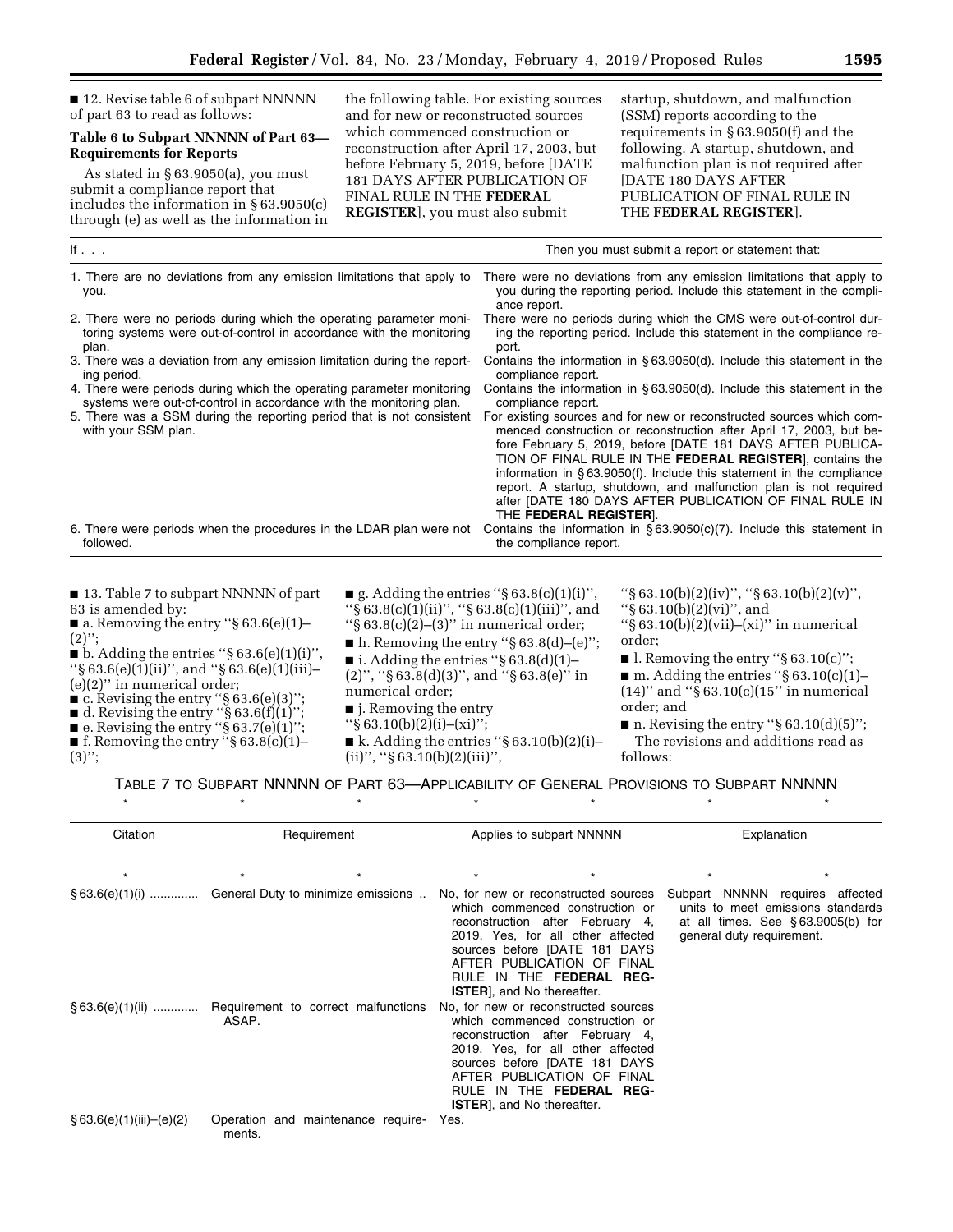■ 12. Revise table 6 of subpart NNNNN of part 63 to read as follows:

**Table 6 to Subpart NNNNN of Part 63—Requirements for Reports**

As stated in § 63.9050(a), you must submit a compliance report that includes the information in § 63.9050(c) through (e) as well as the information in the following table. For existing sources and for new or reconstructed sources which commenced construction or reconstruction after April 17, 2003, but before February 5, 2019, before [DATE 181 DAYS AFTER PUBLICATION OF FINAL RULE IN THE **FEDERAL REGISTER**], you must also submit startup, shutdown, and malfunction (SSM) reports according to the requirements in § 63.9050(f) and the following. A startup, shutdown, and malfunction plan is not required after [DATE 180 DAYS AFTER PUBLICATION OF FINAL RULE IN THE **FEDERAL REGISTER**].

| If . . . | Then you must submit a report or statement that: |
|---|---|
| 1. There are no deviations from any emission limitations that apply to you. | There were no deviations from any emission limitations that apply to you during the reporting period. Include this statement in the compliance report. |
| 2. There were no periods during which the operating parameter monitoring systems were out-of-control in accordance with the monitoring plan. | There were no periods during which the CMS were out-of-control during the reporting period. Include this statement in the compliance report. |
| 3. There was a deviation from any emission limitation during the reporting period. | Contains the information in § 63.9050(d). Include this statement in the compliance report. |
| 4. There were periods during which the operating parameter monitoring systems were out-of-control in accordance with the monitoring plan. | Contains the information in § 63.9050(d). Include this statement in the compliance report. |
| 5. There was a SSM during the reporting period that is not consistent with your SSM plan. | For existing sources and for new or reconstructed sources which commenced construction or reconstruction after April 17, 2003, but before February 5, 2019, before [DATE 181 DAYS AFTER PUBLICATION OF FINAL RULE IN THE **FEDERAL REGISTER**], contains the information in § 63.9050(f). Include this statement in the compliance report. A startup, shutdown, and malfunction plan is not required after [DATE 180 DAYS AFTER PUBLICATION OF FINAL RULE IN THE **FEDERAL REGISTER**]. |
| 6. There were periods when the procedures in the LDAR plan were not followed. | Contains the information in § 63.9050(c)(7). Include this statement in the compliance report. |

■ 13. Table 7 to subpart NNNNN of part 63 is amended by:

■ a. Removing the entry "§ 63.6(e)(1)–(2)";

■ b. Adding the entries "§ 63.6(e)(1)(i)", "§ 63.6(e)(1)(ii)", and "§ 63.6(e)(1)(iii)–(e)(2)" in numerical order;

■ c. Revising the entry "§ 63.6(e)(3)";

■ d. Revising the entry "§ 63.6(f)(1)";

■ e. Revising the entry "§ 63.7(e)(1)";

■ f. Removing the entry "§ 63.8(c)(1)–(3)";

■ g. Adding the entries "§ 63.8(c)(1)(i)", "§ 63.8(c)(1)(ii)", "§ 63.8(c)(1)(iii)", and "§ 63.8(c)(2)–(3)" in numerical order;

■ h. Removing the entry "§ 63.8(d)–(e)";

■ i. Adding the entries "§ 63.8(d)(1)–(2)", "§ 63.8(d)(3)", and "§ 63.8(e)" in numerical order;

■ j. Removing the entry "§ 63.10(b)(2)(i)–(xi)";

■ k. Adding the entries "§ 63.10(b)(2)(i)–(ii)", "§ 63.10(b)(2)(iii)", "§ 63.10(b)(2)(iv)", "§ 63.10(b)(2)(v)", "§ 63.10(b)(2)(vi)", and "§ 63.10(b)(2)(vii)–(xi)" in numerical order;

■ l. Removing the entry "§ 63.10(c)";

■ m. Adding the entries "§ 63.10(c)(1)–(14)" and "§ 63.10(c)(15" in numerical order; and

■ n. Revising the entry "§ 63.10(d)(5)";

The revisions and additions read as follows:

TABLE 7 TO SUBPART NNNNN OF PART 63—APPLICABILITY OF GENERAL PROVISIONS TO SUBPART NNNNN

\* \* \* \* \* \* \*

| Citation | Requirement | Applies to subpart NNNNN | Explanation |
|---|---|---|---|
| * | * | * | * |
| § 63.6(e)(1)(i) | General Duty to minimize emissions | No, for new or reconstructed sources which commenced construction or reconstruction after February 4, 2019. Yes, for all other affected sources before [DATE 181 DAYS AFTER PUBLICATION OF FINAL RULE IN THE **FEDERAL REGISTER**], and No thereafter. | Subpart NNNNN requires affected units to meet emissions standards at all times. See § 63.9005(b) for general duty requirement. |
| § 63.6(e)(1)(ii) | Requirement to correct malfunctions ASAP. | No, for new or reconstructed sources which commenced construction or reconstruction after February 4, 2019. Yes, for all other affected sources before [DATE 181 DAYS AFTER PUBLICATION OF FINAL RULE IN THE **FEDERAL REGISTER**], and No thereafter. | |
| § 63.6(e)(1)(iii)–(e)(2) | Operation and maintenance requirements. | Yes. | |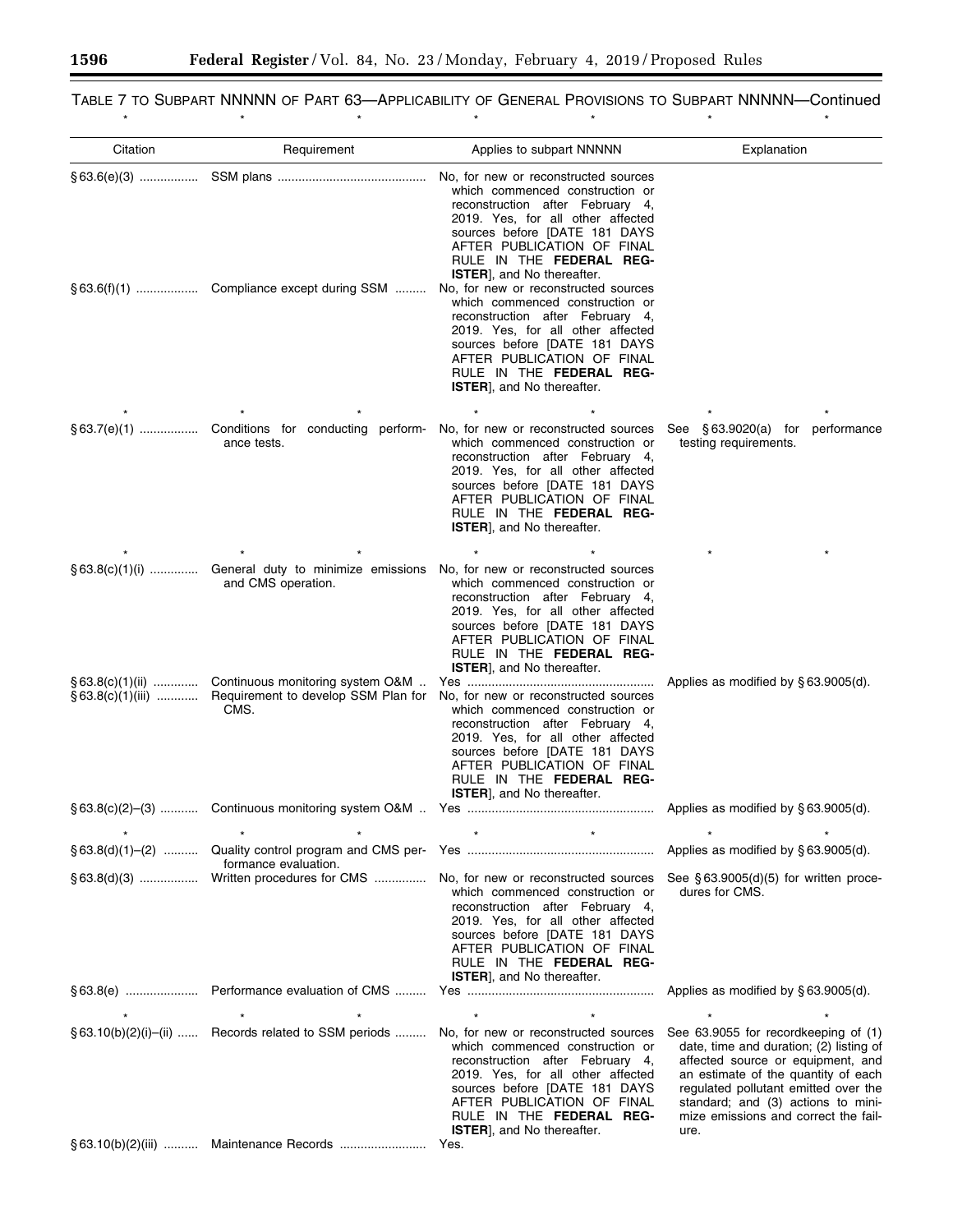TABLE 7 TO SUBPART NNNNN OF PART 63—APPLICABILITY OF GENERAL PROVISIONS TO SUBPART NNNNN—Continued

\* \* \* \* \* \* \*

| Citation | Requirement | Applies to subpart NNNNN | Explanation |
|---|---|---|---|
| §63.6(e)(3) | SSM plans | No, for new or reconstructed sources which commenced construction or reconstruction after February 4, 2019. Yes, for all other affected sources before [DATE 181 DAYS AFTER PUBLICATION OF FINAL RULE IN THE **FEDERAL REGISTER**], and No thereafter. | |
| §63.6(f)(1) | Compliance except during SSM | No, for new or reconstructed sources which commenced construction or reconstruction after February 4, 2019. Yes, for all other affected sources before [DATE 181 DAYS AFTER PUBLICATION OF FINAL RULE IN THE **FEDERAL REGISTER**], and No thereafter. | |
| * | * | * | * |
| §63.7(e)(1) | Conditions for conducting performance tests. | No, for new or reconstructed sources which commenced construction or reconstruction after February 4, 2019. Yes, for all other affected sources before [DATE 181 DAYS AFTER PUBLICATION OF FINAL RULE IN THE **FEDERAL REGISTER**], and No thereafter. | See §63.9020(a) for performance testing requirements. |
| * | * | * | * |
| §63.8(c)(1)(i) | General duty to minimize emissions and CMS operation. | No, for new or reconstructed sources which commenced construction or reconstruction after February 4, 2019. Yes, for all other affected sources before [DATE 181 DAYS AFTER PUBLICATION OF FINAL RULE IN THE **FEDERAL REGISTER**], and No thereafter. | |
| §63.8(c)(1)(ii) | Continuous monitoring system O&M | Yes | Applies as modified by §63.9005(d). |
| §63.8(c)(1)(iii) | Requirement to develop SSM Plan for CMS. | No, for new or reconstructed sources which commenced construction or reconstruction after February 4, 2019. Yes, for all other affected sources before [DATE 181 DAYS AFTER PUBLICATION OF FINAL RULE IN THE **FEDERAL REGISTER**], and No thereafter. | |
| §63.8(c)(2)–(3) | Continuous monitoring system O&M | Yes | Applies as modified by §63.9005(d). |
| * | * | * | * |
| §63.8(d)(1)–(2) | Quality control program and CMS performance evaluation. | Yes | Applies as modified by §63.9005(d). |
| §63.8(d)(3) | Written procedures for CMS | No, for new or reconstructed sources which commenced construction or reconstruction after February 4, 2019. Yes, for all other affected sources before [DATE 181 DAYS AFTER PUBLICATION OF FINAL RULE IN THE **FEDERAL REGISTER**], and No thereafter. | See §63.9005(d)(5) for written procedures for CMS. |
| §63.8(e) | Performance evaluation of CMS | Yes | Applies as modified by §63.9005(d). |
| * | * | * | * |
| §63.10(b)(2)(i)–(ii) | Records related to SSM periods | No, for new or reconstructed sources which commenced construction or reconstruction after February 4, 2019. Yes, for all other affected sources before [DATE 181 DAYS AFTER PUBLICATION OF FINAL RULE IN THE **FEDERAL REGISTER**], and No thereafter. | See 63.9055 for recordkeeping of (1) date, time and duration; (2) listing of affected source or equipment, and an estimate of the quantity of each regulated pollutant emitted over the standard; and (3) actions to minimize emissions and correct the failure. |
| §63.10(b)(2)(iii) | Maintenance Records | Yes. | |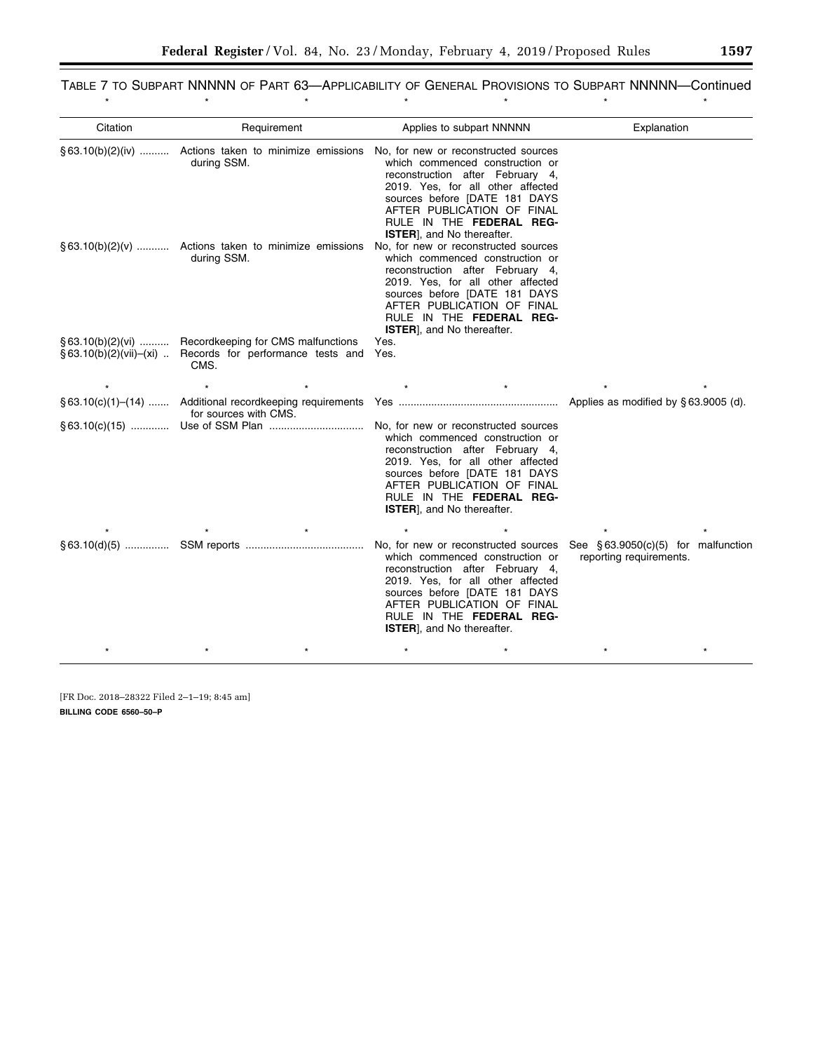TABLE 7 TO SUBPART NNNNN OF PART 63—APPLICABILITY OF GENERAL PROVISIONS TO SUBPART NNNNN—Continued

* * * * * * *

| Citation | Requirement | Applies to subpart NNNNN | Explanation |
|---|---|---|---|
| §63.10(b)(2)(iv) | Actions taken to minimize emissions during SSM. | No, for new or reconstructed sources which commenced construction or reconstruction after February 4, 2019. Yes, for all other affected sources before [DATE 181 DAYS AFTER PUBLICATION OF FINAL RULE IN THE **FEDERAL REGISTER**], and No thereafter. | |
| §63.10(b)(2)(v) | Actions taken to minimize emissions during SSM. | No, for new or reconstructed sources which commenced construction or reconstruction after February 4, 2019. Yes, for all other affected sources before [DATE 181 DAYS AFTER PUBLICATION OF FINAL RULE IN THE **FEDERAL REGISTER**], and No thereafter. | |
| §63.10(b)(2)(vi) | Recordkeeping for CMS malfunctions | Yes. | |
| §63.10(b)(2)(vii)–(xi) | Records for performance tests and CMS. | Yes. | |
| * * * | | * * | * * |
| §63.10(c)(1)–(14) | Additional recordkeeping requirements for sources with CMS. | Yes | Applies as modified by §63.9005 (d). |
| §63.10(c)(15) | Use of SSM Plan | No, for new or reconstructed sources which commenced construction or reconstruction after February 4, 2019. Yes, for all other affected sources before [DATE 181 DAYS AFTER PUBLICATION OF FINAL RULE IN THE **FEDERAL REGISTER**], and No thereafter. | |
| * * * | | * * | * * |
| §63.10(d)(5) | SSM reports | No, for new or reconstructed sources which commenced construction or reconstruction after February 4, 2019. Yes, for all other affected sources before [DATE 181 DAYS AFTER PUBLICATION OF FINAL RULE IN THE **FEDERAL REGISTER**], and No thereafter. | See §63.9050(c)(5) for malfunction reporting requirements. |
| * * * | | * * | * * |

[FR Doc. 2018–28322 Filed 2–1–19; 8:45 am]

**BILLING CODE 6560–50–P**